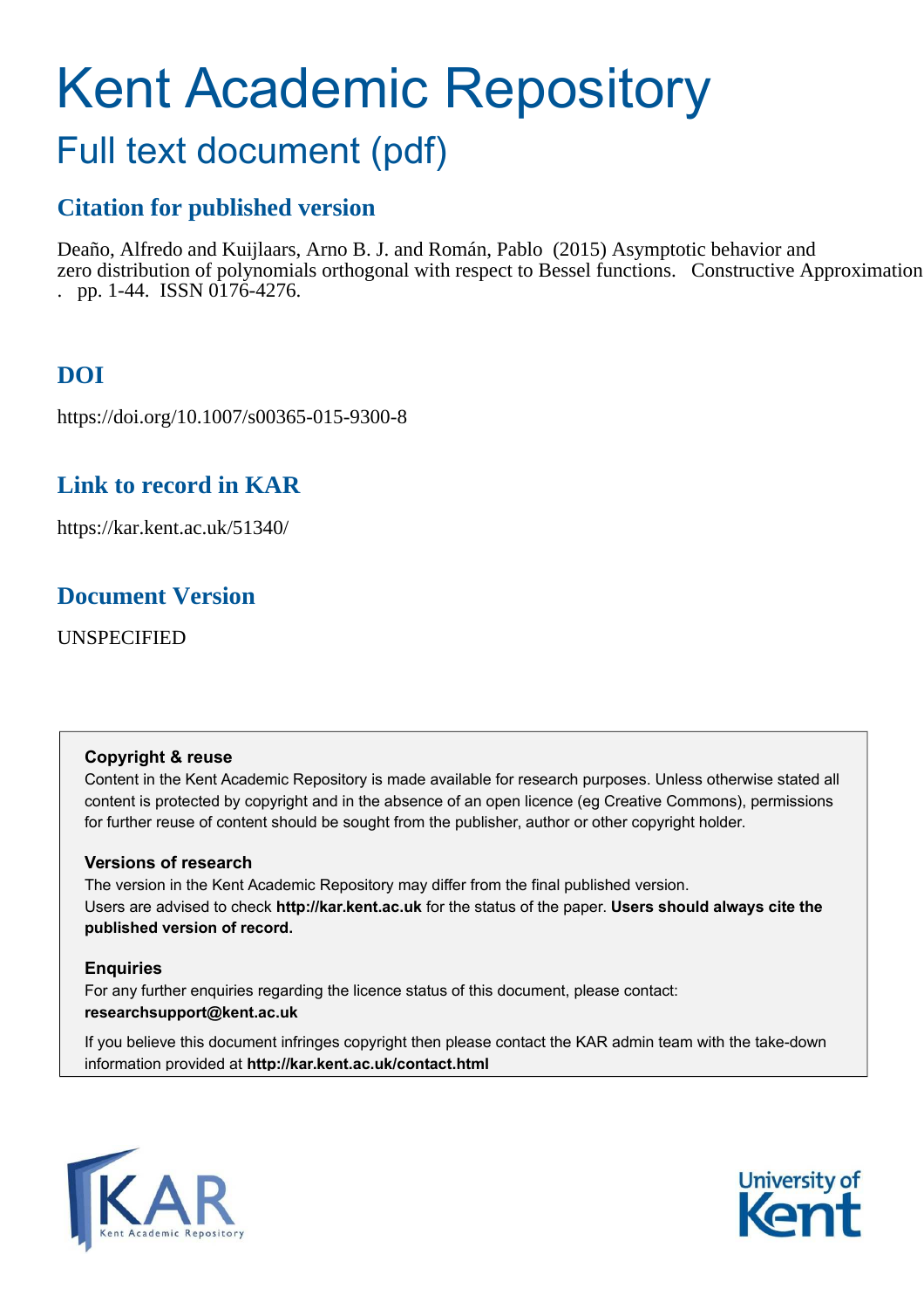# Kent Academic Repository

## Full text document (pdf)

### Citation for published version

Deaño, Alfredo and Kuijlaars, Arno B. J. and Román, Pablo (2015) Asymptotic behavior and zero distribution of polynomials orthogonal with respect to Bessel functions. Constructive Approximation . pp. 1-44. ISSN 0176-4276.

### DOI

https://doi.org/10.1007/s00365-015-9300-8

### Link to record in KAR

https://kar.kent.ac.uk/51340/

### Document Version

UNSPECIFIED

**Copyright & reuse**

Content in the Kent Academic Repository is made available for research purposes. Unless otherwise stated all content is protected by copyright and in the absence of an open licence (eg Creative Commons), permissions for further reuse of content should be sought from the publisher, author or other copyright holder.

**Versions of research**

The version in the Kent Academic Repository may differ from the final published version. Users are advised to check **http://kar.kent.ac.uk** for the status of the paper. **Users should always cite the published version of record.**

**Enquiries**

For any further enquiries regarding the licence status of this document, please contact: **researchsupport@kent.ac.uk**

If you believe this document infringes copyright then please contact the KAR admin team with the take-down information provided at **http://kar.kent.ac.uk/contact.html**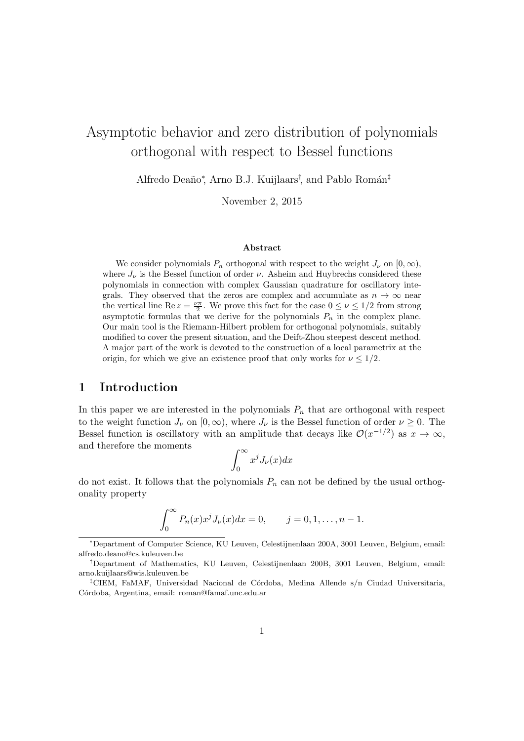# Asymptotic behavior and zero distribution of polynomials orthogonal with respect to Bessel functions

Alfredo Deaño[*], Arno B.J. Kuijlaars[†], and Pablo Román[‡]

November 2, 2015

**Abstract**

We consider polynomials $P_n$ orthogonal with respect to the weight $J_\nu$ on $[0,\infty)$, where $J_\nu$ is the Bessel function of order $\nu$. Asheim and Huybrechs considered these polynomials in connection with complex Gaussian quadrature for oscillatory integrals. They observed that the zeros are complex and accumulate as $n \to \infty$ near the vertical line $\operatorname{Re} z = \frac{\nu\pi}{2}$. We prove this fact for the case $0 \leq \nu \leq 1/2$ from strong asymptotic formulas that we derive for the polynomials $P_n$ in the complex plane. Our main tool is the Riemann-Hilbert problem for orthogonal polynomials, suitably modified to cover the present situation, and the Deift-Zhou steepest descent method. A major part of the work is devoted to the construction of a local parametrix at the origin, for which we give an existence proof that only works for $\nu \leq 1/2$.

## 1 Introduction

In this paper we are interested in the polynomials $P_n$ that are orthogonal with respect to the weight function $J_\nu$ on $[0,\infty)$, where $J_\nu$ is the Bessel function of order $\nu \geq 0$. The Bessel function is oscillatory with an amplitude that decays like $\mathcal{O}(x^{-1/2})$ as $x \to \infty$, and therefore the moments

$$\int_0^\infty x^j J_\nu(x)dx$$

do not exist. It follows that the polynomials $P_n$ can not be defined by the usual orthogonality property

$$\int_0^\infty P_n(x)x^j J_\nu(x)dx = 0, \qquad j = 0,1,\ldots,n-1.$$

---

[*] Department of Computer Science, KU Leuven, Celestijnenlaan 200A, 3001 Leuven, Belgium, email: alfredo.deano@cs.kuleuven.be

[†] Department of Mathematics, KU Leuven, Celestijnenlaan 200B, 3001 Leuven, Belgium, email: arno.kuijlaars@wis.kuleuven.be

[‡] CIEM, FaMAF, Universidad Nacional de Córdoba, Medina Allende s/n Ciudad Universitaria, Córdoba, Argentina, email: roman@famaf.unc.edu.ar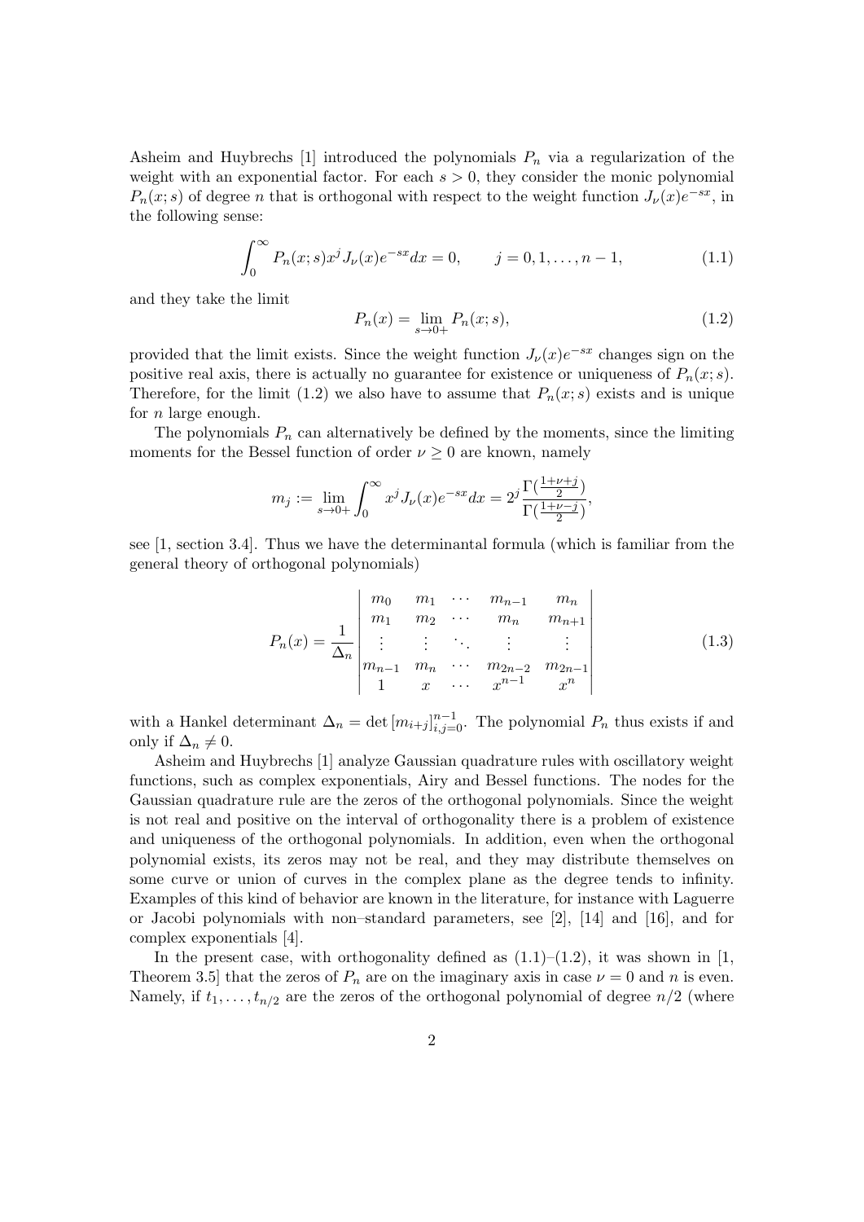Asheim and Huybrechs [1] introduced the polynomials $P_n$ via a regularization of the weight with an exponential factor. For each $s > 0$, they consider the monic polynomial $P_n(x; s)$ of degree $n$ that is orthogonal with respect to the weight function $J_\nu(x)e^{-sx}$, in the following sense:

$$\int_0^\infty P_n(x;s) x^j J_\nu(x) e^{-sx} dx = 0, \qquad j = 0, 1, \ldots, n-1, \tag{1.1}$$

and they take the limit

$$P_n(x) = \lim_{s \to 0+} P_n(x; s), \tag{1.2}$$

provided that the limit exists. Since the weight function $J_\nu(x)e^{-sx}$ changes sign on the positive real axis, there is actually no guarantee for existence or uniqueness of $P_n(x; s)$. Therefore, for the limit (1.2) we also have to assume that $P_n(x; s)$ exists and is unique for $n$ large enough.

The polynomials $P_n$ can alternatively be defined by the moments, since the limiting moments for the Bessel function of order $\nu \geq 0$ are known, namely

$$m_j := \lim_{s \to 0+} \int_0^\infty x^j J_\nu(x) e^{-sx} dx = 2^j \frac{\Gamma(\frac{1+\nu+j}{2})}{\Gamma(\frac{1+\nu-j}{2})},$$

see [1, section 3.4]. Thus we have the determinantal formula (which is familiar from the general theory of orthogonal polynomials)

$$P_n(x) = \frac{1}{\Delta_n} \begin{vmatrix} m_0 & m_1 & \cdots & m_{n-1} & m_n \\ m_1 & m_2 & \cdots & m_n & m_{n+1} \\ \vdots & \vdots & \ddots & \vdots & \vdots \\ m_{n-1} & m_n & \cdots & m_{2n-2} & m_{2n-1} \\ 1 & x & \cdots & x^{n-1} & x^n \end{vmatrix} \tag{1.3}$$

with a Hankel determinant $\Delta_n = \det [m_{i+j}]_{i,j=0}^{n-1}$. The polynomial $P_n$ thus exists if and only if $\Delta_n \neq 0$.

Asheim and Huybrechs [1] analyze Gaussian quadrature rules with oscillatory weight functions, such as complex exponentials, Airy and Bessel functions. The nodes for the Gaussian quadrature rule are the zeros of the orthogonal polynomials. Since the weight is not real and positive on the interval of orthogonality there is a problem of existence and uniqueness of the orthogonal polynomials. In addition, even when the orthogonal polynomial exists, its zeros may not be real, and they may distribute themselves on some curve or union of curves in the complex plane as the degree tends to infinity. Examples of this kind of behavior are known in the literature, for instance with Laguerre or Jacobi polynomials with non–standard parameters, see [2], [14] and [16], and for complex exponentials [4].

In the present case, with orthogonality defined as (1.1)–(1.2), it was shown in [1, Theorem 3.5] that the zeros of $P_n$ are on the imaginary axis in case $\nu = 0$ and $n$ is even. Namely, if $t_1, \ldots, t_{n/2}$ are the zeros of the orthogonal polynomial of degree $n/2$ (where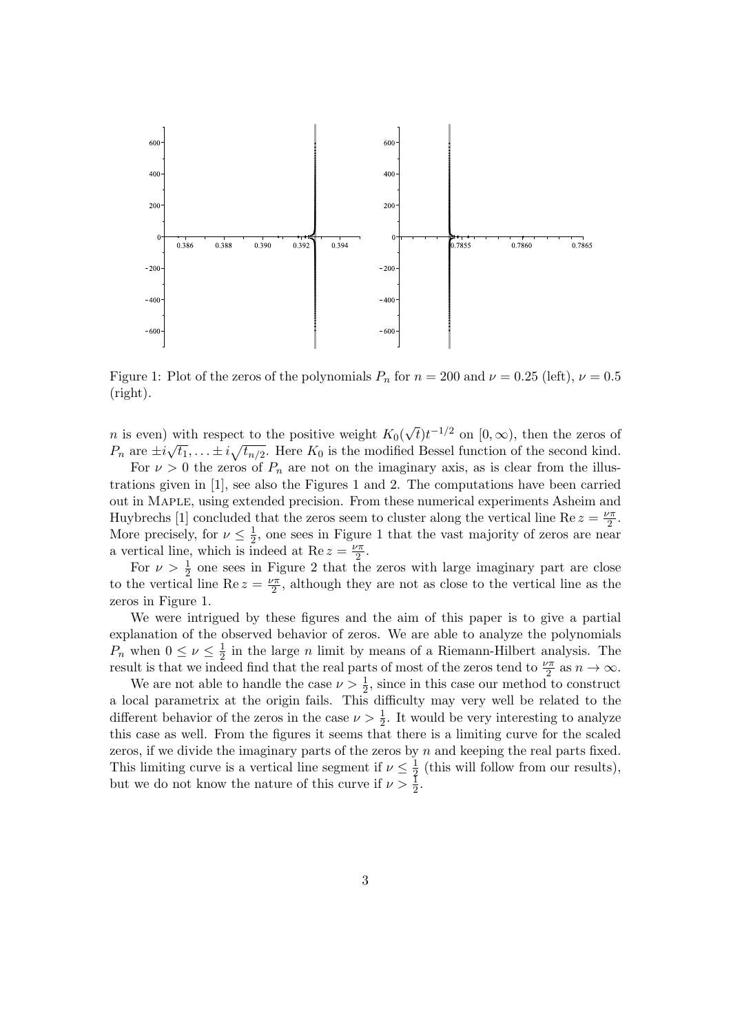Figure 1: Plot of the zeros of the polynomials $P_n$ for $n = 200$ and $\nu = 0.25$ (left), $\nu = 0.5$ (right).

$n$ is even) with respect to the positive weight $K_0(\sqrt{t})t^{-1/2}$ on $[0, \infty)$, then the zeros of $P_n$ are $\pm i\sqrt{t_1}, \ldots \pm i\sqrt{t_{n/2}}$. Here $K_0$ is the modified Bessel function of the second kind.

For $\nu > 0$ the zeros of $P_n$ are not on the imaginary axis, as is clear from the illustrations given in [1], see also the Figures 1 and 2. The computations have been carried out in Maple, using extended precision. From these numerical experiments Asheim and Huybrechs [1] concluded that the zeros seem to cluster along the vertical line $\operatorname{Re} z = \frac{\nu\pi}{2}$. More precisely, for $\nu \leq \frac{1}{2}$, one sees in Figure 1 that the vast majority of zeros are near a vertical line, which is indeed at $\operatorname{Re} z = \frac{\nu\pi}{2}$.

For $\nu > \frac{1}{2}$ one sees in Figure 2 that the zeros with large imaginary part are close to the vertical line $\operatorname{Re} z = \frac{\nu\pi}{2}$, although they are not as close to the vertical line as the zeros in Figure 1.

We were intrigued by these figures and the aim of this paper is to give a partial explanation of the observed behavior of zeros. We are able to analyze the polynomials $P_n$ when $0 \leq \nu \leq \frac{1}{2}$ in the large $n$ limit by means of a Riemann-Hilbert analysis. The result is that we indeed find that the real parts of most of the zeros tend to $\frac{\nu\pi}{2}$ as $n \to \infty$.

We are not able to handle the case $\nu > \frac{1}{2}$, since in this case our method to construct a local parametrix at the origin fails. This difficulty may very well be related to the different behavior of the zeros in the case $\nu > \frac{1}{2}$. It would be very interesting to analyze this case as well. From the figures it seems that there is a limiting curve for the scaled zeros, if we divide the imaginary parts of the zeros by $n$ and keeping the real parts fixed. This limiting curve is a vertical line segment if $\nu \leq \frac{1}{2}$ (this will follow from our results), but we do not know the nature of this curve if $\nu > \frac{1}{2}$.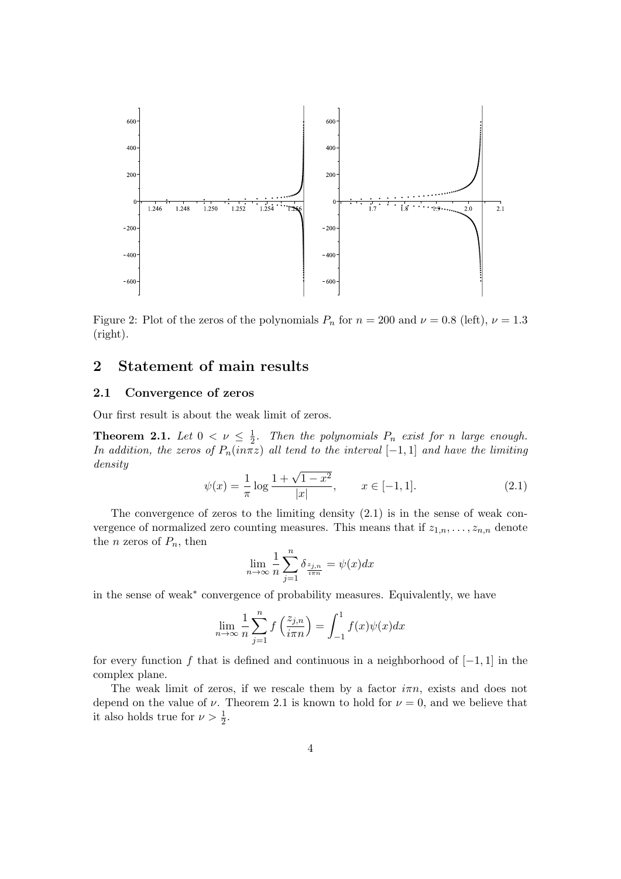Figure 2: Plot of the zeros of the polynomials $P_n$ for $n = 200$ and $\nu = 0.8$ (left), $\nu = 1.3$ (right).

## 2 Statement of main results

### 2.1 Convergence of zeros

Our first result is about the weak limit of zeros.

**Theorem 2.1.** *Let $0 < \nu \leq \frac{1}{2}$. Then the polynomials $P_n$ exist for $n$ large enough. In addition, the zeros of $P_n(in\pi z)$ all tend to the interval $[-1, 1]$ and have the limiting density*

$$\psi(x) = \frac{1}{\pi} \log \frac{1 + \sqrt{1 - x^2}}{|x|}, \qquad x \in [-1, 1]. \tag{2.1}$$

The convergence of zeros to the limiting density (2.1) is in the sense of weak convergence of normalized zero counting measures. This means that if $z_{1,n}, \ldots, z_{n,n}$ denote the $n$ zeros of $P_n$, then

$$\lim_{n \to \infty} \frac{1}{n} \sum_{j=1}^{n} \delta_{\frac{z_{j,n}}{i\pi n}} = \psi(x) dx$$

in the sense of weak$^*$ convergence of probability measures. Equivalently, we have

$$\lim_{n \to \infty} \frac{1}{n} \sum_{j=1}^{n} f\left(\frac{z_{j,n}}{i\pi n}\right) = \int_{-1}^{1} f(x) \psi(x) dx$$

for every function $f$ that is defined and continuous in a neighborhood of $[-1, 1]$ in the complex plane.

The weak limit of zeros, if we rescale them by a factor $i\pi n$, exists and does not depend on the value of $\nu$. Theorem 2.1 is known to hold for $\nu = 0$, and we believe that it also holds true for $\nu > \frac{1}{2}$.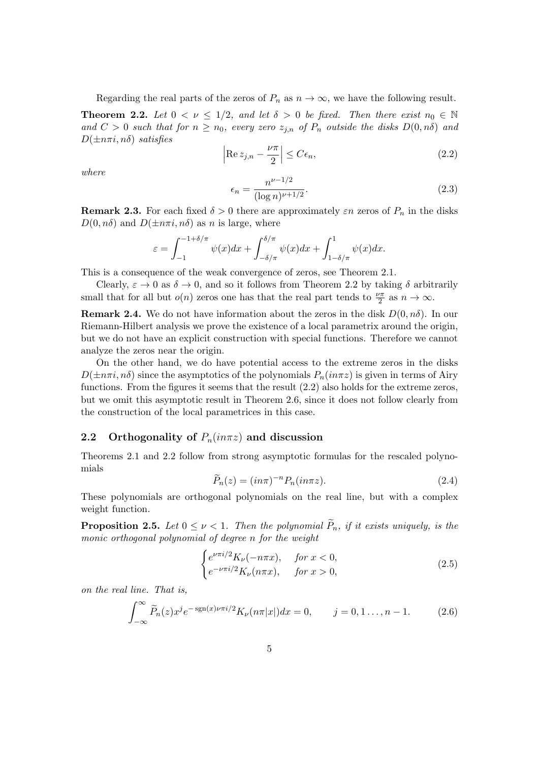Regarding the real parts of the zeros of $P_n$ as $n \to \infty$, we have the following result.

**Theorem 2.2.** *Let $0 < \nu \leq 1/2$, and let $\delta > 0$ be fixed. Then there exist $n_0 \in \mathbb{N}$ and $C > 0$ such that for $n \geq n_0$, every zero $z_{j,n}$ of $P_n$ outside the disks $D(0, n\delta)$ and $D(\pm n\pi i, n\delta)$ satisfies*

$$\left| \operatorname{Re} z_{j,n} - \frac{\nu\pi}{2} \right| \leq C\epsilon_n, \tag{2.2}$$

*where*

$$\epsilon_n = \frac{n^{\nu - 1/2}}{(\log n)^{\nu + 1/2}}. \tag{2.3}$$

**Remark 2.3.** For each fixed $\delta > 0$ there are approximately $\varepsilon n$ zeros of $P_n$ in the disks $D(0, n\delta)$ and $D(\pm n\pi i, n\delta)$ as $n$ is large, where

$$\varepsilon = \int_{-1}^{-1+\delta/\pi} \psi(x)dx + \int_{-\delta/\pi}^{\delta/\pi} \psi(x)dx + \int_{1-\delta/\pi}^{1} \psi(x)dx.$$

This is a consequence of the weak convergence of zeros, see Theorem 2.1.

Clearly, $\varepsilon \to 0$ as $\delta \to 0$, and so it follows from Theorem 2.2 by taking $\delta$ arbitrarily small that for all but $o(n)$ zeros one has that the real part tends to $\frac{\nu\pi}{2}$ as $n \to \infty$.

**Remark 2.4.** We do not have information about the zeros in the disk $D(0, n\delta)$. In our Riemann-Hilbert analysis we prove the existence of a local parametrix around the origin, but we do not have an explicit construction with special functions. Therefore we cannot analyze the zeros near the origin.

On the other hand, we do have potential access to the extreme zeros in the disks $D(\pm n\pi i, n\delta)$ since the asymptotics of the polynomials $P_n(in\pi z)$ is given in terms of Airy functions. From the figures it seems that the result (2.2) also holds for the extreme zeros, but we omit this asymptotic result in Theorem 2.6, since it does not follow clearly from the construction of the local parametrices in this case.

## 2.2 Orthogonality of $P_n(in\pi z)$ and discussion

Theorems 2.1 and 2.2 follow from strong asymptotic formulas for the rescaled polynomials

$$\widetilde{P}_n(z) = (in\pi)^{-n} P_n(in\pi z). \tag{2.4}$$

These polynomials are orthogonal polynomials on the real line, but with a complex weight function.

**Proposition 2.5.** *Let $0 \leq \nu < 1$. Then the polynomial $\widetilde{P}_n$, if it exists uniquely, is the monic orthogonal polynomial of degree $n$ for the weight*

$$\begin{cases} e^{\nu\pi i/2} K_\nu(-n\pi x), & \text{for } x < 0, \\ e^{-\nu\pi i/2} K_\nu(n\pi x), & \text{for } x > 0, \end{cases} \tag{2.5}$$

*on the real line. That is,*

$$\int_{-\infty}^{\infty} \widetilde{P}_n(z) x^j e^{-\operatorname{sgn}(x)\nu\pi i/2} K_\nu(n\pi|x|)dx = 0, \qquad j = 0, 1 \ldots, n-1. \tag{2.6}$$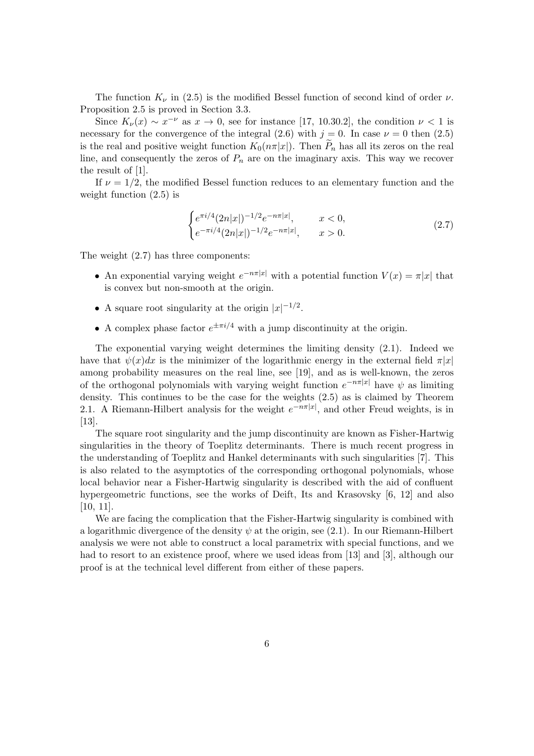The function $K_\nu$ in (2.5) is the modified Bessel function of second kind of order $\nu$. Proposition 2.5 is proved in Section 3.3.

Since $K_\nu(x) \sim x^{-\nu}$ as $x \to 0$, see for instance [17, 10.30.2], the condition $\nu < 1$ is necessary for the convergence of the integral (2.6) with $j = 0$. In case $\nu = 0$ then (2.5) is the real and positive weight function $K_0(n\pi|x|)$. Then $\widetilde{P}_n$ has all its zeros on the real line, and consequently the zeros of $P_n$ are on the imaginary axis. This way we recover the result of [1].

If $\nu = 1/2$, the modified Bessel function reduces to an elementary function and the weight function (2.5) is

$$\begin{cases} e^{\pi i/4}(2n|x|)^{-1/2}e^{-n\pi|x|}, & x < 0, \\ e^{-\pi i/4}(2n|x|)^{-1/2}e^{-n\pi|x|}, & x > 0. \end{cases} \tag{2.7}$$

The weight (2.7) has three components:

- An exponential varying weight $e^{-n\pi|x|}$ with a potential function $V(x) = \pi|x|$ that is convex but non-smooth at the origin.
- A square root singularity at the origin $|x|^{-1/2}$.
- A complex phase factor $e^{\pm\pi i/4}$ with a jump discontinuity at the origin.

The exponential varying weight determines the limiting density (2.1). Indeed we have that $\psi(x)dx$ is the minimizer of the logarithmic energy in the external field $\pi|x|$ among probability measures on the real line, see [19], and as is well-known, the zeros of the orthogonal polynomials with varying weight function $e^{-n\pi|x|}$ have $\psi$ as limiting density. This continues to be the case for the weights (2.5) as is claimed by Theorem 2.1. A Riemann-Hilbert analysis for the weight $e^{-n\pi|x|}$, and other Freud weights, is in [13].

The square root singularity and the jump discontinuity are known as Fisher-Hartwig singularities in the theory of Toeplitz determinants. There is much recent progress in the understanding of Toeplitz and Hankel determinants with such singularities [7]. This is also related to the asymptotics of the corresponding orthogonal polynomials, whose local behavior near a Fisher-Hartwig singularity is described with the aid of confluent hypergeometric functions, see the works of Deift, Its and Krasovsky [6, 12] and also [10, 11].

We are facing the complication that the Fisher-Hartwig singularity is combined with a logarithmic divergence of the density $\psi$ at the origin, see (2.1). In our Riemann-Hilbert analysis we were not able to construct a local parametrix with special functions, and we had to resort to an existence proof, where we used ideas from [13] and [3], although our proof is at the technical level different from either of these papers.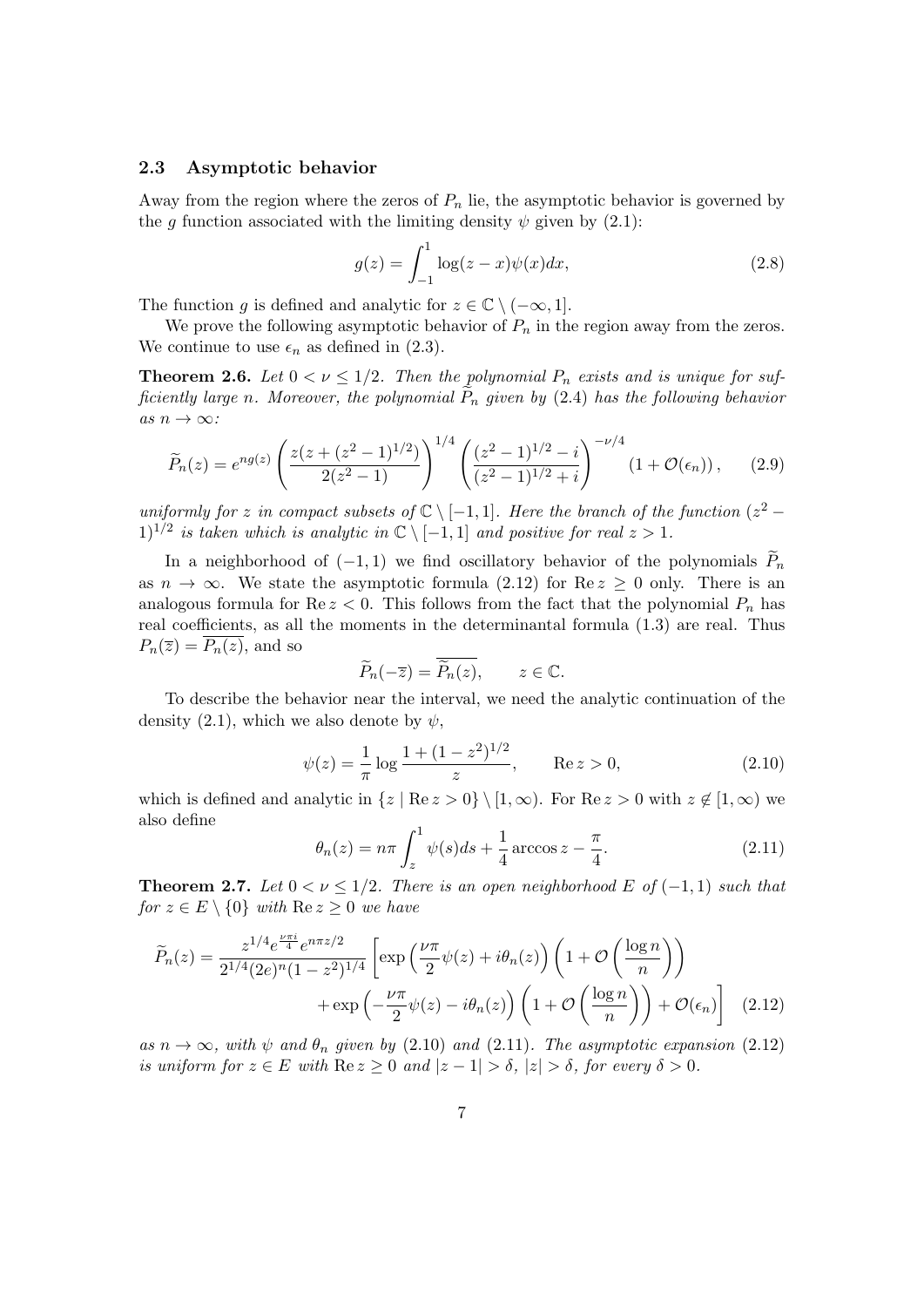### 2.3 Asymptotic behavior

Away from the region where the zeros of $P_n$ lie, the asymptotic behavior is governed by the $g$ function associated with the limiting density $\psi$ given by (2.1):

$$g(z) = \int_{-1}^{1} \log(z-x)\psi(x)dx, \tag{2.8}$$

The function $g$ is defined and analytic for $z \in \mathbb{C} \setminus (-\infty, 1]$.

We prove the following asymptotic behavior of $P_n$ in the region away from the zeros. We continue to use $\epsilon_n$ as defined in (2.3).

**Theorem 2.6.** *Let $0 < \nu \leq 1/2$. Then the polynomial $P_n$ exists and is unique for sufficiently large $n$. Moreover, the polynomial $\widetilde{P}_n$ given by (2.4) has the following behavior as $n \to \infty$:*

$$\widetilde{P}_n(z) = e^{ng(z)} \left( \frac{z(z+(z^2-1)^{1/2})}{2(z^2-1)} \right)^{1/4} \left( \frac{(z^2-1)^{1/2} - i}{(z^2-1)^{1/2} + i} \right)^{-\nu/4} (1 + \mathcal{O}(\epsilon_n)), \tag{2.9}$$

*uniformly for $z$ in compact subsets of $\mathbb{C} \setminus [-1,1]$. Here the branch of the function $(z^2-1)^{1/2}$ is taken which is analytic in $\mathbb{C} \setminus [-1,1]$ and positive for real $z > 1$.*

In a neighborhood of $(-1,1)$ we find oscillatory behavior of the polynomials $\widetilde{P}_n$ as $n \to \infty$. We state the asymptotic formula (2.12) for $\operatorname{Re} z \geq 0$ only. There is an analogous formula for $\operatorname{Re} z < 0$. This follows from the fact that the polynomial $P_n$ has real coefficients, as all the moments in the determinantal formula (1.3) are real. Thus $P_n(\overline{z}) = \overline{P_n(z)}$, and so

$$\widetilde{P}_n(-\overline{z}) = \overline{\widetilde{P}_n(z)}, \qquad z \in \mathbb{C}.$$

To describe the behavior near the interval, we need the analytic continuation of the density (2.1), which we also denote by $\psi$,

$$\psi(z) = \frac{1}{\pi} \log \frac{1 + (1-z^2)^{1/2}}{z}, \qquad \operatorname{Re} z > 0, \tag{2.10}$$

which is defined and analytic in $\{z \mid \operatorname{Re} z > 0\} \setminus [1, \infty)$. For $\operatorname{Re} z > 0$ with $z \notin [1, \infty)$ we also define

$$\theta_n(z) = n\pi \int_z^1 \psi(s)ds + \frac{1}{4} \arccos z - \frac{\pi}{4}. \tag{2.11}$$

**Theorem 2.7.** *Let $0 < \nu \leq 1/2$. There is an open neighborhood $E$ of $(-1,1)$ such that for $z \in E \setminus \{0\}$ with $\operatorname{Re} z \geq 0$ we have*

$$\begin{aligned}\widetilde{P}_n(z) = \frac{z^{1/4} e^{\frac{\nu\pi i}{4}} e^{n\pi z/2}}{2^{1/4}(2e)^n(1-z^2)^{1/4}} \Bigg[ &\exp\left(\frac{\nu\pi}{2}\psi(z) + i\theta_n(z)\right)\left(1 + \mathcal{O}\left(\frac{\log n}{n}\right)\right) \\ &+ \exp\left(-\frac{\nu\pi}{2}\psi(z) - i\theta_n(z)\right)\left(1 + \mathcal{O}\left(\frac{\log n}{n}\right)\right) + \mathcal{O}(\epsilon_n)\Bigg] \end{aligned} \tag{2.12}$$

*as $n \to \infty$, with $\psi$ and $\theta_n$ given by (2.10) and (2.11). The asymptotic expansion (2.12) is uniform for $z \in E$ with $\operatorname{Re} z \geq 0$ and $|z-1| > \delta$, $|z| > \delta$, for every $\delta > 0$.*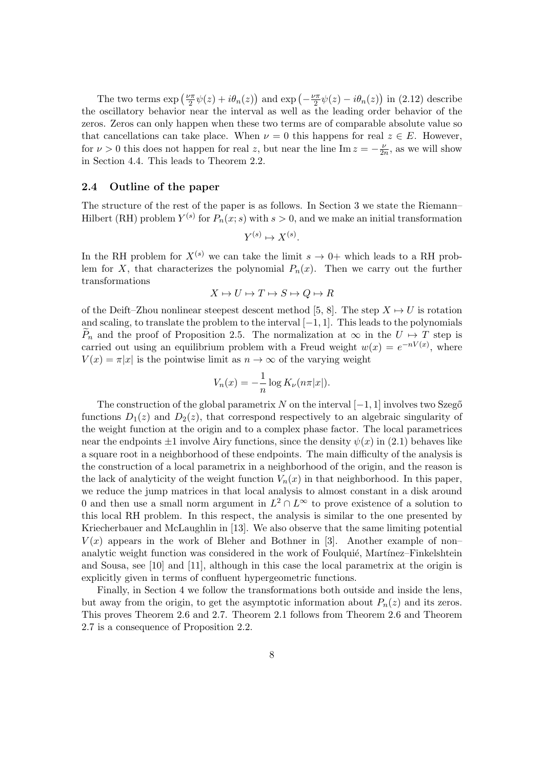The two terms $\exp\left(\frac{\nu\pi}{2}\psi(z) + i\theta_n(z)\right)$ and $\exp\left(-\frac{\nu\pi}{2}\psi(z) - i\theta_n(z)\right)$ in (2.12) describe the oscillatory behavior near the interval as well as the leading order behavior of the zeros. Zeros can only happen when these two terms are of comparable absolute value so that cancellations can take place. When $\nu = 0$ this happens for real $z \in E$. However, for $\nu > 0$ this does not happen for real $z$, but near the line $\operatorname{Im} z = -\frac{\nu}{2n}$, as we will show in Section 4.4. This leads to Theorem 2.2.

### 2.4 Outline of the paper

The structure of the rest of the paper is as follows. In Section 3 we state the Riemann–Hilbert (RH) problem $Y^{(s)}$ for $P_n(x; s)$ with $s > 0$, and we make an initial transformation

$$Y^{(s)} \mapsto X^{(s)}.$$

In the RH problem for $X^{(s)}$ we can take the limit $s \to 0+$ which leads to a RH problem for $X$, that characterizes the polynomial $P_n(x)$. Then we carry out the further transformations

$$X \mapsto U \mapsto T \mapsto S \mapsto Q \mapsto R$$

of the Deift–Zhou nonlinear steepest descent method [5, 8]. The step $X \mapsto U$ is rotation and scaling, to translate the problem to the interval $[-1, 1]$. This leads to the polynomials $\widetilde{P}_n$ and the proof of Proposition 2.5. The normalization at $\infty$ in the $U \mapsto T$ step is carried out using an equilibrium problem with a Freud weight $w(x) = e^{-nV(x)}$, where $V(x) = \pi|x|$ is the pointwise limit as $n \to \infty$ of the varying weight

$$V_n(x) = -\frac{1}{n}\log K_\nu(n\pi|x|).$$

The construction of the global parametrix $N$ on the interval $[-1, 1]$ involves two Szegő functions $D_1(z)$ and $D_2(z)$, that correspond respectively to an algebraic singularity of the weight function at the origin and to a complex phase factor. The local parametrices near the endpoints $\pm 1$ involve Airy functions, since the density $\psi(x)$ in (2.1) behaves like a square root in a neighborhood of these endpoints. The main difficulty of the analysis is the construction of a local parametrix in a neighborhood of the origin, and the reason is the lack of analyticity of the weight function $V_n(x)$ in that neighborhood. In this paper, we reduce the jump matrices in that local analysis to almost constant in a disk around 0 and then use a small norm argument in $L^2 \cap L^\infty$ to prove existence of a solution to this local RH problem. In this respect, the analysis is similar to the one presented by Kriecherbauer and McLaughlin in [13]. We also observe that the same limiting potential $V(x)$ appears in the work of Bleher and Bothner in [3]. Another example of non–analytic weight function was considered in the work of Foulquié, Martínez–Finkelshtein and Sousa, see [10] and [11], although in this case the local parametrix at the origin is explicitly given in terms of confluent hypergeometric functions.

Finally, in Section 4 we follow the transformations both outside and inside the lens, but away from the origin, to get the asymptotic information about $P_n(z)$ and its zeros. This proves Theorem 2.6 and 2.7. Theorem 2.1 follows from Theorem 2.6 and Theorem 2.7 is a consequence of Proposition 2.2.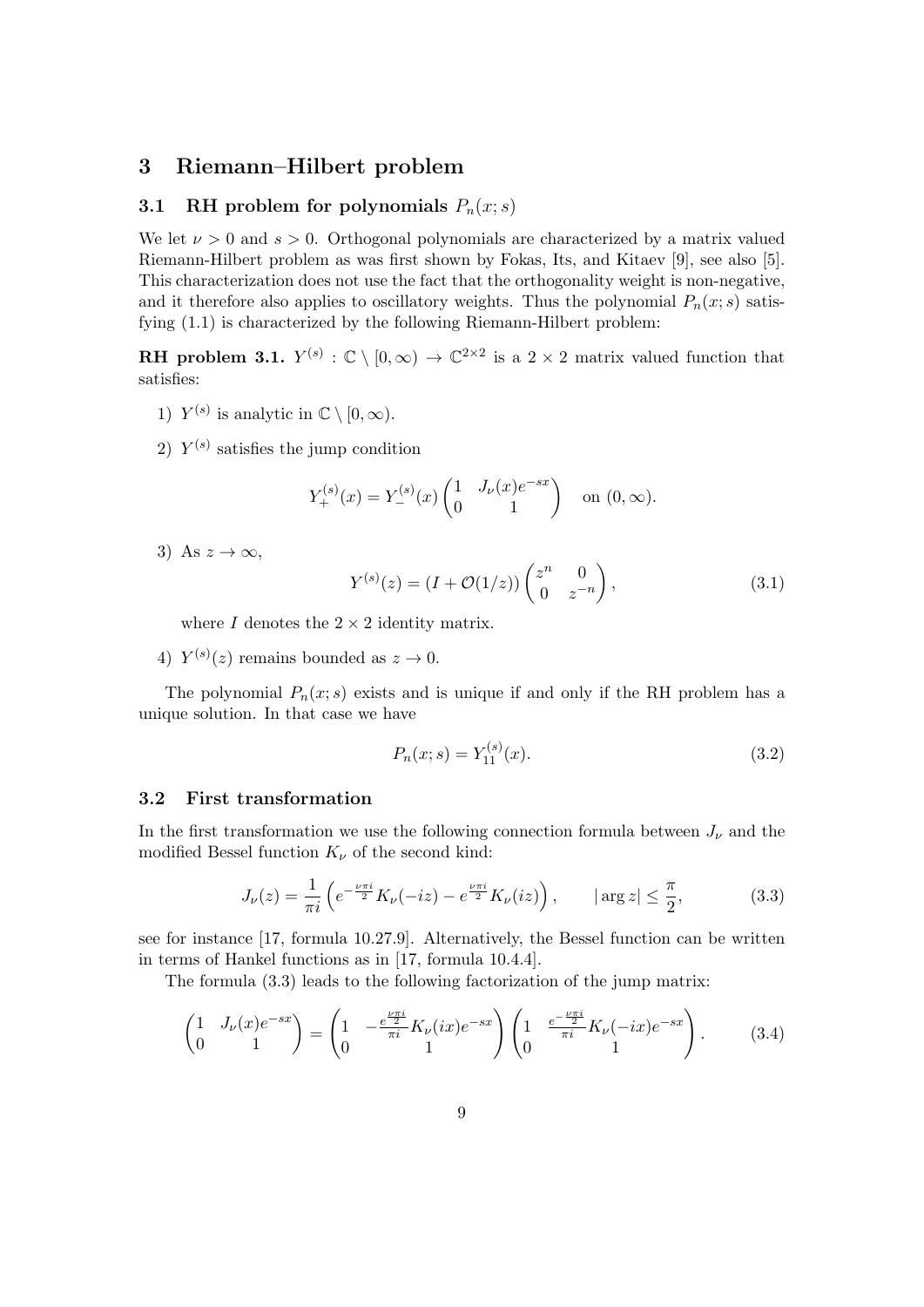## 3 Riemann–Hilbert problem

### 3.1 RH problem for polynomials $P_n(x;s)$

We let $\nu > 0$ and $s > 0$. Orthogonal polynomials are characterized by a matrix valued Riemann-Hilbert problem as was first shown by Fokas, Its, and Kitaev [9], see also [5]. This characterization does not use the fact that the orthogonality weight is non-negative, and it therefore also applies to oscillatory weights. Thus the polynomial $P_n(x;s)$ satisfying (1.1) is characterized by the following Riemann-Hilbert problem:

**RH problem 3.1.** $Y^{(s)} : \mathbb{C} \setminus [0,\infty) \to \mathbb{C}^{2\times 2}$ is a $2\times 2$ matrix valued function that satisfies:

1) $Y^{(s)}$ is analytic in $\mathbb{C} \setminus [0,\infty)$.

2) $Y^{(s)}$ satisfies the jump condition

$$Y_+^{(s)}(x) = Y_-^{(s)}(x) \begin{pmatrix} 1 & J_\nu(x)e^{-sx} \\ 0 & 1 \end{pmatrix} \quad \text{on } (0,\infty).$$

3) As $z \to \infty$,

$$Y^{(s)}(z) = (I + \mathcal{O}(1/z)) \begin{pmatrix} z^n & 0 \\ 0 & z^{-n} \end{pmatrix}, \tag{3.1}$$

where $I$ denotes the $2\times 2$ identity matrix.

4) $Y^{(s)}(z)$ remains bounded as $z \to 0$.

The polynomial $P_n(x;s)$ exists and is unique if and only if the RH problem has a unique solution. In that case we have

$$P_n(x;s) = Y_{11}^{(s)}(x). \tag{3.2}$$

### 3.2 First transformation

In the first transformation we use the following connection formula between $J_\nu$ and the modified Bessel function $K_\nu$ of the second kind:

$$J_\nu(z) = \frac{1}{\pi i}\left(e^{-\frac{\nu\pi i}{2}} K_\nu(-iz) - e^{\frac{\nu\pi i}{2}} K_\nu(iz)\right), \qquad |\arg z| \le \frac{\pi}{2}, \tag{3.3}$$

see for instance [17, formula 10.27.9]. Alternatively, the Bessel function can be written in terms of Hankel functions as in [17, formula 10.4.4].

The formula (3.3) leads to the following factorization of the jump matrix:

$$\begin{pmatrix} 1 & J_\nu(x)e^{-sx} \\ 0 & 1 \end{pmatrix} = \begin{pmatrix} 1 & -\frac{e^{\frac{\nu\pi i}{2}}}{\pi i} K_\nu(ix)e^{-sx} \\ 0 & 1 \end{pmatrix} \begin{pmatrix} 1 & \frac{e^{-\frac{\nu\pi i}{2}}}{\pi i} K_\nu(-ix)e^{-sx} \\ 0 & 1 \end{pmatrix}. \tag{3.4}$$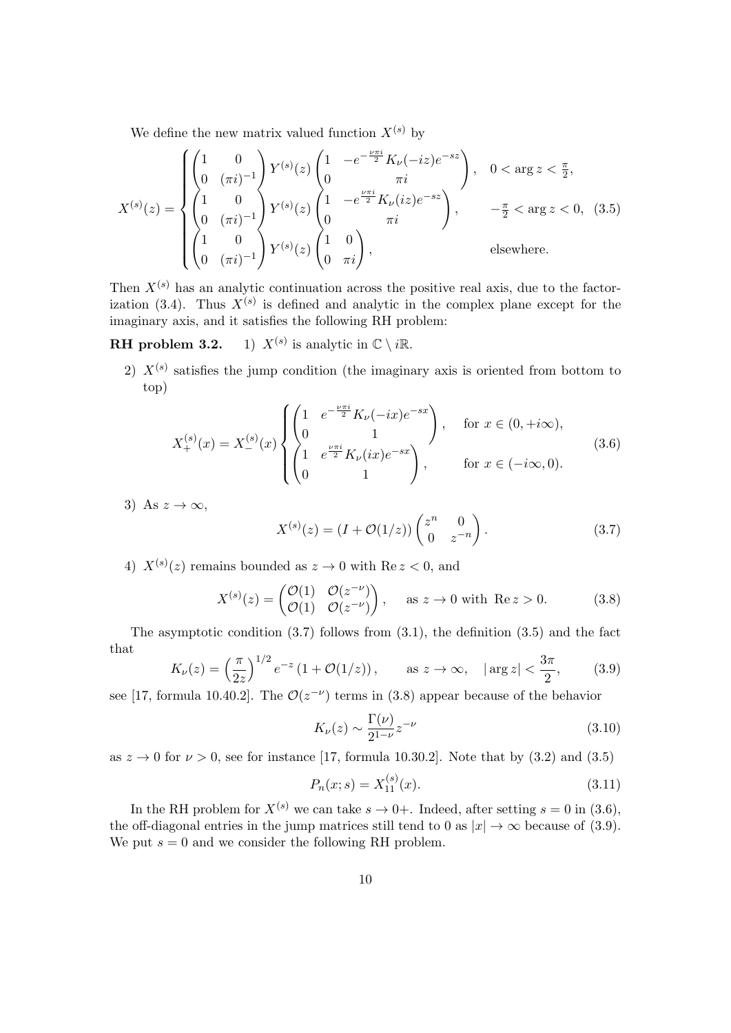We define the new matrix valued function $X^{(s)}$ by

$$X^{(s)}(z) = \begin{cases} \begin{pmatrix} 1 & 0 \\ 0 & (\pi i)^{-1} \end{pmatrix} Y^{(s)}(z) \begin{pmatrix} 1 & -e^{-\frac{\nu\pi i}{2}} K_\nu(-iz) e^{-sz} \\ 0 & \pi i \end{pmatrix}, & 0 < \arg z < \frac{\pi}{2}, \\ \begin{pmatrix} 1 & 0 \\ 0 & (\pi i)^{-1} \end{pmatrix} Y^{(s)}(z) \begin{pmatrix} 1 & -e^{\frac{\nu\pi i}{2}} K_\nu(iz) e^{-sz} \\ 0 & \pi i \end{pmatrix}, & -\frac{\pi}{2} < \arg z < 0, \\ \begin{pmatrix} 1 & 0 \\ 0 & (\pi i)^{-1} \end{pmatrix} Y^{(s)}(z) \begin{pmatrix} 1 & 0 \\ 0 & \pi i \end{pmatrix}, & \text{elsewhere.} \end{cases} \tag{3.5}$$

Then $X^{(s)}$ has an analytic continuation across the positive real axis, due to the factorization (3.4). Thus $X^{(s)}$ is defined and analytic in the complex plane except for the imaginary axis, and it satisfies the following RH problem:

**RH problem 3.2.** 1) $X^{(s)}$ is analytic in $\mathbb{C} \setminus i\mathbb{R}$.

2) $X^{(s)}$ satisfies the jump condition (the imaginary axis is oriented from bottom to top)

$$X_+^{(s)}(x) = X_-^{(s)}(x) \begin{cases} \begin{pmatrix} 1 & e^{-\frac{\nu\pi i}{2}} K_\nu(-ix) e^{-sx} \\ 0 & 1 \end{pmatrix}, & \text{for } x \in (0, +i\infty), \\ \begin{pmatrix} 1 & e^{\frac{\nu\pi i}{2}} K_\nu(ix) e^{-sx} \\ 0 & 1 \end{pmatrix}, & \text{for } x \in (-i\infty, 0). \end{cases} \tag{3.6}$$

3) As $z \to \infty$,

$$X^{(s)}(z) = (I + \mathcal{O}(1/z)) \begin{pmatrix} z^n & 0 \\ 0 & z^{-n} \end{pmatrix}. \tag{3.7}$$

4) $X^{(s)}(z)$ remains bounded as $z \to 0$ with $\operatorname{Re} z < 0$, and

$$X^{(s)}(z) = \begin{pmatrix} \mathcal{O}(1) & \mathcal{O}(z^{-\nu}) \\ \mathcal{O}(1) & \mathcal{O}(z^{-\nu}) \end{pmatrix}, \quad \text{as } z \to 0 \text{ with } \operatorname{Re} z > 0. \tag{3.8}$$

The asymptotic condition (3.7) follows from (3.1), the definition (3.5) and the fact that

$$K_\nu(z) = \left(\frac{\pi}{2z}\right)^{1/2} e^{-z} \left(1 + \mathcal{O}(1/z)\right), \qquad \text{as } z \to \infty, \quad |\arg z| < \frac{3\pi}{2}, \tag{3.9}$$

see [17, formula 10.40.2]. The $\mathcal{O}(z^{-\nu})$ terms in (3.8) appear because of the behavior

$$K_\nu(z) \sim \frac{\Gamma(\nu)}{2^{1-\nu}} z^{-\nu} \tag{3.10}$$

as $z \to 0$ for $\nu > 0$, see for instance [17, formula 10.30.2]. Note that by (3.2) and (3.5)

$$P_n(x; s) = X_{11}^{(s)}(x). \tag{3.11}$$

In the RH problem for $X^{(s)}$ we can take $s \to 0+$. Indeed, after setting $s = 0$ in (3.6), the off-diagonal entries in the jump matrices still tend to 0 as $|x| \to \infty$ because of (3.9). We put $s = 0$ and we consider the following RH problem.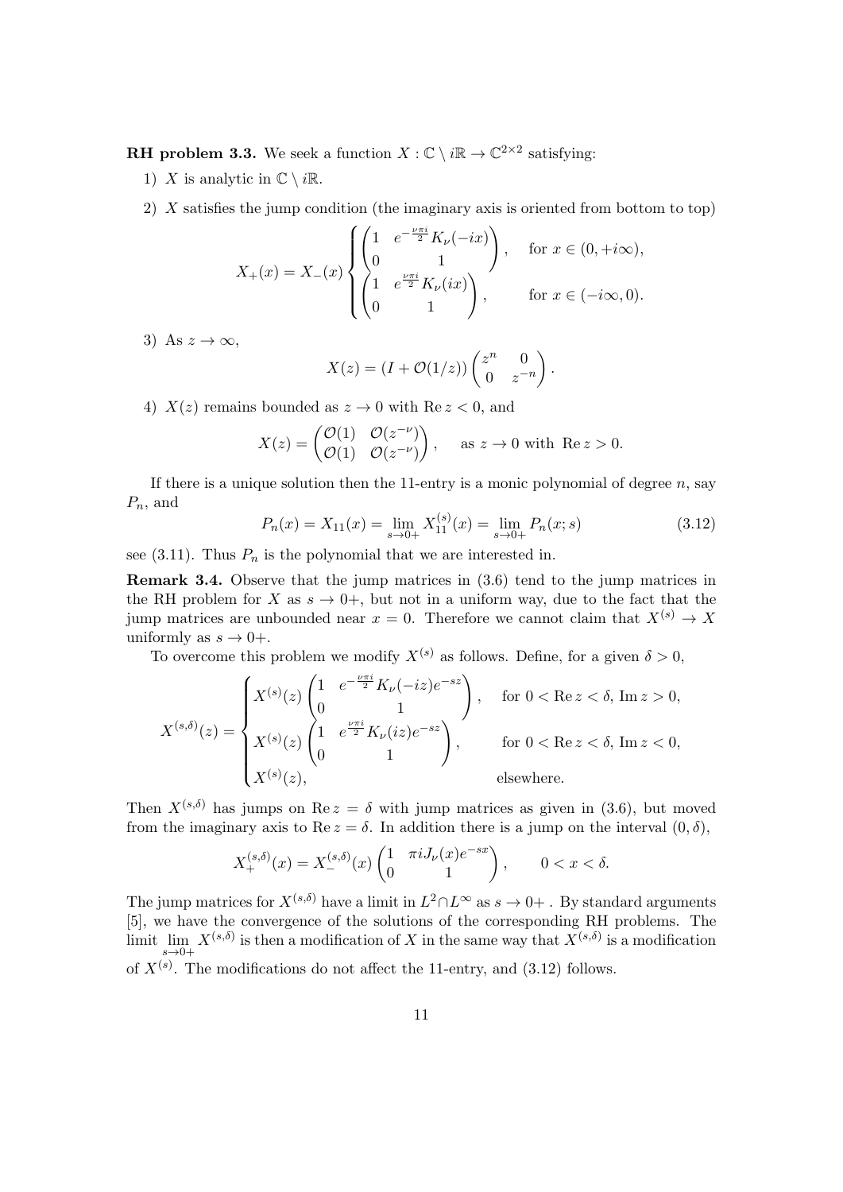**RH problem 3.3.** We seek a function $X : \mathbb{C} \setminus i\mathbb{R} \to \mathbb{C}^{2\times 2}$ satisfying:

1) $X$ is analytic in $\mathbb{C} \setminus i\mathbb{R}$.

2) $X$ satisfies the jump condition (the imaginary axis is oriented from bottom to top)

$$X_+(x) = X_-(x) \begin{cases} \begin{pmatrix} 1 & e^{-\frac{\nu\pi i}{2}} K_\nu(-ix) \\ 0 & 1 \end{pmatrix}, & \text{for } x \in (0, +i\infty), \\ \begin{pmatrix} 1 & e^{\frac{\nu\pi i}{2}} K_\nu(ix) \\ 0 & 1 \end{pmatrix}, & \text{for } x \in (-i\infty, 0). \end{cases}$$

3) As $z \to \infty$,

$$X(z) = (I + \mathcal{O}(1/z)) \begin{pmatrix} z^n & 0 \\ 0 & z^{-n} \end{pmatrix}.$$

4) $X(z)$ remains bounded as $z \to 0$ with $\operatorname{Re} z < 0$, and

$$X(z) = \begin{pmatrix} \mathcal{O}(1) & \mathcal{O}(z^{-\nu}) \\ \mathcal{O}(1) & \mathcal{O}(z^{-\nu}) \end{pmatrix}, \qquad \text{as } z \to 0 \text{ with } \operatorname{Re} z > 0.$$

If there is a unique solution then the 11-entry is a monic polynomial of degree $n$, say $P_n$, and

$$P_n(x) = X_{11}(x) = \lim_{s\to 0+} X_{11}^{(s)}(x) = \lim_{s \to 0+} P_n(x; s) \tag{3.12}$$

see (3.11). Thus $P_n$ is the polynomial that we are interested in.

**Remark 3.4.** Observe that the jump matrices in (3.6) tend to the jump matrices in the RH problem for $X$ as $s \to 0+$, but not in a uniform way, due to the fact that the jump matrices are unbounded near $x = 0$. Therefore we cannot claim that $X^{(s)} \to X$ uniformly as $s \to 0+$.

To overcome this problem we modify $X^{(s)}$ as follows. Define, for a given $\delta > 0$,

$$X^{(s,\delta)}(z) = \begin{cases} X^{(s)}(z) \begin{pmatrix} 1 & e^{-\frac{\nu\pi i}{2}} K_\nu(-iz) e^{-sz} \\ 0 & 1 \end{pmatrix}, & \text{for } 0 < \operatorname{Re} z < \delta, \operatorname{Im} z > 0, \\ X^{(s)}(z) \begin{pmatrix} 1 & e^{\frac{\nu\pi i}{2}} K_\nu(iz) e^{-sz} \\ 0 & 1 \end{pmatrix}, & \text{for } 0 < \operatorname{Re} z < \delta, \operatorname{Im} z < 0, \\ X^{(s)}(z), & \text{elsewhere.} \end{cases}$$

Then $X^{(s,\delta)}$ has jumps on $\operatorname{Re} z = \delta$ with jump matrices as given in (3.6), but moved from the imaginary axis to $\operatorname{Re} z = \delta$. In addition there is a jump on the interval $(0, \delta)$,

$$X_+^{(s,\delta)}(x) = X_-^{(s,\delta)}(x) \begin{pmatrix} 1 & \pi i J_\nu(x) e^{-sx} \\ 0 & 1 \end{pmatrix}, \qquad 0 < x < \delta.$$

The jump matrices for $X^{(s,\delta)}$ have a limit in $L^2 \cap L^\infty$ as $s \to 0+$. By standard arguments [5], we have the convergence of the solutions of the corresponding RH problems. The limit $\lim_{s\to 0+} X^{(s,\delta)}$ is then a modification of $X$ in the same way that $X^{(s,\delta)}$ is a modification of $X^{(s)}$. The modifications do not affect the 11-entry, and (3.12) follows.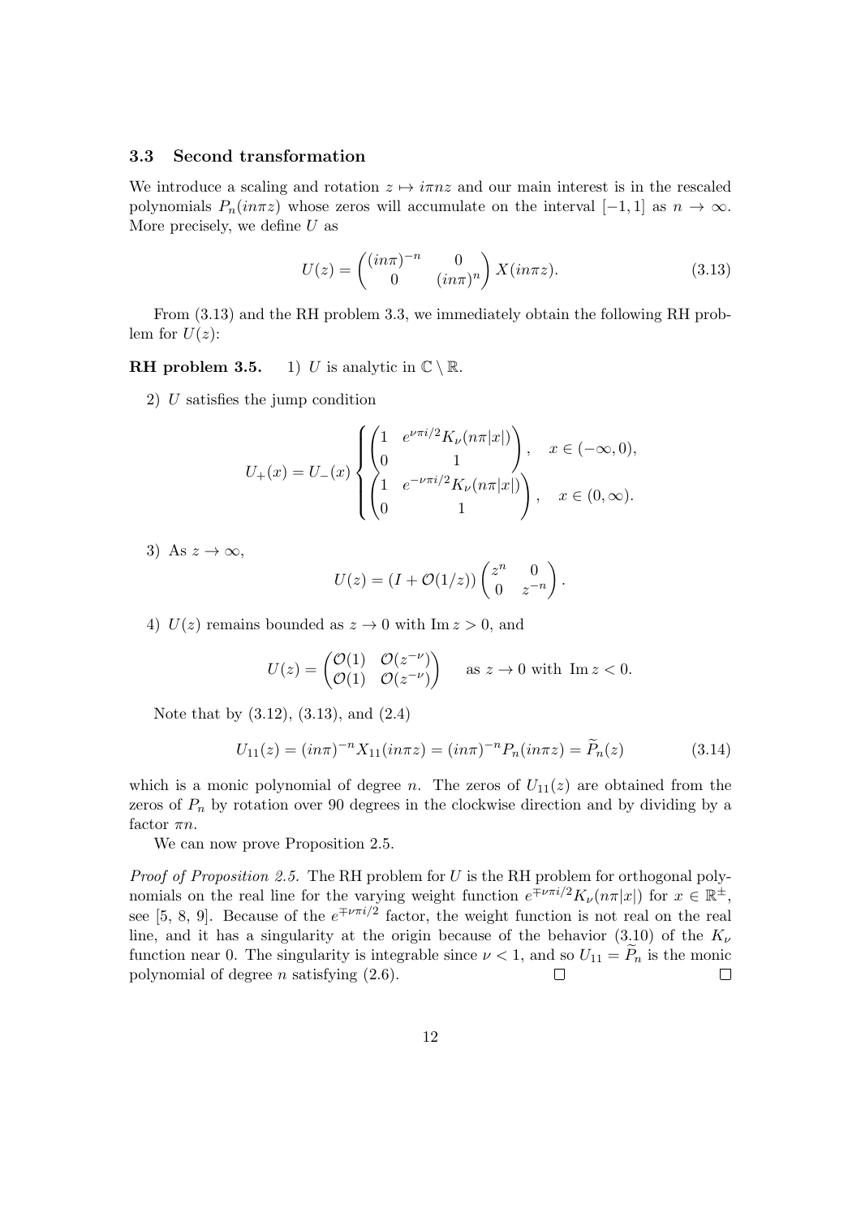### 3.3 Second transformation

We introduce a scaling and rotation $z \mapsto i\pi n z$ and our main interest is in the rescaled polynomials $P_n(in\pi z)$ whose zeros will accumulate on the interval $[-1, 1]$ as $n \to \infty$. More precisely, we define $U$ as

$$U(z) = \begin{pmatrix} (in\pi)^{-n} & 0 \\ 0 & (in\pi)^n \end{pmatrix} X(in\pi z). \tag{3.13}$$

From (3.13) and the RH problem 3.3, we immediately obtain the following RH problem for $U(z)$:

**RH problem 3.5.** 1) $U$ is analytic in $\mathbb{C} \setminus \mathbb{R}$.

2) $U$ satisfies the jump condition

$$U_+(x) = U_-(x) \begin{cases} \begin{pmatrix} 1 & e^{\nu\pi i/2} K_\nu(n\pi|x|) \\ 0 & 1 \end{pmatrix}, & x \in (-\infty, 0), \\ \begin{pmatrix} 1 & e^{-\nu\pi i/2} K_\nu(n\pi|x|) \\ 0 & 1 \end{pmatrix}, & x \in (0, \infty). \end{cases}$$

3) As $z \to \infty$,

$$U(z) = (I + \mathcal{O}(1/z)) \begin{pmatrix} z^n & 0 \\ 0 & z^{-n} \end{pmatrix}.$$

4) $U(z)$ remains bounded as $z \to 0$ with $\operatorname{Im} z > 0$, and

$$U(z) = \begin{pmatrix} \mathcal{O}(1) & \mathcal{O}(z^{-\nu}) \\ \mathcal{O}(1) & \mathcal{O}(z^{-\nu}) \end{pmatrix} \quad \text{as } z \to 0 \text{ with } \operatorname{Im} z < 0.$$

Note that by (3.12), (3.13), and (2.4)

$$U_{11}(z) = (in\pi)^{-n} X_{11}(in\pi z) = (in\pi)^{-n} P_n(in\pi z) = \widetilde{P}_n(z) \tag{3.14}$$

which is a monic polynomial of degree $n$. The zeros of $U_{11}(z)$ are obtained from the zeros of $P_n$ by rotation over 90 degrees in the clockwise direction and by dividing by a factor $\pi n$.

We can now prove Proposition 2.5.

*Proof of Proposition 2.5.* The RH problem for $U$ is the RH problem for orthogonal polynomials on the real line for the varying weight function $e^{\mp\nu\pi i/2} K_\nu(n\pi|x|)$ for $x \in \mathbb{R}^\pm$, see [5, 8, 9]. Because of the $e^{\mp\nu\pi i/2}$ factor, the weight function is not real on the real line, and it has a singularity at the origin because of the behavior (3.10) of the $K_\nu$ function near 0. The singularity is integrable since $\nu < 1$, and so $U_{11} = \widetilde{P}_n$ is the monic polynomial of degree $n$ satisfying (2.6). ◻ ◻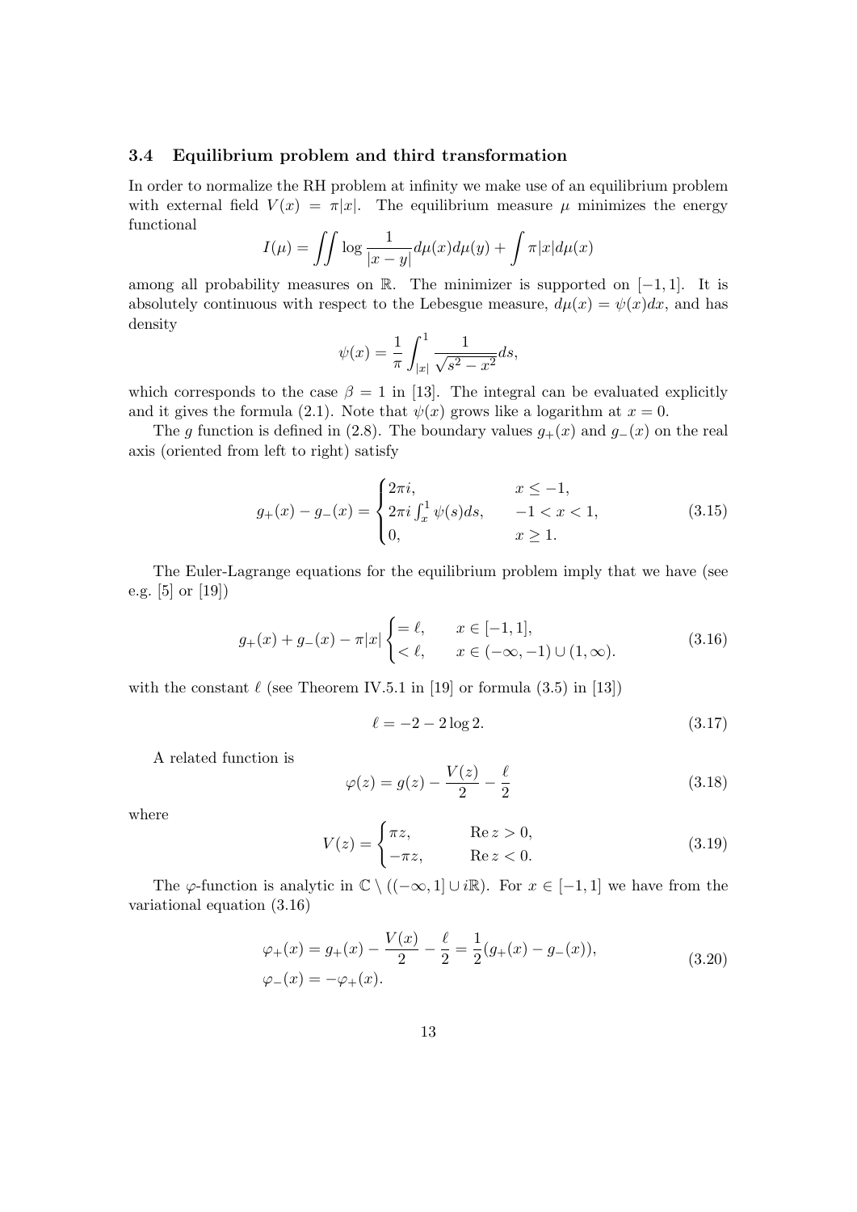### 3.4 Equilibrium problem and third transformation

In order to normalize the RH problem at infinity we make use of an equilibrium problem with external field $V(x) = \pi|x|$. The equilibrium measure $\mu$ minimizes the energy functional

$$I(\mu) = \iint \log \frac{1}{|x-y|} d\mu(x) d\mu(y) + \int \pi|x| d\mu(x)$$

among all probability measures on $\mathbb{R}$. The minimizer is supported on $[-1, 1]$. It is absolutely continuous with respect to the Lebesgue measure, $d\mu(x) = \psi(x)dx$, and has density

$$\psi(x) = \frac{1}{\pi} \int_{|x|}^{1} \frac{1}{\sqrt{s^2 - x^2}} ds,$$

which corresponds to the case $\beta = 1$ in [13]. The integral can be evaluated explicitly and it gives the formula (2.1). Note that $\psi(x)$ grows like a logarithm at $x = 0$.

The $g$ function is defined in (2.8). The boundary values $g_+(x)$ and $g_-(x)$ on the real axis (oriented from left to right) satisfy

$$g_+(x) - g_-(x) = \begin{cases} 2\pi i, & x \leq -1, \\ 2\pi i \int_x^1 \psi(s) ds, & -1 < x < 1, \\ 0, & x \geq 1. \end{cases} \tag{3.15}$$

The Euler-Lagrange equations for the equilibrium problem imply that we have (see e.g. [5] or [19])

$$g_+(x) + g_-(x) - \pi|x| \begin{cases} = \ell, & x \in [-1, 1], \\ < \ell, & x \in (-\infty, -1) \cup (1, \infty). \end{cases} \tag{3.16}$$

with the constant $\ell$ (see Theorem IV.5.1 in [19] or formula (3.5) in [13])

$$\ell = -2 - 2\log 2. \tag{3.17}$$

A related function is

$$\varphi(z) = g(z) - \frac{V(z)}{2} - \frac{\ell}{2} \tag{3.18}$$

where

$$V(z) = \begin{cases} \pi z, & \operatorname{Re} z > 0, \\ -\pi z, & \operatorname{Re} z < 0. \end{cases} \tag{3.19}$$

The $\varphi$-function is analytic in $\mathbb{C} \setminus ((-\infty, 1] \cup i\mathbb{R})$. For $x \in [-1, 1]$ we have from the variational equation (3.16)

$$\begin{aligned} \varphi_+(x) &= g_+(x) - \frac{V(x)}{2} - \frac{\ell}{2} = \frac{1}{2}(g_+(x) - g_-(x)), \\ \varphi_-(x) &= -\varphi_+(x). \end{aligned} \tag{3.20}$$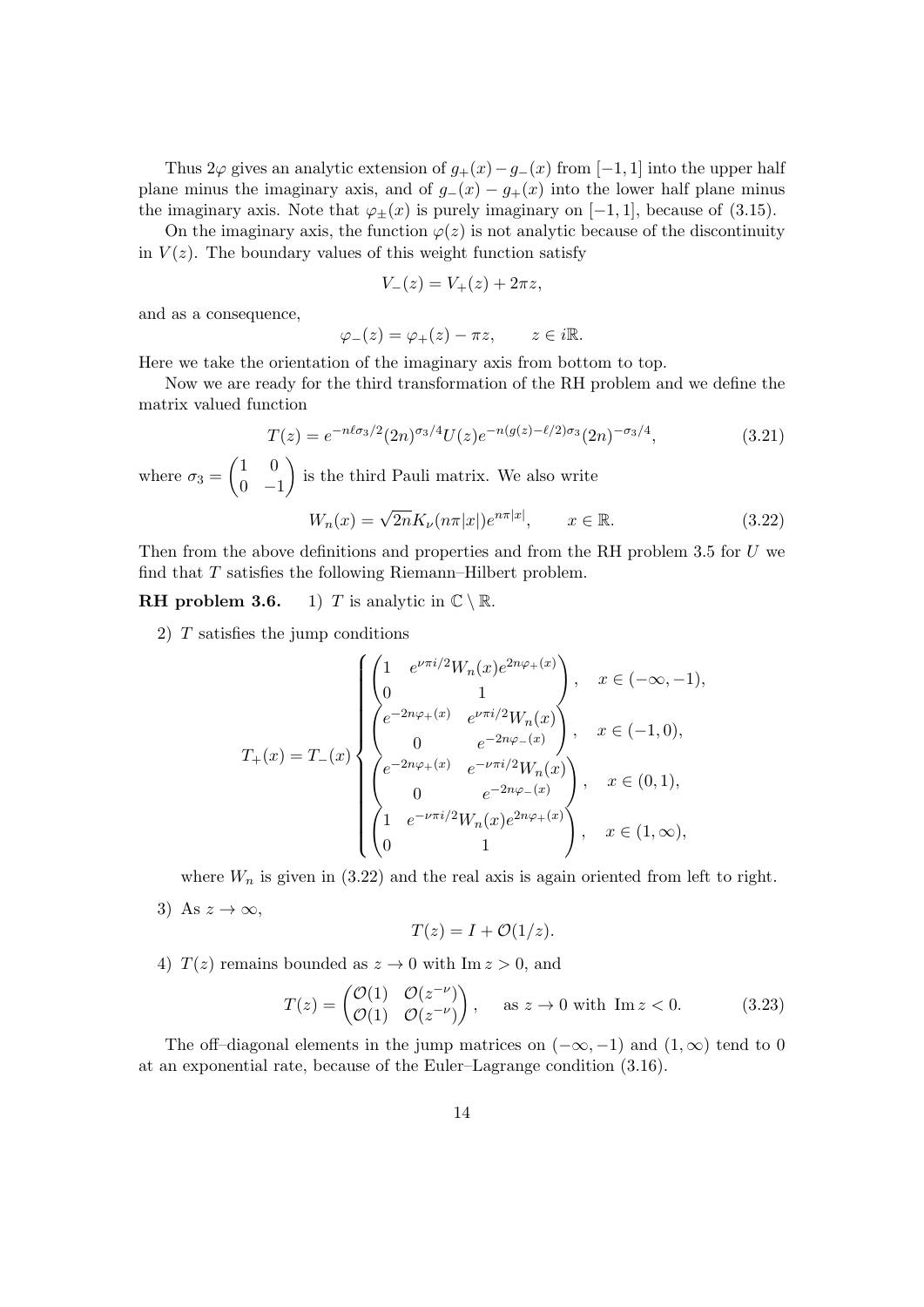Thus $2\varphi$ gives an analytic extension of $g_+(x) - g_-(x)$ from $[-1,1]$ into the upper half plane minus the imaginary axis, and of $g_-(x) - g_+(x)$ into the lower half plane minus the imaginary axis. Note that $\varphi_\pm(x)$ is purely imaginary on $[-1,1]$, because of (3.15).

On the imaginary axis, the function $\varphi(z)$ is not analytic because of the discontinuity in $V(z)$. The boundary values of this weight function satisfy

$$V_-(z) = V_+(z) + 2\pi z,$$

and as a consequence,

$$\varphi_-(z) = \varphi_+(z) - \pi z, \qquad z \in i\mathbb{R}.$$

Here we take the orientation of the imaginary axis from bottom to top.

Now we are ready for the third transformation of the RH problem and we define the matrix valued function

$$T(z) = e^{-n\ell\sigma_3/2}(2n)^{\sigma_3/4} U(z) e^{-n(g(z)-\ell/2)\sigma_3}(2n)^{-\sigma_3/4}, \tag{3.21}$$

where $\sigma_3 = \begin{pmatrix} 1 & 0 \\ 0 & -1 \end{pmatrix}$ is the third Pauli matrix. We also write

$$W_n(x) = \sqrt{2n} K_\nu(n\pi|x|) e^{n\pi|x|}, \qquad x \in \mathbb{R}. \tag{3.22}$$

Then from the above definitions and properties and from the RH problem 3.5 for $U$ we find that $T$ satisfies the following Riemann–Hilbert problem.

**RH problem 3.6.** 1) $T$ is analytic in $\mathbb{C} \setminus \mathbb{R}$.

2) $T$ satisfies the jump conditions

$$T_+(x) = T_-(x) \begin{cases} \begin{pmatrix} 1 & e^{\nu\pi i/2} W_n(x) e^{2n\varphi_+(x)} \\ 0 & 1 \end{pmatrix}, & x \in (-\infty, -1), \\ \begin{pmatrix} e^{-2n\varphi_+(x)} & e^{\nu\pi i/2} W_n(x) \\ 0 & e^{-2n\varphi_-(x)} \end{pmatrix}, & x \in (-1, 0), \\ \begin{pmatrix} e^{-2n\varphi_+(x)} & e^{-\nu\pi i/2} W_n(x) \\ 0 & e^{-2n\varphi_-(x)} \end{pmatrix}, & x \in (0, 1), \\ \begin{pmatrix} 1 & e^{-\nu\pi i/2} W_n(x) e^{2n\varphi_+(x)} \\ 0 & 1 \end{pmatrix}, & x \in (1, \infty), \end{cases}$$

where $W_n$ is given in (3.22) and the real axis is again oriented from left to right.

3) As $z \to \infty$,

$$T(z) = I + \mathcal{O}(1/z).$$

4) $T(z)$ remains bounded as $z \to 0$ with $\operatorname{Im} z > 0$, and

$$T(z) = \begin{pmatrix} \mathcal{O}(1) & \mathcal{O}(z^{-\nu}) \\ \mathcal{O}(1) & \mathcal{O}(z^{-\nu}) \end{pmatrix}, \qquad \text{as } z \to 0 \text{ with } \operatorname{Im} z < 0. \tag{3.23}$$

The off–diagonal elements in the jump matrices on $(-\infty, -1)$ and $(1, \infty)$ tend to 0 at an exponential rate, because of the Euler–Lagrange condition (3.16).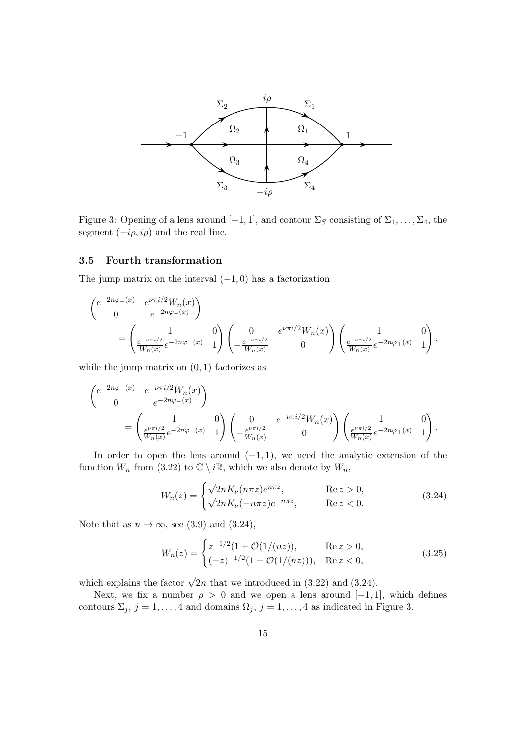Figure 3: Opening of a lens around $[-1,1]$, and contour $\Sigma_S$ consisting of $\Sigma_1,\ldots,\Sigma_4$, the segment $(-i\rho, i\rho)$ and the real line.

### 3.5 Fourth transformation

The jump matrix on the interval $(-1,0)$ has a factorization

$$\begin{pmatrix} e^{-2n\varphi_+(x)} & e^{\nu\pi i/2}W_n(x) \\ 0 & e^{-2n\varphi_-(x)} \end{pmatrix} = \begin{pmatrix} 1 & 0 \\ \frac{e^{-\nu\pi i/2}}{W_n(x)}e^{-2n\varphi_-(x)} & 1 \end{pmatrix} \begin{pmatrix} 0 & e^{\nu\pi i/2}W_n(x) \\ -\frac{e^{-\nu\pi i/2}}{W_n(x)} & 0 \end{pmatrix} \begin{pmatrix} 1 & 0 \\ \frac{e^{-\nu\pi i/2}}{W_n(x)}e^{-2n\varphi_+(x)} & 1 \end{pmatrix},$$

while the jump matrix on $(0,1)$ factorizes as

$$\begin{pmatrix} e^{-2n\varphi_+(x)} & e^{-\nu\pi i/2}W_n(x) \\ 0 & e^{-2n\varphi_-(x)} \end{pmatrix} = \begin{pmatrix} 1 & 0 \\ \frac{e^{\nu\pi i/2}}{W_n(x)}e^{-2n\varphi_-(x)} & 1 \end{pmatrix} \begin{pmatrix} 0 & e^{-\nu\pi i/2}W_n(x) \\ -\frac{e^{\nu\pi i/2}}{W_n(x)} & 0 \end{pmatrix} \begin{pmatrix} 1 & 0 \\ \frac{e^{\nu\pi i/2}}{W_n(x)}e^{-2n\varphi_+(x)} & 1 \end{pmatrix}.$$

In order to open the lens around $(-1,1)$, we need the analytic extension of the function $W_n$ from (3.22) to $\mathbb{C}\setminus i\mathbb{R}$, which we also denote by $W_n$,

$$W_n(z) = \begin{cases} \sqrt{2n}K_\nu(n\pi z)e^{n\pi z}, & \operatorname{Re} z > 0, \\ \sqrt{2n}K_\nu(-n\pi z)e^{-n\pi z}, & \operatorname{Re} z < 0. \end{cases} \tag{3.24}$$

Note that as $n\to\infty$, see (3.9) and (3.24),

$$W_n(z) = \begin{cases} z^{-1/2}(1+\mathcal{O}(1/(nz)), & \operatorname{Re} z > 0, \\ (-z)^{-1/2}(1+\mathcal{O}(1/(nz))), & \operatorname{Re} z < 0, \end{cases} \tag{3.25}$$

which explains the factor $\sqrt{2n}$ that we introduced in (3.22) and (3.24).

Next, we fix a number $\rho > 0$ and we open a lens around $[-1,1]$, which defines contours $\Sigma_j$, $j = 1,\ldots,4$ and domains $\Omega_j$, $j = 1,\ldots,4$ as indicated in Figure 3.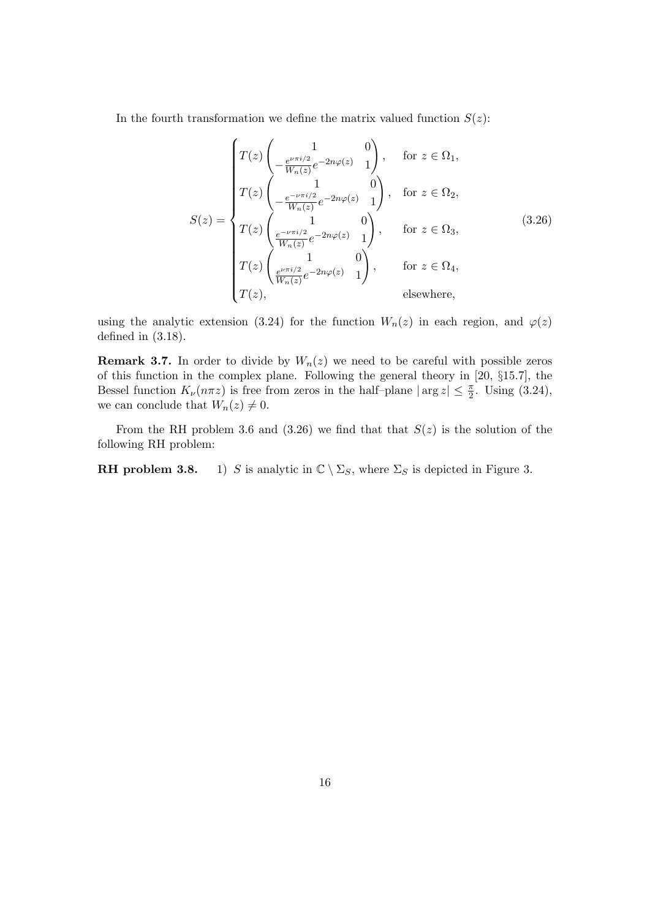In the fourth transformation we define the matrix valued function $S(z)$:

$$
S(z) = \begin{cases}
T(z) \begin{pmatrix} 1 & 0 \\ -\frac{e^{\nu\pi i/2}}{W_n(z)} e^{-2n\varphi(z)} & 1 \end{pmatrix}, & \text{for } z \in \Omega_1, \\
T(z) \begin{pmatrix} 1 & 0 \\ -\frac{e^{-\nu\pi i/2}}{W_n(z)} e^{-2n\varphi(z)} & 1 \end{pmatrix}, & \text{for } z \in \Omega_2, \\
T(z) \begin{pmatrix} 1 & 0 \\ \frac{e^{-\nu\pi i/2}}{W_n(z)} e^{-2n\varphi(z)} & 1 \end{pmatrix}, & \text{for } z \in \Omega_3, \\
T(z) \begin{pmatrix} 1 & 0 \\ \frac{e^{\nu\pi i/2}}{W_n(z)} e^{-2n\varphi(z)} & 1 \end{pmatrix}, & \text{for } z \in \Omega_4, \\
T(z), & \text{elsewhere,}
\end{cases} \tag{3.26}
$$

using the analytic extension (3.24) for the function $W_n(z)$ in each region, and $\varphi(z)$ defined in (3.18).

**Remark 3.7.** In order to divide by $W_n(z)$ we need to be careful with possible zeros of this function in the complex plane. Following the general theory in [20, §15.7], the Bessel function $K_\nu(n\pi z)$ is free from zeros in the half–plane $|\arg z| \leq \frac{\pi}{2}$. Using (3.24), we can conclude that $W_n(z) \neq 0$.

From the RH problem 3.6 and (3.26) we find that that $S(z)$ is the solution of the following RH problem:

**RH problem 3.8.** 1) $S$ is analytic in $\mathbb{C} \setminus \Sigma_S$, where $\Sigma_S$ is depicted in Figure 3.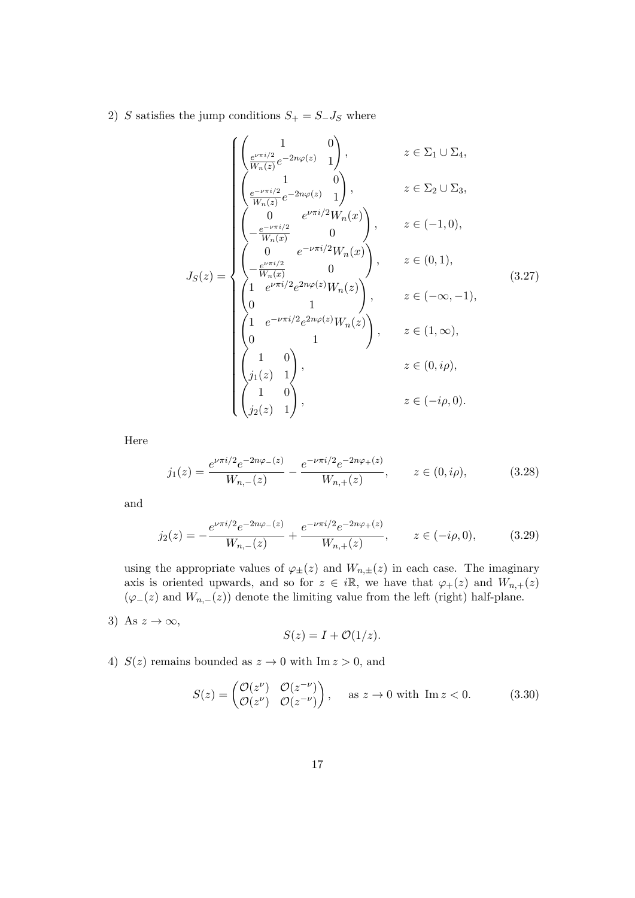2) $S$ satisfies the jump conditions $S_+ = S_- J_S$ where

$$J_S(z) = \begin{cases} \begin{pmatrix} 1 & 0 \\ \frac{e^{\nu\pi i/2}}{W_n(z)} e^{-2n\varphi(z)} & 1 \end{pmatrix}, & z \in \Sigma_1 \cup \Sigma_4, \\ \begin{pmatrix} 1 & 0 \\ \frac{e^{-\nu\pi i/2}}{W_n(z)} e^{-2n\varphi(z)} & 1 \end{pmatrix}, & z \in \Sigma_2 \cup \Sigma_3, \\ \begin{pmatrix} 0 & e^{\nu\pi i/2} W_n(x) \\ -\frac{e^{-\nu\pi i/2}}{W_n(x)} & 0 \end{pmatrix}, & z \in (-1, 0), \\ \begin{pmatrix} 0 & e^{-\nu\pi i/2} W_n(x) \\ -\frac{e^{\nu\pi i/2}}{W_n(x)} & 0 \end{pmatrix}, & z \in (0, 1), \\ \begin{pmatrix} 1 & e^{\nu\pi i/2} e^{2n\varphi(z)} W_n(z) \\ 0 & 1 \end{pmatrix}, & z \in (-\infty, -1), \\ \begin{pmatrix} 1 & e^{-\nu\pi i/2} e^{2n\varphi(z)} W_n(z) \\ 0 & 1 \end{pmatrix}, & z \in (1, \infty), \\ \begin{pmatrix} 1 & 0 \\ j_1(z) & 1 \end{pmatrix}, & z \in (0, i\rho), \\ \begin{pmatrix} 1 & 0 \\ j_2(z) & 1 \end{pmatrix}, & z \in (-i\rho, 0). \end{cases} \tag{3.27}$$

Here

$$j_1(z) = \frac{e^{\nu\pi i/2} e^{-2n\varphi_-(z)}}{W_{n,-}(z)} - \frac{e^{-\nu\pi i/2} e^{-2n\varphi_+(z)}}{W_{n,+}(z)}, \qquad z \in (0, i\rho), \tag{3.28}$$

and

$$j_2(z) = -\frac{e^{\nu\pi i/2} e^{-2n\varphi_-(z)}}{W_{n,-}(z)} + \frac{e^{-\nu\pi i/2} e^{-2n\varphi_+(z)}}{W_{n,+}(z)}, \qquad z \in (-i\rho, 0), \tag{3.29}$$

using the appropriate values of $\varphi_\pm(z)$ and $W_{n,\pm}(z)$ in each case. The imaginary axis is oriented upwards, and so for $z \in i\mathbb{R}$, we have that $\varphi_+(z)$ and $W_{n,+}(z)$ ($\varphi_-(z)$ and $W_{n,-}(z)$) denote the limiting value from the left (right) half-plane.

3) As $z \to \infty$,

$$S(z) = I + \mathcal{O}(1/z).$$

4) $S(z)$ remains bounded as $z \to 0$ with $\operatorname{Im} z > 0$, and

$$S(z) = \begin{pmatrix} \mathcal{O}(z^\nu) & \mathcal{O}(z^{-\nu}) \\ \mathcal{O}(z^\nu) & \mathcal{O}(z^{-\nu}) \end{pmatrix}, \qquad \text{as } z \to 0 \text{ with } \operatorname{Im} z < 0. \tag{3.30}$$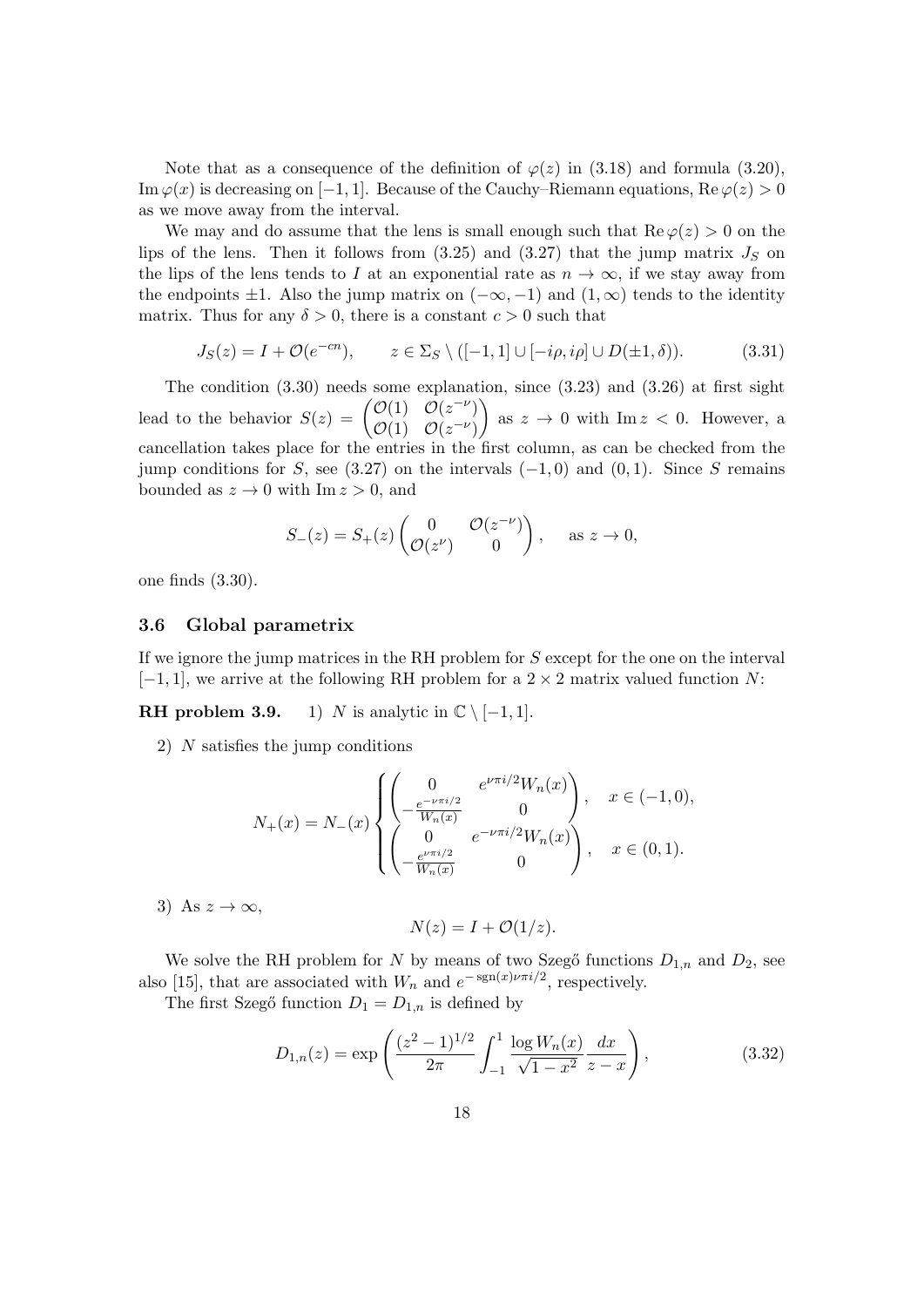Note that as a consequence of the definition of $\varphi(z)$ in (3.18) and formula (3.20), $\operatorname{Im}\varphi(x)$ is decreasing on $[-1,1]$. Because of the Cauchy–Riemann equations, $\operatorname{Re}\varphi(z) > 0$ as we move away from the interval.

We may and do assume that the lens is small enough such that $\operatorname{Re}\varphi(z) > 0$ on the lips of the lens. Then it follows from (3.25) and (3.27) that the jump matrix $J_S$ on the lips of the lens tends to $I$ at an exponential rate as $n \to \infty$, if we stay away from the endpoints $\pm 1$. Also the jump matrix on $(-\infty,-1)$ and $(1,\infty)$ tends to the identity matrix. Thus for any $\delta > 0$, there is a constant $c > 0$ such that

$$J_S(z) = I + \mathcal{O}(e^{-cn}), \qquad z \in \Sigma_S \setminus ([-1,1] \cup [-i\rho, i\rho] \cup D(\pm 1, \delta)). \tag{3.31}$$

The condition (3.30) needs some explanation, since (3.23) and (3.26) at first sight lead to the behavior $S(z) = \begin{pmatrix} \mathcal{O}(1) & \mathcal{O}(z^{-\nu}) \\ \mathcal{O}(1) & \mathcal{O}(z^{-\nu}) \end{pmatrix}$ as $z \to 0$ with $\operatorname{Im} z < 0$. However, a cancellation takes place for the entries in the first column, as can be checked from the jump conditions for $S$, see (3.27) on the intervals $(-1,0)$ and $(0,1)$. Since $S$ remains bounded as $z \to 0$ with $\operatorname{Im} z > 0$, and

$$S_-(z) = S_+(z) \begin{pmatrix} 0 & \mathcal{O}(z^{-\nu}) \\ \mathcal{O}(z^{\nu}) & 0 \end{pmatrix}, \qquad \text{as } z \to 0,$$

one finds (3.30).

### 3.6 Global parametrix

If we ignore the jump matrices in the RH problem for $S$ except for the one on the interval $[-1,1]$, we arrive at the following RH problem for a $2\times 2$ matrix valued function $N$:

**RH problem 3.9.** 1) $N$ is analytic in $\mathbb{C} \setminus [-1,1]$.

2) $N$ satisfies the jump conditions

$$N_+(x) = N_-(x) \begin{cases} \begin{pmatrix} 0 & e^{\nu\pi i/2} W_n(x) \\ -\frac{e^{-\nu\pi i/2}}{W_n(x)} & 0 \end{pmatrix}, & x \in (-1,0), \\ \begin{pmatrix} 0 & e^{-\nu\pi i/2} W_n(x) \\ -\frac{e^{\nu\pi i/2}}{W_n(x)} & 0 \end{pmatrix}, & x \in (0,1). \end{cases}$$

3) As $z \to \infty$,

$$N(z) = I + \mathcal{O}(1/z).$$

We solve the RH problem for $N$ by means of two Szegő functions $D_{1,n}$ and $D_2$, see also [15], that are associated with $W_n$ and $e^{-\operatorname{sgn}(x)\nu\pi i/2}$, respectively.

The first Szegő function $D_1 = D_{1,n}$ is defined by

$$D_{1,n}(z) = \exp\left( \frac{(z^2-1)^{1/2}}{2\pi} \int_{-1}^{1} \frac{\log W_n(x)}{\sqrt{1-x^2}} \frac{dx}{z-x} \right), \tag{3.32}$$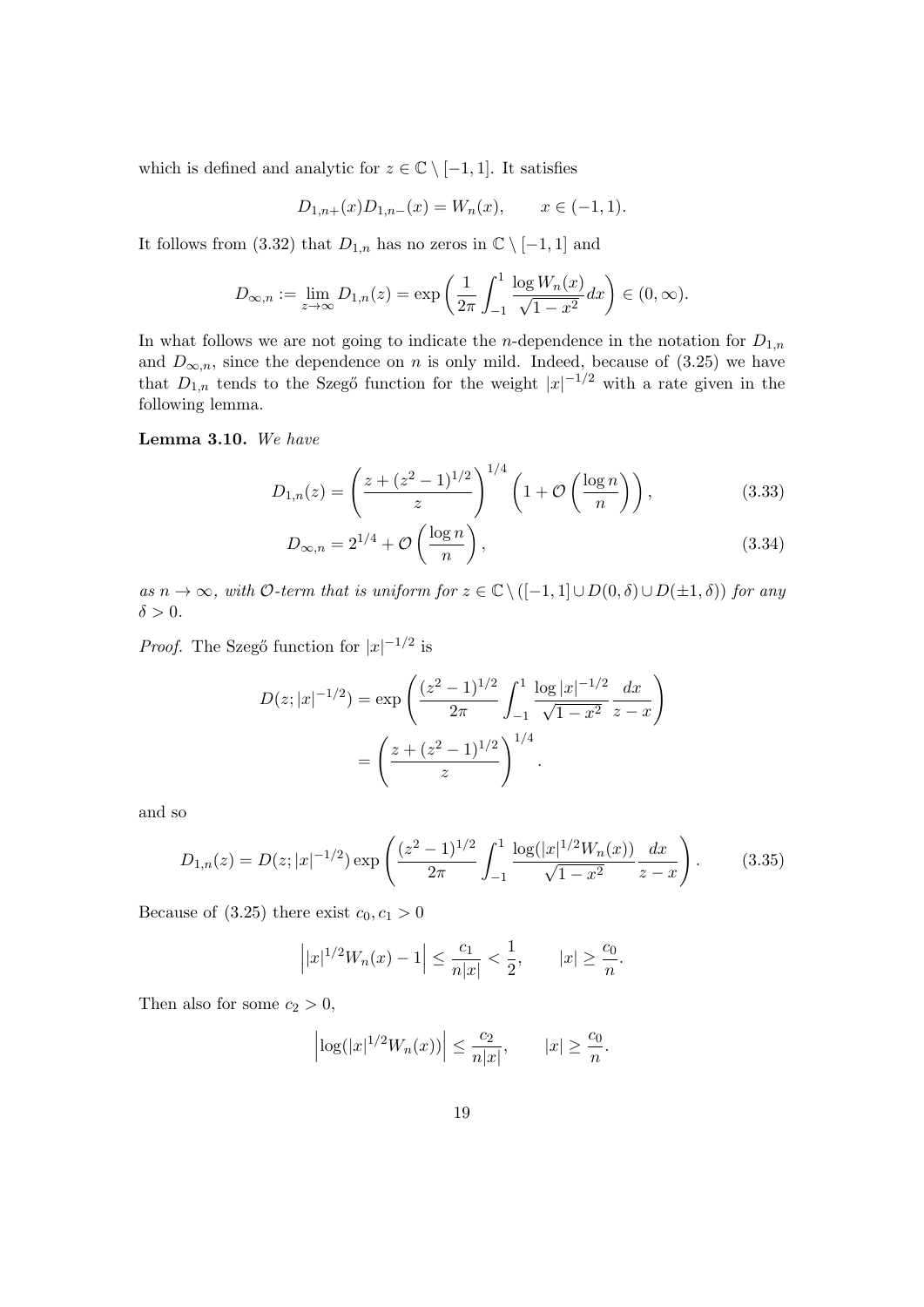which is defined and analytic for $z \in \mathbb{C} \setminus [-1, 1]$. It satisfies

$$D_{1,n+}(x)D_{1,n-}(x) = W_n(x), \qquad x \in (-1, 1).$$

It follows from (3.32) that $D_{1,n}$ has no zeros in $\mathbb{C} \setminus [-1, 1]$ and

$$D_{\infty,n} := \lim_{z \to \infty} D_{1,n}(z) = \exp\left(\frac{1}{2\pi} \int_{-1}^{1} \frac{\log W_n(x)}{\sqrt{1-x^2}} dx\right) \in (0, \infty).$$

In what follows we are not going to indicate the $n$-dependence in the notation for $D_{1,n}$ and $D_{\infty,n}$, since the dependence on $n$ is only mild. Indeed, because of (3.25) we have that $D_{1,n}$ tends to the Szegő function for the weight $|x|^{-1/2}$ with a rate given in the following lemma.

**Lemma 3.10.** *We have*

$$D_{1,n}(z) = \left(\frac{z + (z^2-1)^{1/2}}{z}\right)^{1/4} \left(1 + \mathcal{O}\left(\frac{\log n}{n}\right)\right), \tag{3.33}$$

$$D_{\infty,n} = 2^{1/4} + \mathcal{O}\left(\frac{\log n}{n}\right), \tag{3.34}$$

*as $n \to \infty$, with $\mathcal{O}$-term that is uniform for $z \in \mathbb{C} \setminus ([-1, 1] \cup D(0, \delta) \cup D(\pm 1, \delta))$ for any $\delta > 0$.*

*Proof.* The Szegő function for $|x|^{-1/2}$ is

$$\begin{aligned} D(z; |x|^{-1/2}) &= \exp\left(\frac{(z^2-1)^{1/2}}{2\pi} \int_{-1}^{1} \frac{\log |x|^{-1/2}}{\sqrt{1-x^2}} \frac{dx}{z-x}\right) \\ &= \left(\frac{z + (z^2-1)^{1/2}}{z}\right)^{1/4}. \end{aligned}$$

and so

$$D_{1,n}(z) = D(z; |x|^{-1/2}) \exp\left(\frac{(z^2-1)^{1/2}}{2\pi} \int_{-1}^{1} \frac{\log(|x|^{1/2} W_n(x))}{\sqrt{1-x^2}} \frac{dx}{z-x}\right). \tag{3.35}$$

Because of (3.25) there exist $c_0, c_1 > 0$

$$\left| |x|^{1/2} W_n(x) - 1 \right| \leq \frac{c_1}{n|x|} < \frac{1}{2}, \qquad |x| \geq \frac{c_0}{n}.$$

Then also for some $c_2 > 0$,

$$\left| \log(|x|^{1/2} W_n(x)) \right| \leq \frac{c_2}{n|x|}, \qquad |x| \geq \frac{c_0}{n}.$$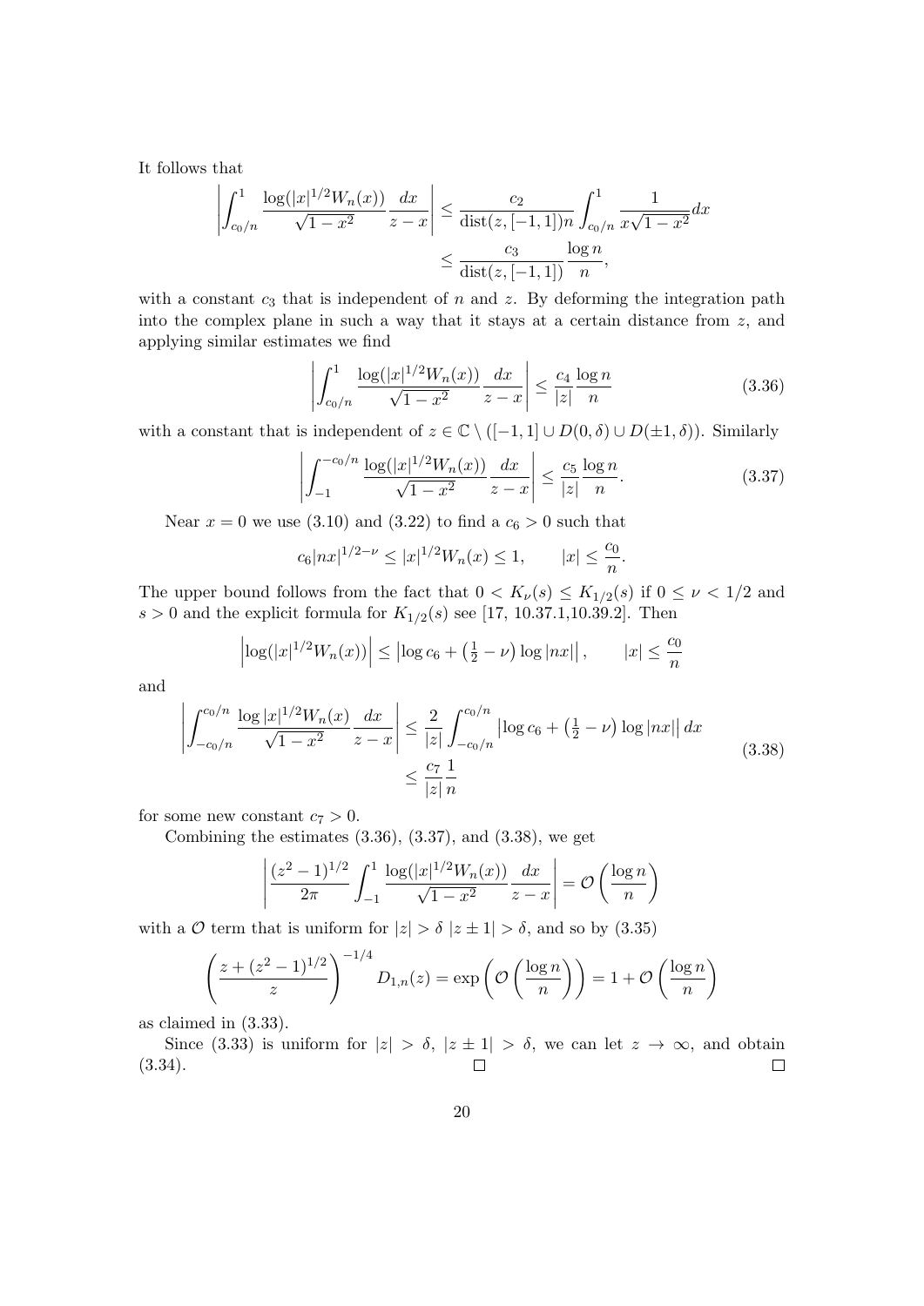It follows that

$$\left| \int_{c_0/n}^1 \frac{\log(|x|^{1/2} W_n(x))}{\sqrt{1-x^2}} \frac{dx}{z-x} \right| \leq \frac{c_2}{\operatorname{dist}(z,[-1,1]) n} \int_{c_0/n}^1 \frac{1}{x\sqrt{1-x^2}} dx$$
$$\leq \frac{c_3}{\operatorname{dist}(z,[-1,1])} \frac{\log n}{n},$$

with a constant $c_3$ that is independent of $n$ and $z$. By deforming the integration path into the complex plane in such a way that it stays at a certain distance from $z$, and applying similar estimates we find

$$\left| \int_{c_0/n}^1 \frac{\log(|x|^{1/2} W_n(x))}{\sqrt{1-x^2}} \frac{dx}{z-x} \right| \leq \frac{c_4}{|z|} \frac{\log n}{n} \tag{3.36}$$

with a constant that is independent of $z \in \mathbb{C} \setminus ([-1,1] \cup D(0,\delta) \cup D(\pm 1, \delta))$. Similarly

$$\left| \int_{-1}^{-c_0/n} \frac{\log(|x|^{1/2} W_n(x))}{\sqrt{1-x^2}} \frac{dx}{z-x} \right| \leq \frac{c_5}{|z|} \frac{\log n}{n}. \tag{3.37}$$

Near $x = 0$ we use (3.10) and (3.22) to find a $c_6 > 0$ such that

$$c_6 |nx|^{1/2-\nu} \leq |x|^{1/2} W_n(x) \leq 1, \qquad |x| \leq \frac{c_0}{n}.$$

The upper bound follows from the fact that $0 < K_\nu(s) \leq K_{1/2}(s)$ if $0 \leq \nu < 1/2$ and $s > 0$ and the explicit formula for $K_{1/2}(s)$ see [17, 10.37.1,10.39.2]. Then

$$\left| \log(|x|^{1/2} W_n(x)) \right| \leq \left| \log c_6 + \left(\tfrac{1}{2} - \nu\right) \log |nx| \right|, \qquad |x| \leq \frac{c_0}{n}$$

and

$$\left| \int_{-c_0/n}^{c_0/n} \frac{\log |x|^{1/2} W_n(x)}{\sqrt{1-x^2}} \frac{dx}{z-x} \right| \leq \frac{2}{|z|} \int_{-c_0/n}^{c_0/n} \left| \log c_6 + \left(\tfrac{1}{2} - \nu\right) \log |nx| \right| dx$$
$$\leq \frac{c_7}{|z|} \frac{1}{n} \tag{3.38}$$

for some new constant $c_7 > 0$.

Combining the estimates (3.36), (3.37), and (3.38), we get

$$\left| \frac{(z^2-1)^{1/2}}{2\pi} \int_{-1}^1 \frac{\log(|x|^{1/2} W_n(x))}{\sqrt{1-x^2}} \frac{dx}{z-x} \right| = \mathcal{O}\left( \frac{\log n}{n} \right)$$

with a $\mathcal{O}$ term that is uniform for $|z| > \delta$ $|z \pm 1| > \delta$, and so by (3.35)

$$\left( \frac{z + (z^2-1)^{1/2}}{z} \right)^{-1/4} D_{1,n}(z) = \exp\left( \mathcal{O}\left( \frac{\log n}{n} \right) \right) = 1 + \mathcal{O}\left( \frac{\log n}{n} \right)$$

as claimed in (3.33).

Since (3.33) is uniform for $|z| > \delta$, $|z \pm 1| > \delta$, we can let $z \to \infty$, and obtain (3.34). □ □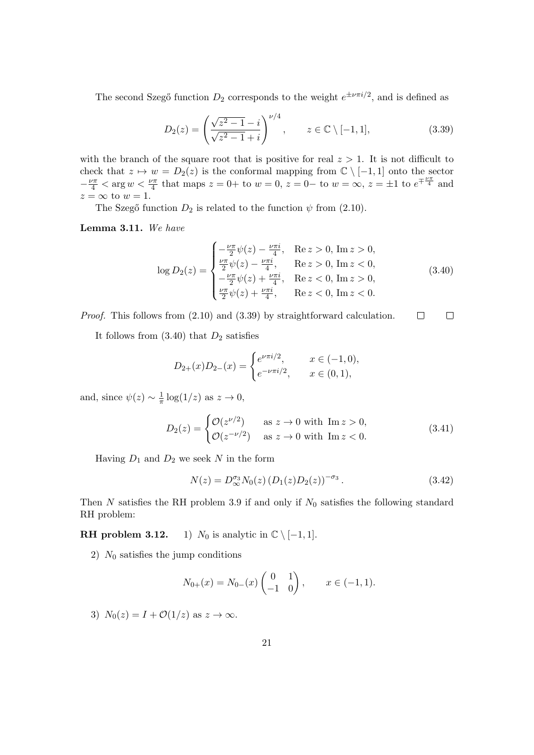The second Szegő function $D_2$ corresponds to the weight $e^{\pm \nu\pi i/2}$, and is defined as

$$D_2(z) = \left( \frac{\sqrt{z^2-1} - i}{\sqrt{z^2-1} + i} \right)^{\nu/4}, \qquad z \in \mathbb{C} \setminus [-1,1], \tag{3.39}$$

with the branch of the square root that is positive for real $z > 1$. It is not difficult to check that $z \mapsto w = D_2(z)$ is the conformal mapping from $\mathbb{C} \setminus [-1,1]$ onto the sector $-\frac{\nu\pi}{4} < \arg w < \frac{\nu\pi}{4}$ that maps $z = 0+$ to $w = 0$, $z = 0-$ to $w = \infty$, $z = \pm 1$ to $e^{\mp \frac{\nu\pi}{4}}$ and $z = \infty$ to $w = 1$.

The Szegő function $D_2$ is related to the function $\psi$ from (2.10).

**Lemma 3.11.** *We have*

$$\log D_2(z) = \begin{cases} -\frac{\nu\pi}{2}\psi(z) - \frac{\nu\pi i}{4}, & \operatorname{Re} z > 0, \operatorname{Im} z > 0, \\ \frac{\nu\pi}{2}\psi(z) - \frac{\nu\pi i}{4}, & \operatorname{Re} z > 0, \operatorname{Im} z < 0, \\ -\frac{\nu\pi}{2}\psi(z) + \frac{\nu\pi i}{4}, & \operatorname{Re} z < 0, \operatorname{Im} z > 0, \\ \frac{\nu\pi}{2}\psi(z) + \frac{\nu\pi i}{4}, & \operatorname{Re} z < 0, \operatorname{Im} z < 0. \end{cases} \tag{3.40}$$

*Proof.* This follows from (2.10) and (3.39) by straightforward calculation. □ □

It follows from (3.40) that $D_2$ satisfies

$$D_{2+}(x) D_{2-}(x) = \begin{cases} e^{\nu\pi i/2}, & x \in (-1,0), \\ e^{-\nu\pi i/2}, & x \in (0,1), \end{cases}$$

and, since $\psi(z) \sim \frac{1}{\pi}\log(1/z)$ as $z \to 0$,

$$D_2(z) = \begin{cases} \mathcal{O}(z^{\nu/2}) & \text{as } z \to 0 \text{ with } \operatorname{Im} z > 0, \\ \mathcal{O}(z^{-\nu/2}) & \text{as } z \to 0 \text{ with } \operatorname{Im} z < 0. \end{cases} \tag{3.41}$$

Having $D_1$ and $D_2$ we seek $N$ in the form

$$N(z) = D_\infty^{\sigma_3} N_0(z) \left( D_1(z) D_2(z) \right)^{-\sigma_3}. \tag{3.42}$$

Then $N$ satisfies the RH problem 3.9 if and only if $N_0$ satisfies the following standard RH problem:

**RH problem 3.12.** 1) $N_0$ is analytic in $\mathbb{C} \setminus [-1,1]$.

2) $N_0$ satisfies the jump conditions

$$N_{0+}(x) = N_{0-}(x) \begin{pmatrix} 0 & 1 \\ -1 & 0 \end{pmatrix}, \qquad x \in (-1,1).$$

3) $N_0(z) = I + \mathcal{O}(1/z)$ as $z \to \infty$.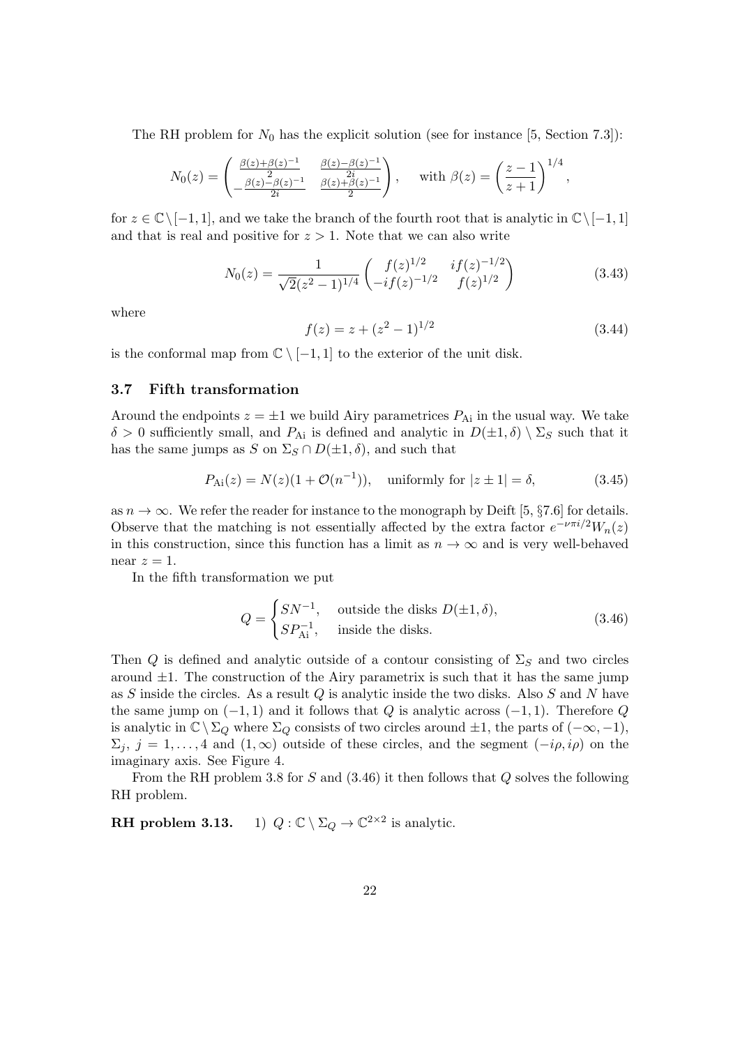The RH problem for $N_0$ has the explicit solution (see for instance [5, Section 7.3]):

$$N_0(z) = \begin{pmatrix} \frac{\beta(z)+\beta(z)^{-1}}{2} & \frac{\beta(z)-\beta(z)^{-1}}{2i} \\ -\frac{\beta(z)-\beta(z)^{-1}}{2i} & \frac{\beta(z)+\beta(z)^{-1}}{2} \end{pmatrix}, \quad \text{with } \beta(z) = \left(\frac{z-1}{z+1}\right)^{1/4},$$

for $z \in \mathbb{C} \setminus [-1, 1]$, and we take the branch of the fourth root that is analytic in $\mathbb{C} \setminus [-1, 1]$ and that is real and positive for $z > 1$. Note that we can also write

$$N_0(z) = \frac{1}{\sqrt{2}(z^2-1)^{1/4}} \begin{pmatrix} f(z)^{1/2} & if(z)^{-1/2} \\ -if(z)^{-1/2} & f(z)^{1/2} \end{pmatrix} \tag{3.43}$$

where

$$f(z) = z + (z^2-1)^{1/2} \tag{3.44}$$

is the conformal map from $\mathbb{C} \setminus [-1, 1]$ to the exterior of the unit disk.

### 3.7 Fifth transformation

Around the endpoints $z = \pm 1$ we build Airy parametrices $P_{\mathrm{Ai}}$ in the usual way. We take $\delta > 0$ sufficiently small, and $P_{\mathrm{Ai}}$ is defined and analytic in $D(\pm 1, \delta) \setminus \Sigma_S$ such that it has the same jumps as $S$ on $\Sigma_S \cap D(\pm 1, \delta)$, and such that

$$P_{\mathrm{Ai}}(z) = N(z)(1 + \mathcal{O}(n^{-1})), \quad \text{uniformly for } |z \pm 1| = \delta, \tag{3.45}$$

as $n \to \infty$. We refer the reader for instance to the monograph by Deift [5, §7.6] for details. Observe that the matching is not essentially affected by the extra factor $e^{-\nu\pi i/2}W_n(z)$ in this construction, since this function has a limit as $n \to \infty$ and is very well-behaved near $z = 1$.

In the fifth transformation we put

$$Q = \begin{cases} SN^{-1}, & \text{outside the disks } D(\pm 1, \delta), \\ SP_{\mathrm{Ai}}^{-1}, & \text{inside the disks.} \end{cases} \tag{3.46}$$

Then $Q$ is defined and analytic outside of a contour consisting of $\Sigma_S$ and two circles around $\pm 1$. The construction of the Airy parametrix is such that it has the same jump as $S$ inside the circles. As a result $Q$ is analytic inside the two disks. Also $S$ and $N$ have the same jump on $(-1, 1)$ and it follows that $Q$ is analytic across $(-1, 1)$. Therefore $Q$ is analytic in $\mathbb{C} \setminus \Sigma_Q$ where $\Sigma_Q$ consists of two circles around $\pm 1$, the parts of $(-\infty, -1)$, $\Sigma_j$, $j = 1, \ldots, 4$ and $(1, \infty)$ outside of these circles, and the segment $(-i\rho, i\rho)$ on the imaginary axis. See Figure 4.

From the RH problem 3.8 for $S$ and (3.46) it then follows that $Q$ solves the following RH problem.

**RH problem 3.13.** 1) $Q : \mathbb{C} \setminus \Sigma_Q \to \mathbb{C}^{2\times 2}$ is analytic.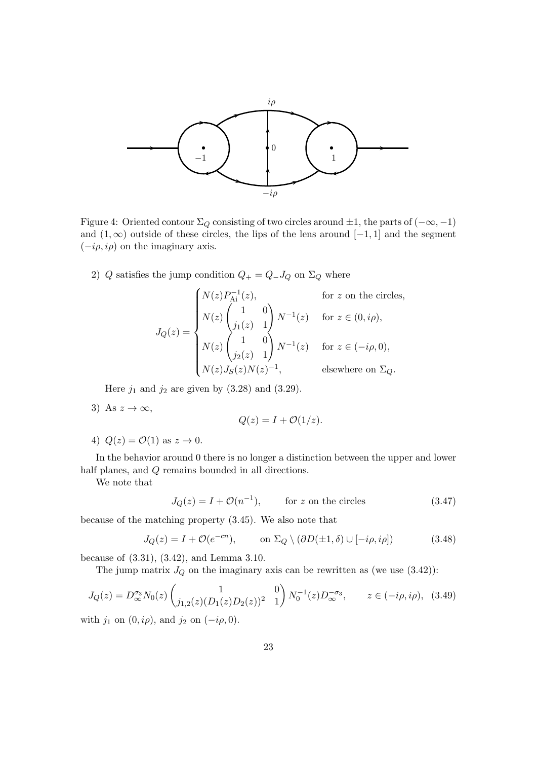Figure 4: Oriented contour $\Sigma_Q$ consisting of two circles around $\pm 1$, the parts of $(-\infty,-1)$ and $(1,\infty)$ outside of these circles, the lips of the lens around $[-1,1]$ and the segment $(-i\rho, i\rho)$ on the imaginary axis.

2) $Q$ satisfies the jump condition $Q_+ = Q_- J_Q$ on $\Sigma_Q$ where

$$J_Q(z) = \begin{cases} N(z) P_{\mathrm{Ai}}^{-1}(z), & \text{for } z \text{ on the circles,} \\ N(z) \begin{pmatrix} 1 & 0 \\ j_1(z) & 1 \end{pmatrix} N^{-1}(z) & \text{for } z \in (0, i\rho), \\ N(z) \begin{pmatrix} 1 & 0 \\ j_2(z) & 1 \end{pmatrix} N^{-1}(z) & \text{for } z \in (-i\rho, 0), \\ N(z) J_S(z) N(z)^{-1}, & \text{elsewhere on } \Sigma_Q. \end{cases}$$

Here $j_1$ and $j_2$ are given by (3.28) and (3.29).

3) As $z \to \infty$,

$$Q(z) = I + \mathcal{O}(1/z).$$

4) $Q(z) = \mathcal{O}(1)$ as $z \to 0$.

In the behavior around 0 there is no longer a distinction between the upper and lower half planes, and $Q$ remains bounded in all directions.

We note that

$$J_Q(z) = I + \mathcal{O}(n^{-1}), \qquad \text{for } z \text{ on the circles} \tag{3.47}$$

because of the matching property (3.45). We also note that

$$J_Q(z) = I + \mathcal{O}(e^{-cn}), \qquad \text{on } \Sigma_Q \setminus (\partial D(\pm 1, \delta) \cup [-i\rho, i\rho]) \tag{3.48}$$

because of (3.31), (3.42), and Lemma 3.10.

The jump matrix $J_Q$ on the imaginary axis can be rewritten as (we use (3.42)):

$$J_Q(z) = D_\infty^{\sigma_3} N_0(z) \begin{pmatrix} 1 & 0 \\ j_{1,2}(z)(D_1(z)D_2(z))^2 & 1 \end{pmatrix} N_0^{-1}(z) D_\infty^{-\sigma_3}, \qquad z \in (-i\rho, i\rho), \tag{3.49}$$

with $j_1$ on $(0, i\rho)$, and $j_2$ on $(-i\rho, 0)$.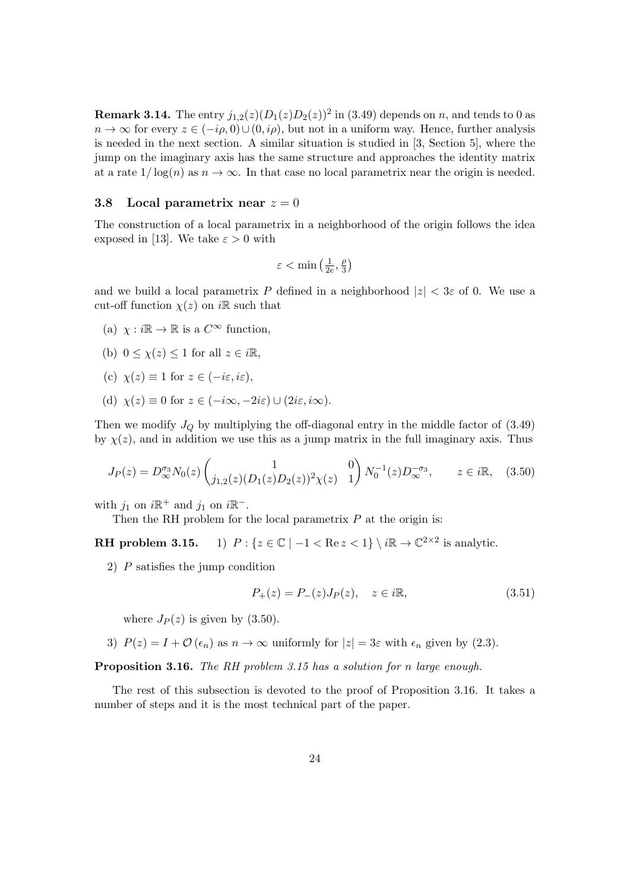**Remark 3.14.** The entry $j_{1,2}(z)(D_1(z)D_2(z))^2$ in (3.49) depends on $n$, and tends to 0 as $n \to \infty$ for every $z \in (-i\rho, 0) \cup (0, i\rho)$, but not in a uniform way. Hence, further analysis is needed in the next section. A similar situation is studied in [3, Section 5], where the jump on the imaginary axis has the same structure and approaches the identity matrix at a rate $1/\log(n)$ as $n \to \infty$. In that case no local parametrix near the origin is needed.

### 3.8 Local parametrix near $z = 0$

The construction of a local parametrix in a neighborhood of the origin follows the idea exposed in [13]. We take $\varepsilon > 0$ with

$$\varepsilon < \min\left(\tfrac{1}{2e}, \tfrac{\rho}{3}\right)$$

and we build a local parametrix $P$ defined in a neighborhood $|z| < 3\varepsilon$ of 0. We use a cut-off function $\chi(z)$ on $i\mathbb{R}$ such that

(a) $\chi : i\mathbb{R} \to \mathbb{R}$ is a $C^\infty$ function,

(b) $0 \leq \chi(z) \leq 1$ for all $z \in i\mathbb{R}$,

(c) $\chi(z) \equiv 1$ for $z \in (-i\varepsilon, i\varepsilon)$,

(d) $\chi(z) \equiv 0$ for $z \in (-i\infty, -2i\varepsilon) \cup (2i\varepsilon, i\infty)$.

Then we modify $J_Q$ by multiplying the off-diagonal entry in the middle factor of (3.49) by $\chi(z)$, and in addition we use this as a jump matrix in the full imaginary axis. Thus

$$J_P(z) = D_\infty^{\sigma_3} N_0(z) \begin{pmatrix} 1 & 0 \\ j_{1,2}(z)(D_1(z)D_2(z))^2\chi(z) & 1 \end{pmatrix} N_0^{-1}(z) D_\infty^{-\sigma_3}, \qquad z \in i\mathbb{R}, \quad (3.50)$$

with $j_1$ on $i\mathbb{R}^+$ and $j_1$ on $i\mathbb{R}^-$.

Then the RH problem for the local parametrix $P$ at the origin is:

**RH problem 3.15.** 1) $P : \{z \in \mathbb{C} \mid -1 < \operatorname{Re} z < 1\} \setminus i\mathbb{R} \to \mathbb{C}^{2\times 2}$ is analytic.

2) $P$ satisfies the jump condition

$$P_+(z) = P_-(z) J_P(z), \quad z \in i\mathbb{R}, \quad (3.51)$$

where $J_P(z)$ is given by (3.50).

3) $P(z) = I + \mathcal{O}(\epsilon_n)$ as $n \to \infty$ uniformly for $|z| = 3\varepsilon$ with $\epsilon_n$ given by (2.3).

**Proposition 3.16.** *The RH problem 3.15 has a solution for n large enough.*

The rest of this subsection is devoted to the proof of Proposition 3.16. It takes a number of steps and it is the most technical part of the paper.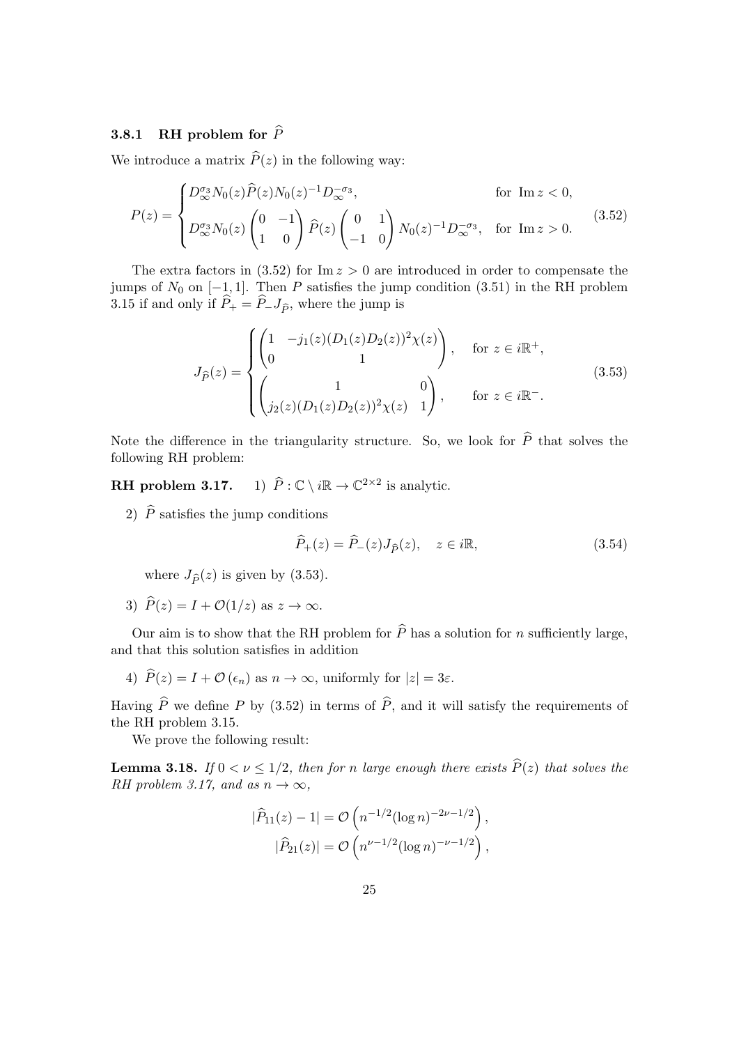### 3.8.1 RH problem for $\widehat{P}$

We introduce a matrix $\widehat{P}(z)$ in the following way:

$$P(z) = \begin{cases} D_\infty^{\sigma_3} N_0(z) \widehat{P}(z) N_0(z)^{-1} D_\infty^{-\sigma_3}, & \text{for } \operatorname{Im} z < 0, \\ D_\infty^{\sigma_3} N_0(z) \begin{pmatrix} 0 & -1 \\ 1 & 0 \end{pmatrix} \widehat{P}(z) \begin{pmatrix} 0 & 1 \\ -1 & 0 \end{pmatrix} N_0(z)^{-1} D_\infty^{-\sigma_3}, & \text{for } \operatorname{Im} z > 0. \end{cases} \tag{3.52}$$

The extra factors in (3.52) for $\operatorname{Im} z > 0$ are introduced in order to compensate the jumps of $N_0$ on $[-1,1]$. Then $P$ satisfies the jump condition (3.51) in the RH problem 3.15 if and only if $\widehat{P}_+ = \widehat{P}_- J_{\widehat{P}}$, where the jump is

$$J_{\widehat{P}}(z) = \begin{cases} \begin{pmatrix} 1 & -j_1(z)(D_1(z)D_2(z))^2\chi(z) \\ 0 & 1 \end{pmatrix}, & \text{for } z \in i\mathbb{R}^+, \\ \begin{pmatrix} 1 & 0 \\ j_2(z)(D_1(z)D_2(z))^2\chi(z) & 1 \end{pmatrix}, & \text{for } z \in i\mathbb{R}^-. \end{cases} \tag{3.53}$$

Note the difference in the triangularity structure. So, we look for $\widehat{P}$ that solves the following RH problem:

**RH problem 3.17.** 1) $\widehat{P} : \mathbb{C} \setminus i\mathbb{R} \to \mathbb{C}^{2\times 2}$ is analytic.

2) $\widehat{P}$ satisfies the jump conditions

$$\widehat{P}_+(z) = \widehat{P}_-(z) J_{\widehat{P}}(z), \quad z \in i\mathbb{R}, \tag{3.54}$$

where $J_{\widehat{P}}(z)$ is given by (3.53).

3) $\widehat{P}(z) = I + \mathcal{O}(1/z)$ as $z \to \infty$.

Our aim is to show that the RH problem for $\widehat{P}$ has a solution for $n$ sufficiently large, and that this solution satisfies in addition

4) $\widehat{P}(z) = I + \mathcal{O}(\epsilon_n)$ as $n \to \infty$, uniformly for $|z| = 3\varepsilon$.

Having $\widehat{P}$ we define $P$ by (3.52) in terms of $\widehat{P}$, and it will satisfy the requirements of the RH problem 3.15.

We prove the following result:

**Lemma 3.18.** *If $0 < \nu \leq 1/2$, then for $n$ large enough there exists $\widehat{P}(z)$ that solves the RH problem 3.17, and as $n \to \infty$,*

$$|\widehat{P}_{11}(z) - 1| = \mathcal{O}\left(n^{-1/2}(\log n)^{-2\nu-1/2}\right),$$
$$|\widehat{P}_{21}(z)| = \mathcal{O}\left(n^{\nu-1/2}(\log n)^{-\nu-1/2}\right),$$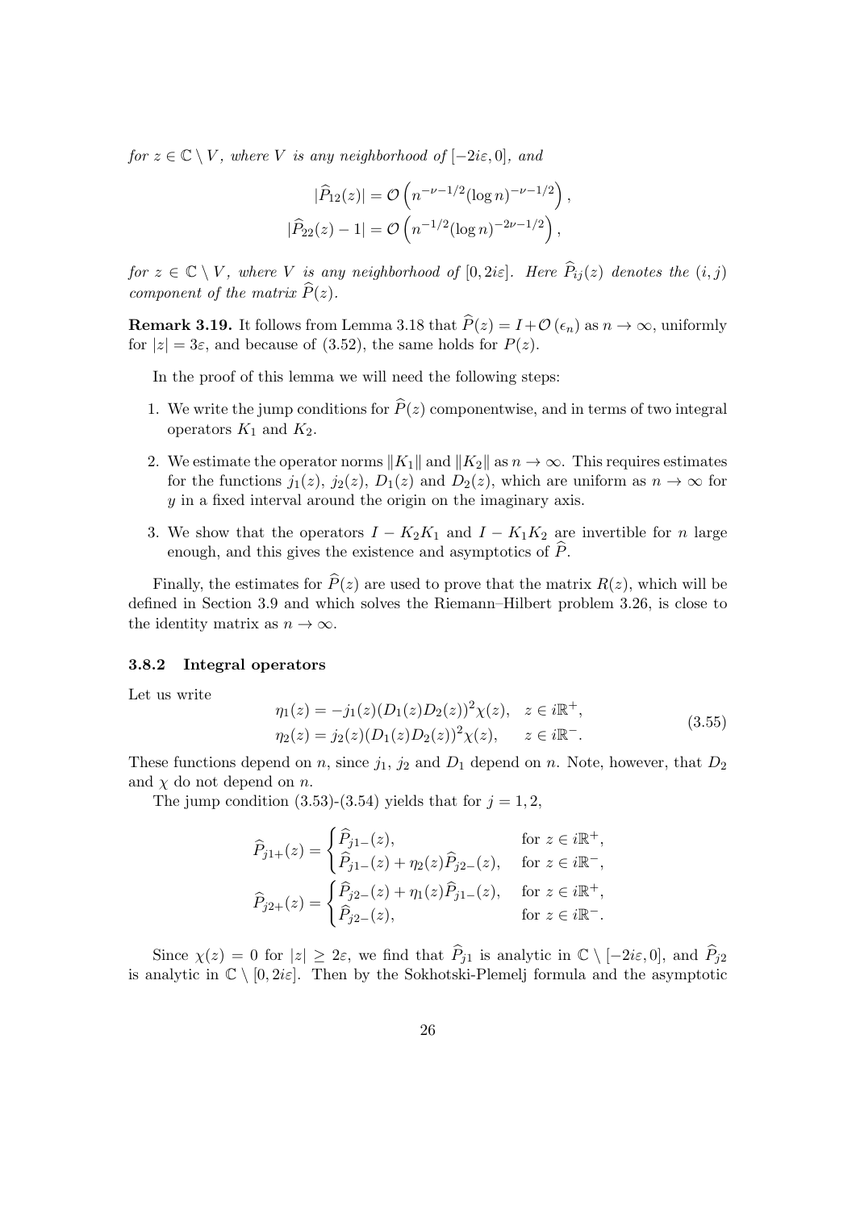*for $z \in \mathbb{C} \setminus V$, where $V$ is any neighborhood of $[-2i\varepsilon, 0]$, and*

$$|\widehat{P}_{12}(z)| = \mathcal{O}\left(n^{-\nu-1/2}(\log n)^{-\nu-1/2}\right),$$
$$|\widehat{P}_{22}(z) - 1| = \mathcal{O}\left(n^{-1/2}(\log n)^{-2\nu-1/2}\right),$$

*for $z \in \mathbb{C} \setminus V$, where $V$ is any neighborhood of $[0, 2i\varepsilon]$. Here $\widehat{P}_{ij}(z)$ denotes the $(i,j)$ component of the matrix $\widehat{P}(z)$.*

**Remark 3.19.** It follows from Lemma 3.18 that $\widehat{P}(z) = I + \mathcal{O}(\epsilon_n)$ as $n \to \infty$, uniformly for $|z| = 3\varepsilon$, and because of (3.52), the same holds for $P(z)$.

In the proof of this lemma we will need the following steps:

1. We write the jump conditions for $\widehat{P}(z)$ componentwise, and in terms of two integral operators $K_1$ and $K_2$.
2. We estimate the operator norms $\|K_1\|$ and $\|K_2\|$ as $n \to \infty$. This requires estimates for the functions $j_1(z)$, $j_2(z)$, $D_1(z)$ and $D_2(z)$, which are uniform as $n \to \infty$ for $y$ in a fixed interval around the origin on the imaginary axis.
3. We show that the operators $I - K_2K_1$ and $I - K_1K_2$ are invertible for $n$ large enough, and this gives the existence and asymptotics of $\widehat{P}$.

Finally, the estimates for $\widehat{P}(z)$ are used to prove that the matrix $R(z)$, which will be defined in Section 3.9 and which solves the Riemann–Hilbert problem 3.26, is close to the identity matrix as $n \to \infty$.

### 3.8.2 Integral operators

Let us write

$$\begin{aligned} \eta_1(z) &= -j_1(z)(D_1(z)D_2(z))^2\chi(z), \quad z \in i\mathbb{R}^+, \\ \eta_2(z) &= j_2(z)(D_1(z)D_2(z))^2\chi(z), \quad z \in i\mathbb{R}^-. \end{aligned} \tag{3.55}$$

These functions depend on $n$, since $j_1$, $j_2$ and $D_1$ depend on $n$. Note, however, that $D_2$ and $\chi$ do not depend on $n$.

The jump condition (3.53)-(3.54) yields that for $j = 1, 2$,

$$\widehat{P}_{j1+}(z) = \begin{cases} \widehat{P}_{j1-}(z), & \text{for } z \in i\mathbb{R}^+, \\ \widehat{P}_{j1-}(z) + \eta_2(z)\widehat{P}_{j2-}(z), & \text{for } z \in i\mathbb{R}^-, \end{cases}$$

$$\widehat{P}_{j2+}(z) = \begin{cases} \widehat{P}_{j2-}(z) + \eta_1(z)\widehat{P}_{j1-}(z), & \text{for } z \in i\mathbb{R}^+, \\ \widehat{P}_{j2-}(z), & \text{for } z \in i\mathbb{R}^-. \end{cases}$$

Since $\chi(z) = 0$ for $|z| \geq 2\varepsilon$, we find that $\widehat{P}_{j1}$ is analytic in $\mathbb{C} \setminus [-2i\varepsilon, 0]$, and $\widehat{P}_{j2}$ is analytic in $\mathbb{C} \setminus [0, 2i\varepsilon]$. Then by the Sokhotski-Plemelj formula and the asymptotic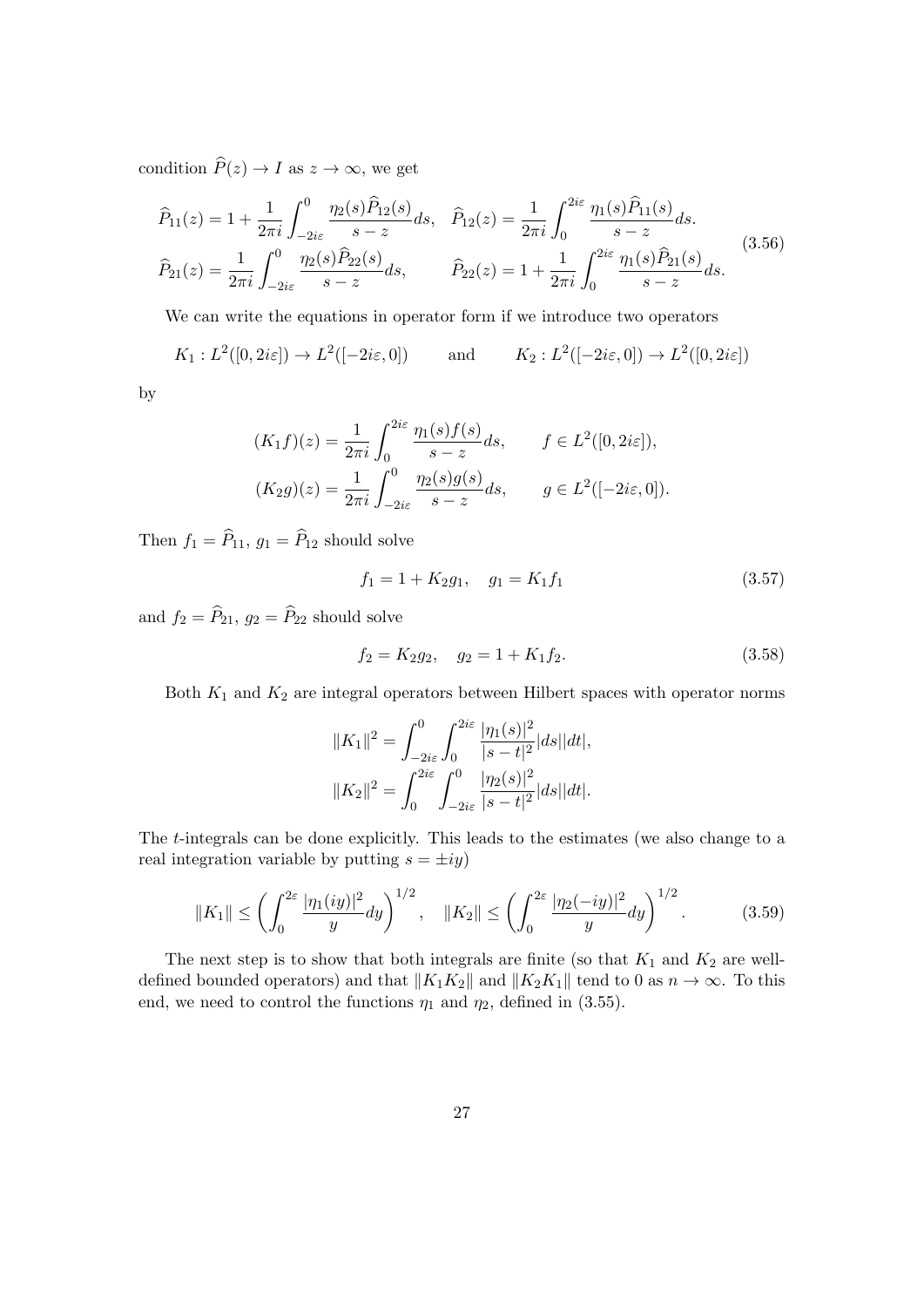condition $\widehat{P}(z) \to I$ as $z \to \infty$, we get

$$\begin{aligned}
\widehat{P}_{11}(z) &= 1 + \frac{1}{2\pi i}\int_{-2i\varepsilon}^{0} \frac{\eta_2(s)\widehat{P}_{12}(s)}{s-z}ds, \quad \widehat{P}_{12}(z) = \frac{1}{2\pi i}\int_{0}^{2i\varepsilon} \frac{\eta_1(s)\widehat{P}_{11}(s)}{s-z}ds. \\
\widehat{P}_{21}(z) &= \frac{1}{2\pi i}\int_{-2i\varepsilon}^{0} \frac{\eta_2(s)\widehat{P}_{22}(s)}{s-z}ds, \qquad \widehat{P}_{22}(z) = 1 + \frac{1}{2\pi i}\int_{0}^{2i\varepsilon} \frac{\eta_1(s)\widehat{P}_{21}(s)}{s-z}ds.
\end{aligned} \tag{3.56}$$

We can write the equations in operator form if we introduce two operators

$$K_1 : L^2([0, 2i\varepsilon]) \to L^2([-2i\varepsilon, 0]) \qquad \text{and} \qquad K_2 : L^2([-2i\varepsilon, 0]) \to L^2([0, 2i\varepsilon])$$

by

$$\begin{aligned}
(K_1 f)(z) &= \frac{1}{2\pi i}\int_{0}^{2i\varepsilon} \frac{\eta_1(s)f(s)}{s-z}ds, \qquad f \in L^2([0, 2i\varepsilon]), \\
(K_2 g)(z) &= \frac{1}{2\pi i}\int_{-2i\varepsilon}^{0} \frac{\eta_2(s)g(s)}{s-z}ds, \qquad g \in L^2([-2i\varepsilon, 0]).
\end{aligned}$$

Then $f_1 = \widehat{P}_{11}$, $g_1 = \widehat{P}_{12}$ should solve

$$f_1 = 1 + K_2 g_1, \quad g_1 = K_1 f_1 \tag{3.57}$$

and $f_2 = \widehat{P}_{21}$, $g_2 = \widehat{P}_{22}$ should solve

$$f_2 = K_2 g_2, \quad g_2 = 1 + K_1 f_2. \tag{3.58}$$

Both $K_1$ and $K_2$ are integral operators between Hilbert spaces with operator norms

$$\begin{aligned}
\|K_1\|^2 &= \int_{-2i\varepsilon}^{0}\int_{0}^{2i\varepsilon} \frac{|\eta_1(s)|^2}{|s-t|^2}|ds||dt|, \\
\|K_2\|^2 &= \int_{0}^{2i\varepsilon}\int_{-2i\varepsilon}^{0} \frac{|\eta_2(s)|^2}{|s-t|^2}|ds||dt|.
\end{aligned}$$

The $t$-integrals can be done explicitly. This leads to the estimates (we also change to a real integration variable by putting $s = \pm iy$)

$$\|K_1\| \leq \left(\int_{0}^{2\varepsilon} \frac{|\eta_1(iy)|^2}{y}dy\right)^{1/2}, \quad \|K_2\| \leq \left(\int_{0}^{2\varepsilon} \frac{|\eta_2(-iy)|^2}{y}dy\right)^{1/2}. \tag{3.59}$$

The next step is to show that both integrals are finite (so that $K_1$ and $K_2$ are well-defined bounded operators) and that $\|K_1 K_2\|$ and $\|K_2 K_1\|$ tend to 0 as $n \to \infty$. To this end, we need to control the functions $\eta_1$ and $\eta_2$, defined in (3.55).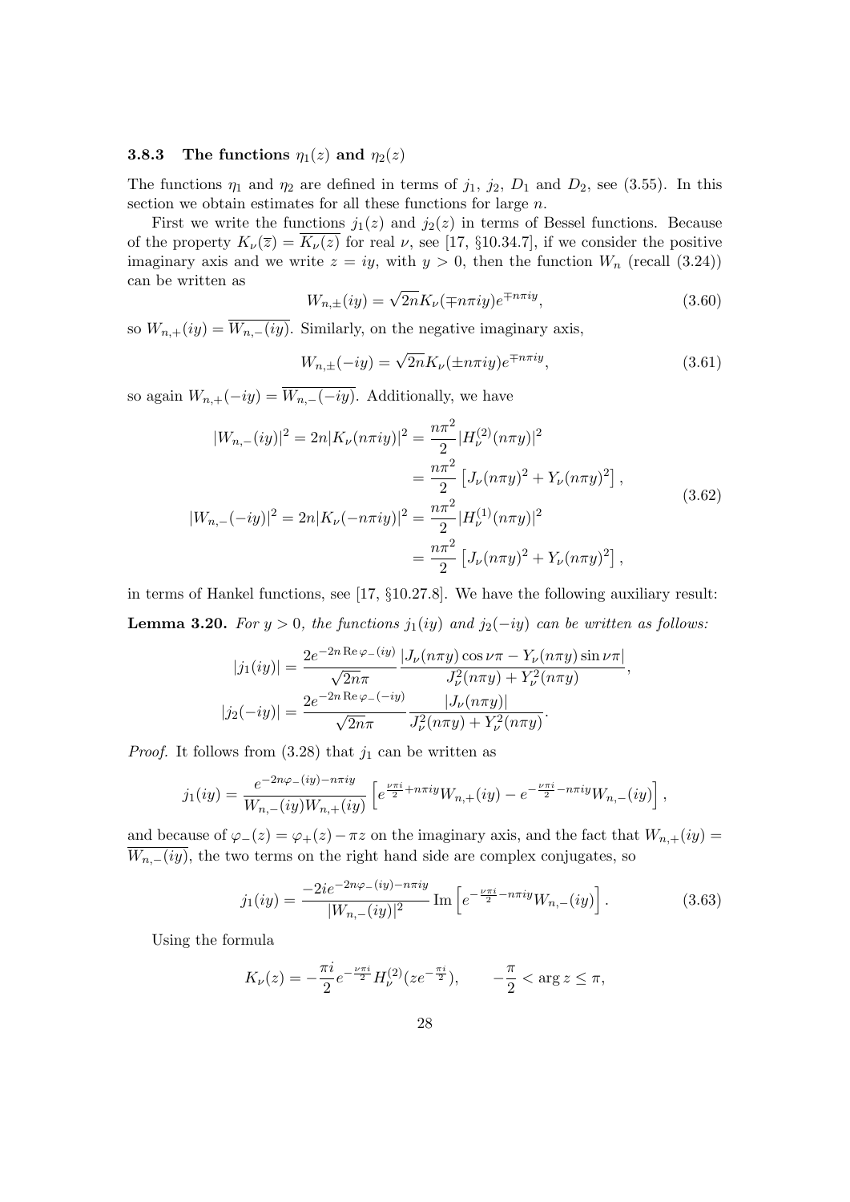### 3.8.3 The functions $\eta_1(z)$ and $\eta_2(z)$

The functions $\eta_1$ and $\eta_2$ are defined in terms of $j_1$, $j_2$, $D_1$ and $D_2$, see (3.55). In this section we obtain estimates for all these functions for large $n$.

First we write the functions $j_1(z)$ and $j_2(z)$ in terms of Bessel functions. Because of the property $K_\nu(\overline{z}) = \overline{K_\nu(z)}$ for real $\nu$, see [17, §10.34.7], if we consider the positive imaginary axis and we write $z = iy$, with $y > 0$, then the function $W_n$ (recall (3.24)) can be written as

$$W_{n,\pm}(iy) = \sqrt{2n} K_\nu(\mp n\pi i y) e^{\mp n\pi i y}, \tag{3.60}$$

so $W_{n,+}(iy) = \overline{W_{n,-}(iy)}$. Similarly, on the negative imaginary axis,

$$W_{n,\pm}(-iy) = \sqrt{2n} K_\nu(\pm n\pi i y) e^{\mp n\pi i y}, \tag{3.61}$$

so again $W_{n,+}(-iy) = \overline{W_{n,-}(-iy)}$. Additionally, we have

$$\begin{aligned} |W_{n,-}(iy)|^2 = 2n|K_\nu(n\pi i y)|^2 &= \frac{n\pi^2}{2}|H_\nu^{(2)}(n\pi y)|^2 \\ &= \frac{n\pi^2}{2}\left[J_\nu(n\pi y)^2 + Y_\nu(n\pi y)^2\right], \\ |W_{n,-}(-iy)|^2 = 2n|K_\nu(-n\pi i y)|^2 &= \frac{n\pi^2}{2}|H_\nu^{(1)}(n\pi y)|^2 \\ &= \frac{n\pi^2}{2}\left[J_\nu(n\pi y)^2 + Y_\nu(n\pi y)^2\right], \end{aligned} \tag{3.62}$$

in terms of Hankel functions, see [17, §10.27.8]. We have the following auxiliary result:

**Lemma 3.20.** *For $y > 0$, the functions $j_1(iy)$ and $j_2(-iy)$ can be written as follows:*

$$\begin{aligned} |j_1(iy)| &= \frac{2e^{-2n\operatorname{Re}\varphi_-(iy)}}{\sqrt{2n}\pi}\frac{|J_\nu(n\pi y)\cos\nu\pi - Y_\nu(n\pi y)\sin\nu\pi|}{J_\nu^2(n\pi y) + Y_\nu^2(n\pi y)}, \\ |j_2(-iy)| &= \frac{2e^{-2n\operatorname{Re}\varphi_-(-iy)}}{\sqrt{2n}\pi}\frac{|J_\nu(n\pi y)|}{J_\nu^2(n\pi y) + Y_\nu^2(n\pi y)}. \end{aligned}$$

*Proof.* It follows from (3.28) that $j_1$ can be written as

$$j_1(iy) = \frac{e^{-2n\varphi_-(iy) - n\pi i y}}{W_{n,-}(iy)W_{n,+}(iy)}\left[e^{\frac{\nu\pi i}{2} + n\pi i y}W_{n,+}(iy) - e^{-\frac{\nu\pi i}{2} - n\pi i y}W_{n,-}(iy)\right],$$

and because of $\varphi_-(z) = \varphi_+(z) - \pi z$ on the imaginary axis, and the fact that $W_{n,+}(iy) = \overline{W_{n,-}(iy)}$, the two terms on the right hand side are complex conjugates, so

$$j_1(iy) = \frac{-2ie^{-2n\varphi_-(iy) - n\pi i y}}{|W_{n,-}(iy)|^2}\operatorname{Im}\left[e^{-\frac{\nu\pi i}{2} - n\pi i y}W_{n,-}(iy)\right]. \tag{3.63}$$

Using the formula

$$K_\nu(z) = -\frac{\pi i}{2}e^{-\frac{\nu\pi i}{2}}H_\nu^{(2)}(ze^{-\frac{\pi i}{2}}), \qquad -\frac{\pi}{2} < \arg z \leq \pi,$$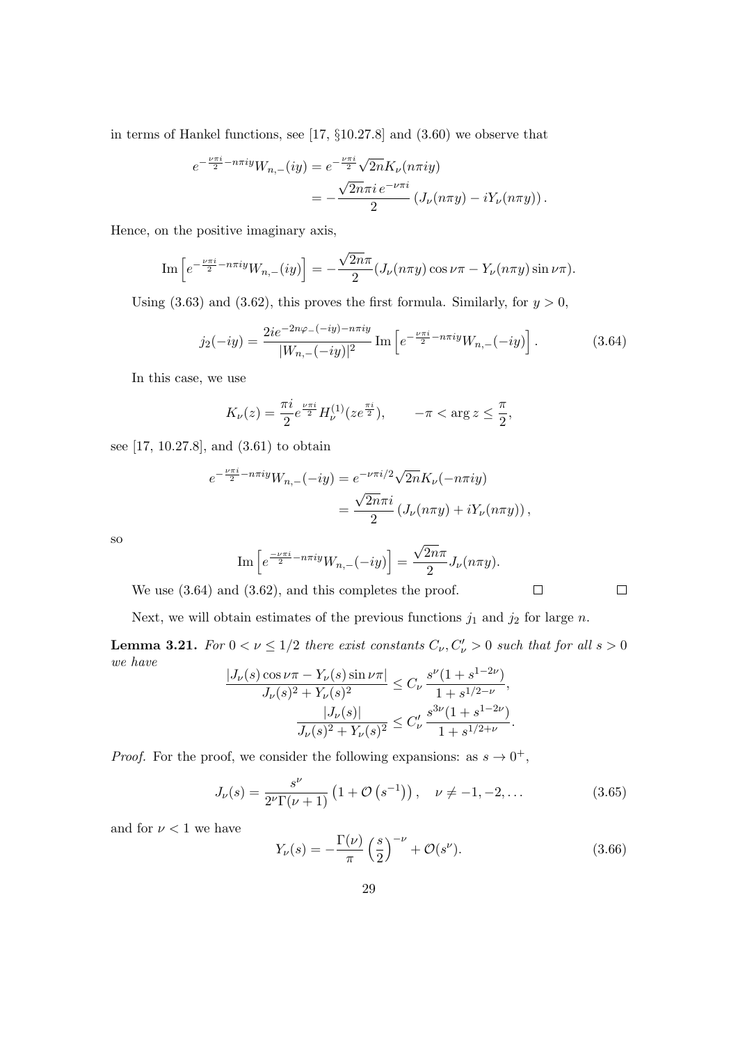in terms of Hankel functions, see [17, §10.27.8] and (3.60) we observe that

$$
\begin{aligned}
e^{-\frac{\nu\pi i}{2}-n\pi i y}W_{n,-}(iy) &= e^{-\frac{\nu\pi i}{2}}\sqrt{2n}K_\nu(n\pi i y)\\
&= -\frac{\sqrt{2n}\pi i\, e^{-\nu\pi i}}{2}\left(J_\nu(n\pi y) - iY_\nu(n\pi y)\right).
\end{aligned}
$$

Hence, on the positive imaginary axis,

$$
\operatorname{Im}\left[e^{-\frac{\nu\pi i}{2}-n\pi i y}W_{n,-}(iy)\right] = -\frac{\sqrt{2n}\pi}{2}(J_\nu(n\pi y)\cos\nu\pi - Y_\nu(n\pi y)\sin\nu\pi).
$$

Using (3.63) and (3.62), this proves the first formula. Similarly, for $y > 0$,

$$
j_2(-iy) = \frac{2ie^{-2n\varphi_-(-iy)-n\pi i y}}{|W_{n,-}(-iy)|^2}\operatorname{Im}\left[e^{-\frac{\nu\pi i}{2}-n\pi i y}W_{n,-}(-iy)\right]. \tag{3.64}
$$

In this case, we use

$$
K_\nu(z) = \frac{\pi i}{2}e^{\frac{\nu\pi i}{2}}H_\nu^{(1)}(ze^{\frac{\pi i}{2}}), \qquad -\pi < \arg z \le \frac{\pi}{2},
$$

see [17, 10.27.8], and (3.61) to obtain

$$
\begin{aligned}
e^{-\frac{\nu\pi i}{2}-n\pi i y}W_{n,-}(-iy) &= e^{-\nu\pi i/2}\sqrt{2n}K_\nu(-n\pi i y)\\
&= \frac{\sqrt{2n}\pi i}{2}\left(J_\nu(n\pi y) + iY_\nu(n\pi y)\right),
\end{aligned}
$$

so

$$
\operatorname{Im}\left[e^{\frac{-\nu\pi i}{2}-n\pi i y}W_{n,-}(-iy)\right] = \frac{\sqrt{2n}\pi}{2}J_\nu(n\pi y).
$$

We use (3.64) and (3.62), and this completes the proof. □ □

Next, we will obtain estimates of the previous functions $j_1$ and $j_2$ for large $n$.

**Lemma 3.21.** *For $0 < \nu \le 1/2$ there exist constants $C_\nu, C'_\nu > 0$ such that for all $s > 0$ we have*

$$
\begin{aligned}
\frac{|J_\nu(s)\cos\nu\pi - Y_\nu(s)\sin\nu\pi|}{J_\nu(s)^2 + Y_\nu(s)^2} &\le C_\nu\,\frac{s^\nu(1+s^{1-2\nu})}{1+s^{1/2-\nu}},\\
\frac{|J_\nu(s)|}{J_\nu(s)^2 + Y_\nu(s)^2} &\le C'_\nu\,\frac{s^{3\nu}(1+s^{1-2\nu})}{1+s^{1/2+\nu}}.
\end{aligned}
$$

*Proof.* For the proof, we consider the following expansions: as $s \to 0^+$,

$$
J_\nu(s) = \frac{s^\nu}{2^\nu\Gamma(\nu+1)}\left(1 + \mathcal{O}\left(s^{-1}\right)\right), \quad \nu \ne -1, -2, \ldots \tag{3.65}
$$

and for $\nu < 1$ we have

$$
Y_\nu(s) = -\frac{\Gamma(\nu)}{\pi}\left(\frac{s}{2}\right)^{-\nu} + \mathcal{O}(s^\nu). \tag{3.66}
$$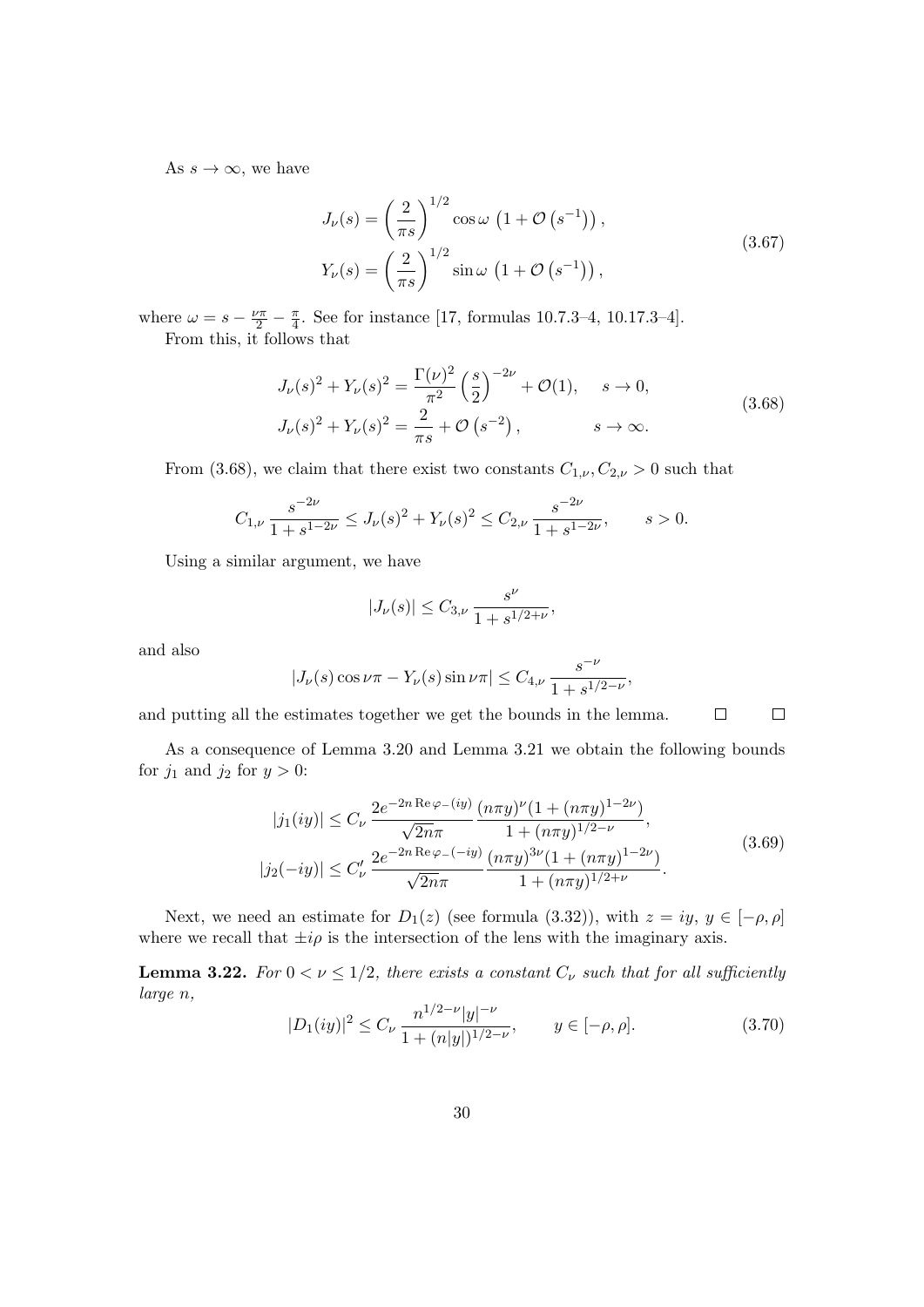As $s \to \infty$, we have

$$
\begin{aligned}
J_\nu(s) &= \left(\frac{2}{\pi s}\right)^{1/2} \cos\omega \,\left(1 + \mathcal{O}\left(s^{-1}\right)\right), \\
Y_\nu(s) &= \left(\frac{2}{\pi s}\right)^{1/2} \sin\omega \,\left(1 + \mathcal{O}\left(s^{-1}\right)\right),
\end{aligned}
\tag{3.67}
$$

where $\omega = s - \frac{\nu\pi}{2} - \frac{\pi}{4}$. See for instance [17, formulas 10.7.3–4, 10.17.3–4].

From this, it follows that

$$
\begin{aligned}
J_\nu(s)^2 + Y_\nu(s)^2 &= \frac{\Gamma(\nu)^2}{\pi^2}\left(\frac{s}{2}\right)^{-2\nu} + \mathcal{O}(1), \qquad s \to 0, \\
J_\nu(s)^2 + Y_\nu(s)^2 &= \frac{2}{\pi s} + \mathcal{O}\left(s^{-2}\right), \qquad\qquad s \to \infty.
\end{aligned}
\tag{3.68}
$$

From (3.68), we claim that there exist two constants $C_{1,\nu}, C_{2,\nu} > 0$ such that

$$
C_{1,\nu}\,\frac{s^{-2\nu}}{1+s^{1-2\nu}} \leq J_\nu(s)^2 + Y_\nu(s)^2 \leq C_{2,\nu}\,\frac{s^{-2\nu}}{1+s^{1-2\nu}}, \qquad s > 0.
$$

Using a similar argument, we have

$$
|J_\nu(s)| \leq C_{3,\nu}\,\frac{s^{\nu}}{1+s^{1/2+\nu}},
$$

and also

$$
|J_\nu(s)\cos\nu\pi - Y_\nu(s)\sin\nu\pi| \leq C_{4,\nu}\,\frac{s^{-\nu}}{1+s^{1/2-\nu}},
$$

and putting all the estimates together we get the bounds in the lemma. $\square$ $\square$

As a consequence of Lemma 3.20 and Lemma 3.21 we obtain the following bounds for $j_1$ and $j_2$ for $y > 0$:

$$
\begin{aligned}
|j_1(iy)| &\leq C_\nu\,\frac{2e^{-2n\operatorname{Re}\varphi_-(iy)}}{\sqrt{2n}\pi}\,\frac{(n\pi y)^{\nu}(1+(n\pi y)^{1-2\nu})}{1+(n\pi y)^{1/2-\nu}}, \\
|j_2(-iy)| &\leq C_\nu'\,\frac{2e^{-2n\operatorname{Re}\varphi_-(-iy)}}{\sqrt{2n}\pi}\,\frac{(n\pi y)^{3\nu}(1+(n\pi y)^{1-2\nu})}{1+(n\pi y)^{1/2+\nu}}.
\end{aligned}
\tag{3.69}
$$

Next, we need an estimate for $D_1(z)$ (see formula (3.32)), with $z = iy$, $y \in [-\rho, \rho]$ where we recall that $\pm i\rho$ is the intersection of the lens with the imaginary axis.

**Lemma 3.22.** *For $0 < \nu \leq 1/2$, there exists a constant $C_\nu$ such that for all sufficiently large $n$,*

$$
|D_1(iy)|^2 \leq C_\nu\,\frac{n^{1/2-\nu}|y|^{-\nu}}{1+(n|y|)^{1/2-\nu}}, \qquad y \in [-\rho, \rho].
\tag{3.70}
$$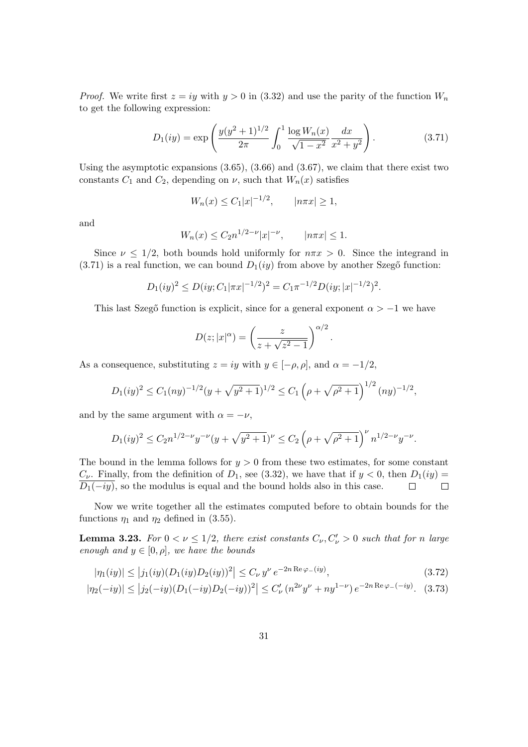*Proof.* We write first $z = iy$ with $y > 0$ in (3.32) and use the parity of the function $W_n$ to get the following expression:

$$D_1(iy) = \exp\left(\frac{y(y^2+1)^{1/2}}{2\pi}\int_0^1 \frac{\log W_n(x)}{\sqrt{1-x^2}}\frac{dx}{x^2+y^2}\right). \tag{3.71}$$

Using the asymptotic expansions (3.65), (3.66) and (3.67), we claim that there exist two constants $C_1$ and $C_2$, depending on $\nu$, such that $W_n(x)$ satisfies

$$W_n(x) \leq C_1|x|^{-1/2}, \qquad |n\pi x| \geq 1,$$

and

$$W_n(x) \leq C_2 n^{1/2-\nu}|x|^{-\nu}, \qquad |n\pi x| \leq 1.$$

Since $\nu \leq 1/2$, both bounds hold uniformly for $n\pi x > 0$. Since the integrand in (3.71) is a real function, we can bound $D_1(iy)$ from above by another Szegő function:

$$D_1(iy)^2 \leq D(iy; C_1|\pi x|^{-1/2})^2 = C_1\pi^{-1/2}D(iy;|x|^{-1/2})^2.$$

This last Szegő function is explicit, since for a general exponent $\alpha > -1$ we have

$$D(z;|x|^\alpha) = \left(\frac{z}{z+\sqrt{z^2-1}}\right)^{\alpha/2}.$$

As a consequence, substituting $z = iy$ with $y \in [-\rho,\rho]$, and $\alpha = -1/2$,

$$D_1(iy)^2 \leq C_1(ny)^{-1/2}(y+\sqrt{y^2+1})^{1/2} \leq C_1\left(\rho+\sqrt{\rho^2+1}\right)^{1/2}(ny)^{-1/2},$$

and by the same argument with $\alpha = -\nu$,

$$D_1(iy)^2 \leq C_2 n^{1/2-\nu}y^{-\nu}(y+\sqrt{y^2+1})^\nu \leq C_2\left(\rho+\sqrt{\rho^2+1}\right)^\nu n^{1/2-\nu}y^{-\nu}.$$

The bound in the lemma follows for $y > 0$ from these two estimates, for some constant $C_\nu$. Finally, from the definition of $D_1$, see (3.32), we have that if $y < 0$, then $D_1(iy) = \overline{D_1(-iy)}$, so the modulus is equal and the bound holds also in this case. □ □

Now we write together all the estimates computed before to obtain bounds for the functions $\eta_1$ and $\eta_2$ defined in (3.55).

**Lemma 3.23.** *For $0 < \nu \leq 1/2$, there exist constants $C_\nu, C'_\nu > 0$ such that for $n$ large enough and $y \in [0,\rho]$, we have the bounds*

$$|\eta_1(iy)| \leq \left|j_1(iy)(D_1(iy)D_2(iy))^2\right| \leq C_\nu\, y^\nu\, e^{-2n\operatorname{Re}\varphi_-(iy)}, \tag{3.72}$$

$$|\eta_2(-iy)| \leq \left|j_2(-iy)(D_1(-iy)D_2(-iy))^2\right| \leq C'_\nu\,(n^{2\nu}y^\nu + ny^{1-\nu})\, e^{-2n\operatorname{Re}\varphi_-(-iy)}. \tag{3.73}$$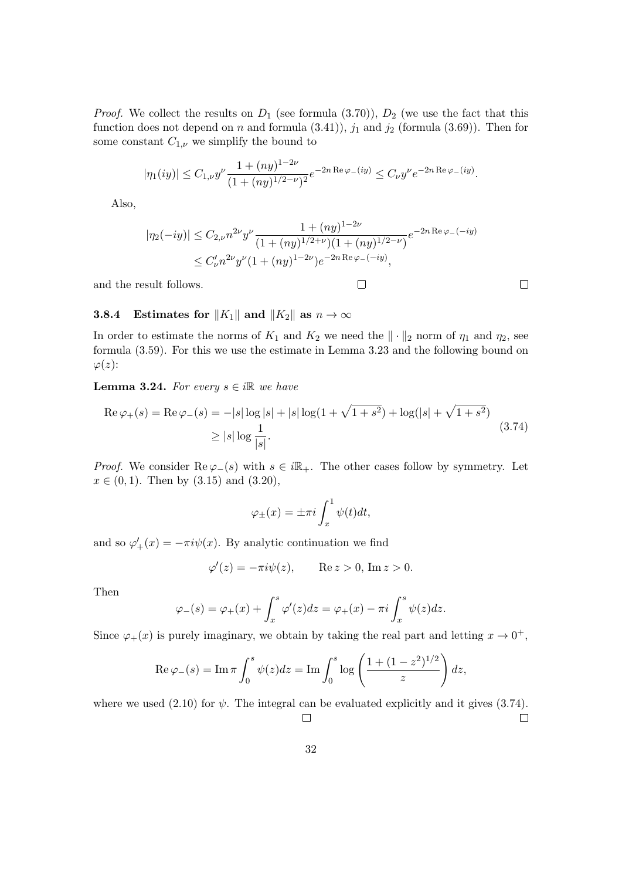*Proof.* We collect the results on $D_1$ (see formula (3.70)), $D_2$ (we use the fact that this function does not depend on $n$ and formula (3.41)), $j_1$ and $j_2$ (formula (3.69)). Then for some constant $C_{1,\nu}$ we simplify the bound to

$$|\eta_1(iy)| \leq C_{1,\nu} y^\nu \frac{1+(ny)^{1-2\nu}}{(1+(ny)^{1/2-\nu})^2} e^{-2n \operatorname{Re} \varphi_-(iy)} \leq C_\nu y^\nu e^{-2n \operatorname{Re} \varphi_-(iy)}.$$

Also,

$$\begin{aligned}
|\eta_2(-iy)| &\leq C_{2,\nu} n^{2\nu} y^\nu \frac{1+(ny)^{1-2\nu}}{(1+(ny)^{1/2+\nu})(1+(ny)^{1/2-\nu})} e^{-2n \operatorname{Re} \varphi_-(-iy)} \\
&\leq C'_\nu n^{2\nu} y^\nu (1+(ny)^{1-2\nu}) e^{-2n \operatorname{Re} \varphi_-(-iy)},
\end{aligned}$$

and the result follows. ◻ ◻

### 3.8.4 Estimates for $\|K_1\|$ and $\|K_2\|$ as $n \to \infty$

In order to estimate the norms of $K_1$ and $K_2$ we need the $\|\cdot\|_2$ norm of $\eta_1$ and $\eta_2$, see formula (3.59). For this we use the estimate in Lemma 3.23 and the following bound on $\varphi(z)$:

**Lemma 3.24.** *For every $s \in i\mathbb{R}$ we have*

$$\begin{aligned}
\operatorname{Re} \varphi_+(s) = \operatorname{Re} \varphi_-(s) &= -|s| \log |s| + |s| \log(1+\sqrt{1+s^2}) + \log(|s| + \sqrt{1+s^2}) \\
&\geq |s| \log \frac{1}{|s|}.
\end{aligned} \tag{3.74}$$

*Proof.* We consider $\operatorname{Re} \varphi_-(s)$ with $s \in i\mathbb{R}_+$. The other cases follow by symmetry. Let $x \in (0,1)$. Then by (3.15) and (3.20),

$$\varphi_\pm(x) = \pm \pi i \int_x^1 \psi(t) dt,$$

and so $\varphi'_+(x) = -\pi i \psi(x)$. By analytic continuation we find

$$\varphi'(z) = -\pi i \psi(z), \qquad \operatorname{Re} z > 0, \operatorname{Im} z > 0.$$

Then

$$\varphi_-(s) = \varphi_+(x) + \int_x^s \varphi'(z) dz = \varphi_+(x) - \pi i \int_x^s \psi(z) dz.$$

Since $\varphi_+(x)$ is purely imaginary, we obtain by taking the real part and letting $x \to 0^+$,

$$\operatorname{Re} \varphi_-(s) = \operatorname{Im} \pi \int_0^s \psi(z) dz = \operatorname{Im} \int_0^s \log \left( \frac{1+(1-z^2)^{1/2}}{z} \right) dz,$$

where we used (2.10) for $\psi$. The integral can be evaluated explicitly and it gives (3.74). ◻ ◻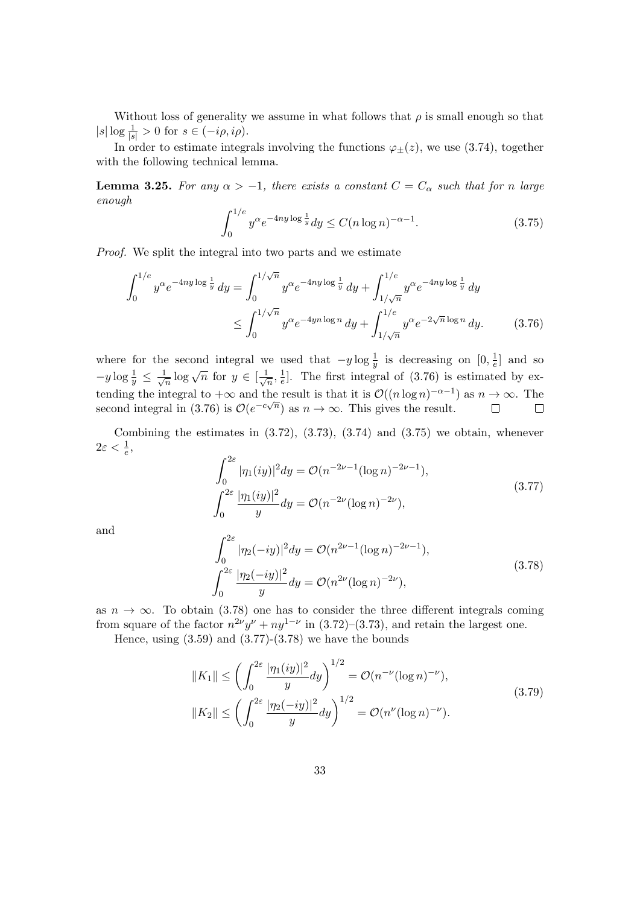Without loss of generality we assume in what follows that $\rho$ is small enough so that $|s|\log\frac{1}{|s|} > 0$ for $s \in (-i\rho, i\rho)$.

In order to estimate integrals involving the functions $\varphi_\pm(z)$, we use (3.74), together with the following technical lemma.

**Lemma 3.25.** *For any $\alpha > -1$, there exists a constant $C = C_\alpha$ such that for $n$ large enough*

$$\int_0^{1/e} y^\alpha e^{-4ny\log\frac{1}{y}} dy \le C(n\log n)^{-\alpha-1}. \tag{3.75}$$

*Proof.* We split the integral into two parts and we estimate

$$\begin{aligned}\int_0^{1/e} y^\alpha e^{-4ny\log\frac{1}{y}}\,dy &= \int_0^{1/\sqrt{n}} y^\alpha e^{-4ny\log\frac{1}{y}}\,dy + \int_{1/\sqrt{n}}^{1/e} y^\alpha e^{-4ny\log\frac{1}{y}}\,dy \\ &\le \int_0^{1/\sqrt{n}} y^\alpha e^{-4yn\log n}\,dy + \int_{1/\sqrt{n}}^{1/e} y^\alpha e^{-2\sqrt{n}\log n}\,dy. \end{aligned}\tag{3.76}$$

where for the second integral we used that $-y\log\frac{1}{y}$ is decreasing on $[0,\frac{1}{e}]$ and so $-y\log\frac{1}{y} \le \frac{1}{\sqrt{n}}\log\sqrt{n}$ for $y \in [\frac{1}{\sqrt{n}},\frac{1}{e}]$. The first integral of (3.76) is estimated by extending the integral to $+\infty$ and the result is that it is $\mathcal{O}((n\log n)^{-\alpha-1})$ as $n\to\infty$. The second integral in (3.76) is $\mathcal{O}(e^{-c\sqrt{n}})$ as $n \to \infty$. This gives the result. $\square$ $\square$

Combining the estimates in (3.72), (3.73), (3.74) and (3.75) we obtain, whenever $2\varepsilon < \frac{1}{e}$,

$$\begin{aligned}&\int_0^{2\varepsilon} |\eta_1(iy)|^2 dy = \mathcal{O}(n^{-2\nu-1}(\log n)^{-2\nu-1}),\\ &\int_0^{2\varepsilon} \frac{|\eta_1(iy)|^2}{y} dy = \mathcal{O}(n^{-2\nu}(\log n)^{-2\nu}),\end{aligned}\tag{3.77}$$

and

$$\begin{aligned}&\int_0^{2\varepsilon} |\eta_2(-iy)|^2 dy = \mathcal{O}(n^{2\nu-1}(\log n)^{-2\nu-1}),\\ &\int_0^{2\varepsilon} \frac{|\eta_2(-iy)|^2}{y} dy = \mathcal{O}(n^{2\nu}(\log n)^{-2\nu}),\end{aligned}\tag{3.78}$$

as $n\to\infty$. To obtain (3.78) one has to consider the three different integrals coming from square of the factor $n^{2\nu}y^\nu + ny^{1-\nu}$ in (3.72)–(3.73), and retain the largest one.

Hence, using (3.59) and (3.77)-(3.78) we have the bounds

$$\begin{aligned}&\|K_1\| \le \left(\int_0^{2\varepsilon} \frac{|\eta_1(iy)|^2}{y} dy\right)^{1/2} = \mathcal{O}(n^{-\nu}(\log n)^{-\nu}),\\ &\|K_2\| \le \left(\int_0^{2\varepsilon} \frac{|\eta_2(-iy)|^2}{y} dy\right)^{1/2} = \mathcal{O}(n^{\nu}(\log n)^{-\nu}).\end{aligned}\tag{3.79}$$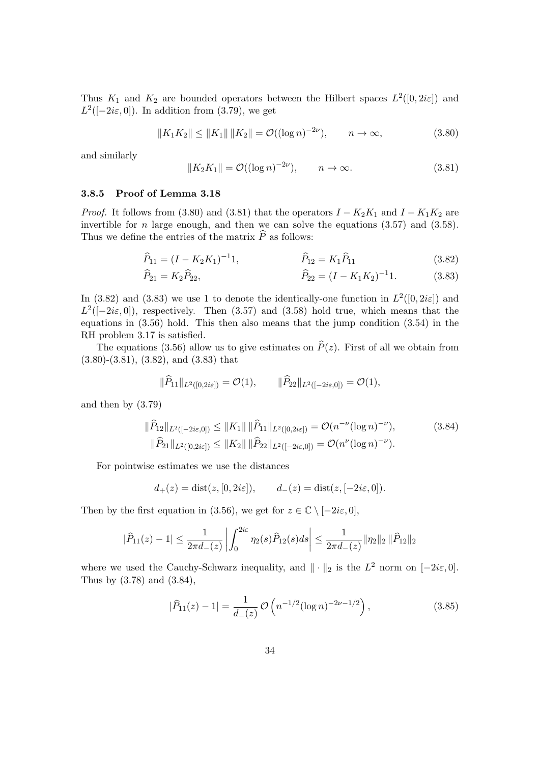Thus $K_1$ and $K_2$ are bounded operators between the Hilbert spaces $L^2([0, 2i\varepsilon])$ and $L^2([-2i\varepsilon, 0])$. In addition from (3.79), we get

$$\|K_1 K_2\| \leq \|K_1\| \, \|K_2\| = \mathcal{O}((\log n)^{-2\nu}), \qquad n \to \infty, \tag{3.80}$$

and similarly

$$\|K_2 K_1\| = \mathcal{O}((\log n)^{-2\nu}), \qquad n \to \infty. \tag{3.81}$$

### 3.8.5 Proof of Lemma 3.18

*Proof.* It follows from (3.80) and (3.81) that the operators $I - K_2 K_1$ and $I - K_1 K_2$ are invertible for $n$ large enough, and then we can solve the equations (3.57) and (3.58). Thus we define the entries of the matrix $\widehat{P}$ as follows:

$$\widehat{P}_{11} = (I - K_2 K_1)^{-1} 1, \qquad \widehat{P}_{12} = K_1 \widehat{P}_{11} \tag{3.82}$$

$$\widehat{P}_{21} = K_2 \widehat{P}_{22}, \qquad \widehat{P}_{22} = (I - K_1 K_2)^{-1} 1. \tag{3.83}$$

In (3.82) and (3.83) we use 1 to denote the identically-one function in $L^2([0, 2i\varepsilon])$ and $L^2([-2i\varepsilon, 0])$, respectively. Then (3.57) and (3.58) hold true, which means that the equations in (3.56) hold. This then also means that the jump condition (3.54) in the RH problem 3.17 is satisfied.

The equations (3.56) allow us to give estimates on $\widehat{P}(z)$. First of all we obtain from (3.80)-(3.81), (3.82), and (3.83) that

$$\|\widehat{P}_{11}\|_{L^2([0,2i\varepsilon])} = \mathcal{O}(1), \qquad \|\widehat{P}_{22}\|_{L^2([-2i\varepsilon,0])} = \mathcal{O}(1),$$

and then by (3.79)

$$\begin{aligned} \|\widehat{P}_{12}\|_{L^2([-2i\varepsilon,0])} &\leq \|K_1\| \, \|\widehat{P}_{11}\|_{L^2([0,2i\varepsilon])} = \mathcal{O}(n^{-\nu}(\log n)^{-\nu}), \\ \|\widehat{P}_{21}\|_{L^2([0,2i\varepsilon])} &\leq \|K_2\| \, \|\widehat{P}_{22}\|_{L^2([-2i\varepsilon,0])} = \mathcal{O}(n^{\nu}(\log n)^{-\nu}). \end{aligned} \tag{3.84}$$

For pointwise estimates we use the distances

$$d_+(z) = \operatorname{dist}(z, [0, 2i\varepsilon]), \qquad d_-(z) = \operatorname{dist}(z, [-2i\varepsilon, 0]).$$

Then by the first equation in (3.56), we get for $z \in \mathbb{C} \setminus [-2i\varepsilon, 0]$,

$$|\widehat{P}_{11}(z) - 1| \leq \frac{1}{2\pi d_-(z)} \left| \int_0^{2i\varepsilon} \eta_2(s) \widehat{P}_{12}(s) ds \right| \leq \frac{1}{2\pi d_-(z)} \|\eta_2\|_2 \, \|\widehat{P}_{12}\|_2$$

where we used the Cauchy-Schwarz inequality, and $\| \cdot \|_2$ is the $L^2$ norm on $[-2i\varepsilon, 0]$. Thus by (3.78) and (3.84),

$$|\widehat{P}_{11}(z) - 1| = \frac{1}{d_-(z)} \, \mathcal{O}\left(n^{-1/2}(\log n)^{-2\nu-1/2}\right), \tag{3.85}$$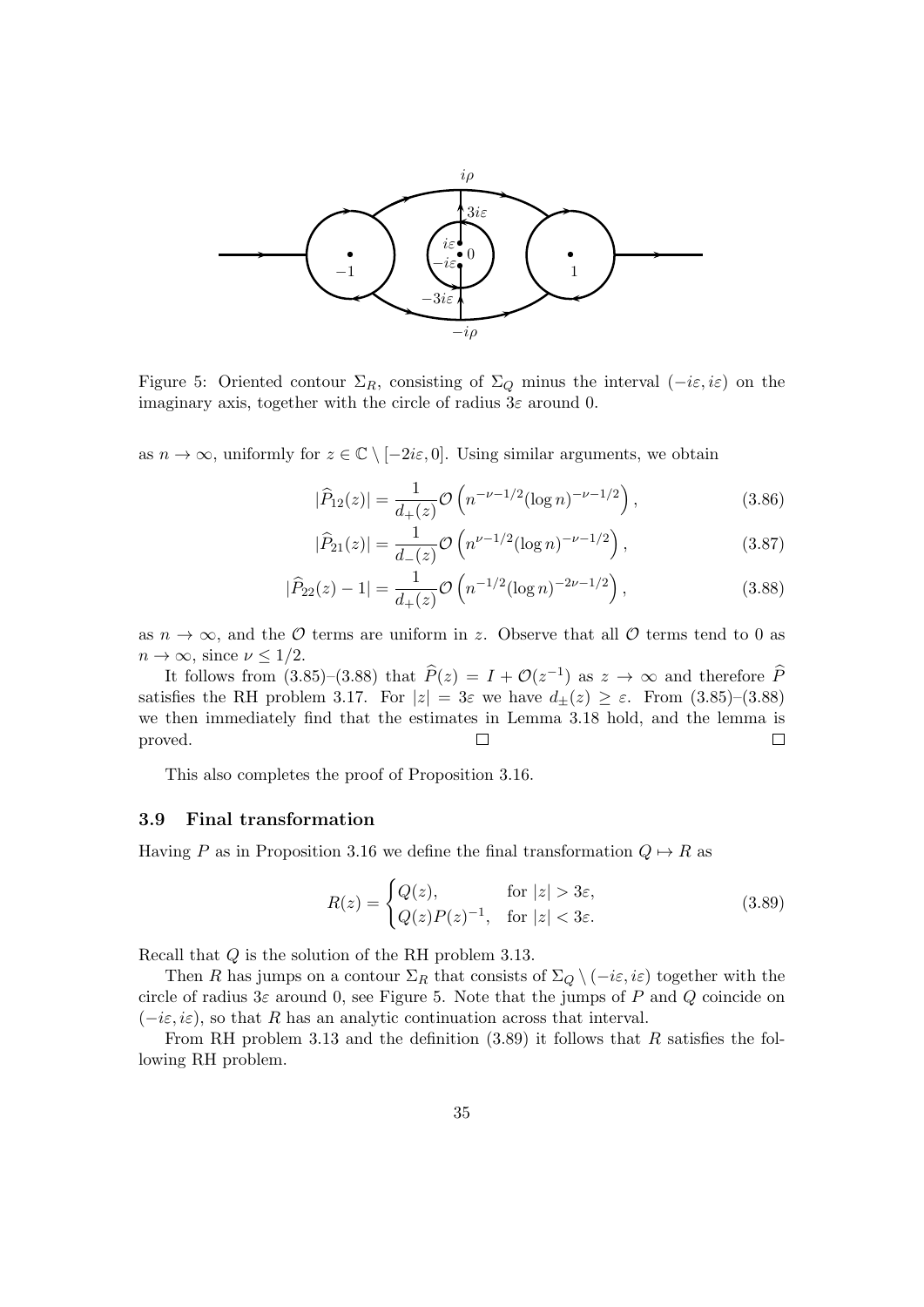Figure 5: Oriented contour $\Sigma_R$, consisting of $\Sigma_Q$ minus the interval $(-i\varepsilon, i\varepsilon)$ on the imaginary axis, together with the circle of radius $3\varepsilon$ around 0.

as $n \to \infty$, uniformly for $z \in \mathbb{C} \setminus [-2i\varepsilon, 0]$. Using similar arguments, we obtain

$$|\widehat{P}_{12}(z)| = \frac{1}{d_+(z)} \mathcal{O}\left(n^{-\nu-1/2} (\log n)^{-\nu-1/2}\right), \tag{3.86}$$

$$|\widehat{P}_{21}(z)| = \frac{1}{d_-(z)} \mathcal{O}\left(n^{\nu-1/2} (\log n)^{-\nu-1/2}\right), \tag{3.87}$$

$$|\widehat{P}_{22}(z) - 1| = \frac{1}{d_+(z)} \mathcal{O}\left(n^{-1/2} (\log n)^{-2\nu-1/2}\right), \tag{3.88}$$

as $n \to \infty$, and the $\mathcal{O}$ terms are uniform in $z$. Observe that all $\mathcal{O}$ terms tend to 0 as $n \to \infty$, since $\nu \leq 1/2$.

It follows from (3.85)–(3.88) that $\widehat{P}(z) = I + \mathcal{O}(z^{-1})$ as $z \to \infty$ and therefore $\widehat{P}$ satisfies the RH problem 3.17. For $|z| = 3\varepsilon$ we have $d_\pm(z) \geq \varepsilon$. From (3.85)–(3.88) we then immediately find that the estimates in Lemma 3.18 hold, and the lemma is proved. □ □

This also completes the proof of Proposition 3.16.

### 3.9 Final transformation

Having $P$ as in Proposition 3.16 we define the final transformation $Q \mapsto R$ as

$$R(z) = \begin{cases} Q(z), & \text{for } |z| > 3\varepsilon, \\ Q(z)P(z)^{-1}, & \text{for } |z| < 3\varepsilon. \end{cases} \tag{3.89}$$

Recall that $Q$ is the solution of the RH problem 3.13.

Then $R$ has jumps on a contour $\Sigma_R$ that consists of $\Sigma_Q \setminus (-i\varepsilon, i\varepsilon)$ together with the circle of radius $3\varepsilon$ around 0, see Figure 5. Note that the jumps of $P$ and $Q$ coincide on $(-i\varepsilon, i\varepsilon)$, so that $R$ has an analytic continuation across that interval.

From RH problem 3.13 and the definition (3.89) it follows that $R$ satisfies the following RH problem.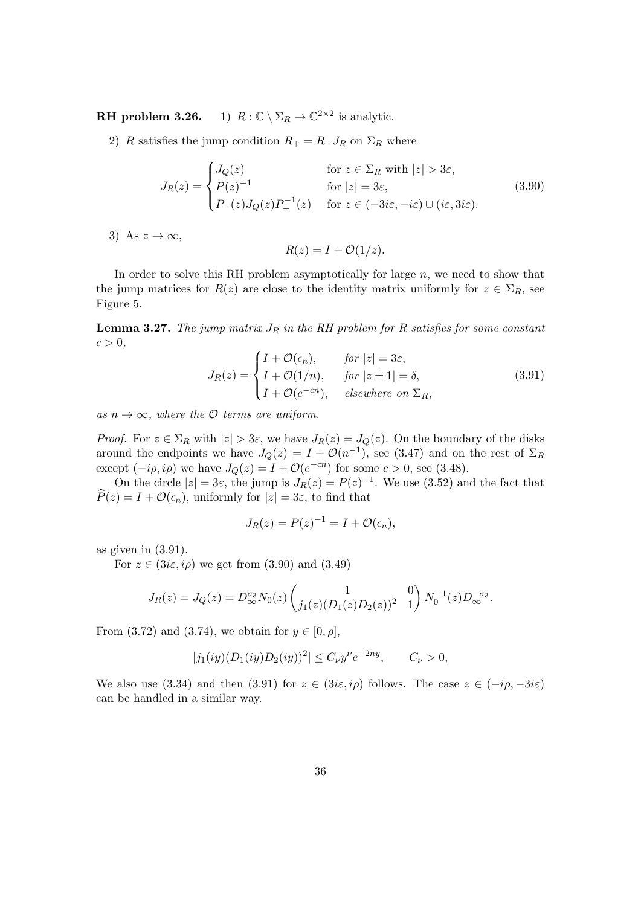**RH problem 3.26.** 1) $R : \mathbb{C} \setminus \Sigma_R \to \mathbb{C}^{2\times 2}$ is analytic.

2) $R$ satisfies the jump condition $R_+ = R_- J_R$ on $\Sigma_R$ where

$$J_R(z) = \begin{cases} J_Q(z) & \text{for } z \in \Sigma_R \text{ with } |z| > 3\varepsilon, \\ P(z)^{-1} & \text{for } |z| = 3\varepsilon, \\ P_-(z) J_Q(z) P_+^{-1}(z) & \text{for } z \in (-3i\varepsilon, -i\varepsilon) \cup (i\varepsilon, 3i\varepsilon). \end{cases} \tag{3.90}$$

3) As $z \to \infty$,

$$R(z) = I + \mathcal{O}(1/z).$$

In order to solve this RH problem asymptotically for large $n$, we need to show that the jump matrices for $R(z)$ are close to the identity matrix uniformly for $z \in \Sigma_R$, see Figure 5.

**Lemma 3.27.** *The jump matrix $J_R$ in the RH problem for $R$ satisfies for some constant $c > 0$,*

$$J_R(z) = \begin{cases} I + \mathcal{O}(\epsilon_n), & \text{for } |z| = 3\varepsilon, \\ I + \mathcal{O}(1/n), & \text{for } |z \pm 1| = \delta, \\ I + \mathcal{O}(e^{-cn}), & \text{elsewhere on } \Sigma_R, \end{cases} \tag{3.91}$$

*as $n \to \infty$, where the $\mathcal{O}$ terms are uniform.*

*Proof.* For $z \in \Sigma_R$ with $|z| > 3\varepsilon$, we have $J_R(z) = J_Q(z)$. On the boundary of the disks around the endpoints we have $J_Q(z) = I + \mathcal{O}(n^{-1})$, see (3.47) and on the rest of $\Sigma_R$ except $(-i\rho, i\rho)$ we have $J_Q(z) = I + \mathcal{O}(e^{-cn})$ for some $c > 0$, see (3.48).

On the circle $|z| = 3\varepsilon$, the jump is $J_R(z) = P(z)^{-1}$. We use (3.52) and the fact that $\widehat{P}(z) = I + \mathcal{O}(\epsilon_n)$, uniformly for $|z| = 3\varepsilon$, to find that

$$J_R(z) = P(z)^{-1} = I + \mathcal{O}(\epsilon_n),$$

as given in (3.91).

For $z \in (3i\varepsilon, i\rho)$ we get from (3.90) and (3.49)

$$J_R(z) = J_Q(z) = D_\infty^{\sigma_3} N_0(z) \begin{pmatrix} 1 & 0 \\ j_1(z)(D_1(z)D_2(z))^2 & 1 \end{pmatrix} N_0^{-1}(z) D_\infty^{-\sigma_3}.$$

From (3.72) and (3.74), we obtain for $y \in [0, \rho]$,

$$|j_1(iy)(D_1(iy)D_2(iy))^2| \le C_\nu y^\nu e^{-2ny}, \qquad C_\nu > 0,$$

We also use (3.34) and then (3.91) for $z \in (3i\varepsilon, i\rho)$ follows. The case $z \in (-i\rho, -3i\varepsilon)$ can be handled in a similar way.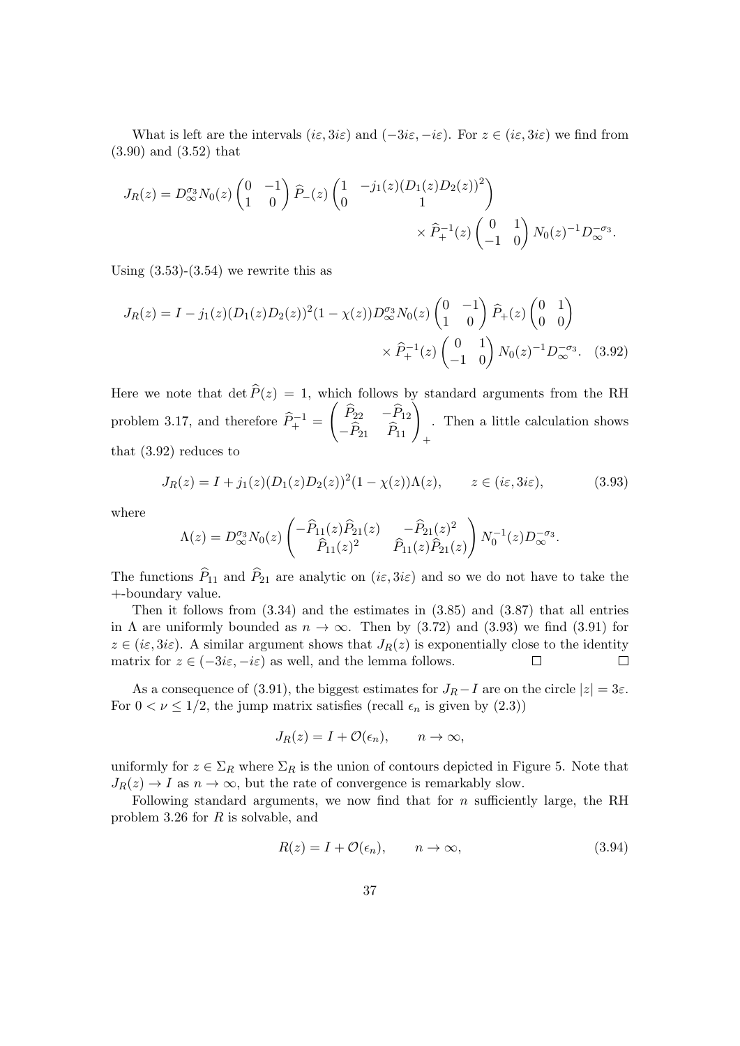What is left are the intervals $(i\varepsilon, 3i\varepsilon)$ and $(-3i\varepsilon, -i\varepsilon)$. For $z \in (i\varepsilon, 3i\varepsilon)$ we find from (3.90) and (3.52) that

$$J_R(z) = D_\infty^{\sigma_3} N_0(z) \begin{pmatrix} 0 & -1 \\ 1 & 0 \end{pmatrix} \widehat{P}_-(z) \begin{pmatrix} 1 & -j_1(z)(D_1(z)D_2(z))^2 \\ 0 & 1 \end{pmatrix} \times \widehat{P}_+^{-1}(z) \begin{pmatrix} 0 & 1 \\ -1 & 0 \end{pmatrix} N_0(z)^{-1} D_\infty^{-\sigma_3}.$$

Using (3.53)-(3.54) we rewrite this as

$$J_R(z) = I - j_1(z)(D_1(z)D_2(z))^2(1-\chi(z)) D_\infty^{\sigma_3} N_0(z) \begin{pmatrix} 0 & -1 \\ 1 & 0 \end{pmatrix} \widehat{P}_+(z) \begin{pmatrix} 0 & 1 \\ 0 & 0 \end{pmatrix} \times \widehat{P}_+^{-1}(z) \begin{pmatrix} 0 & 1 \\ -1 & 0 \end{pmatrix} N_0(z)^{-1} D_\infty^{-\sigma_3}. \quad (3.92)$$

Here we note that $\det \widehat{P}(z) = 1$, which follows by standard arguments from the RH problem 3.17, and therefore $\widehat{P}_+^{-1} = \begin{pmatrix} \widehat{P}_{22} & -\widehat{P}_{12} \\ -\widehat{P}_{21} & \widehat{P}_{11} \end{pmatrix}_+$. Then a little calculation shows that (3.92) reduces to

$$J_R(z) = I + j_1(z)(D_1(z)D_2(z))^2(1-\chi(z))\Lambda(z), \qquad z \in (i\varepsilon, 3i\varepsilon), \quad (3.93)$$

where

$$\Lambda(z) = D_\infty^{\sigma_3} N_0(z) \begin{pmatrix} -\widehat{P}_{11}(z)\widehat{P}_{21}(z) & -\widehat{P}_{21}(z)^2 \\ \widehat{P}_{11}(z)^2 & \widehat{P}_{11}(z)\widehat{P}_{21}(z) \end{pmatrix} N_0^{-1}(z) D_\infty^{-\sigma_3}.$$

The functions $\widehat{P}_{11}$ and $\widehat{P}_{21}$ are analytic on $(i\varepsilon, 3i\varepsilon)$ and so we do not have to take the +-boundary value.

Then it follows from (3.34) and the estimates in (3.85) and (3.87) that all entries in $\Lambda$ are uniformly bounded as $n \to \infty$. Then by (3.72) and (3.93) we find (3.91) for $z \in (i\varepsilon, 3i\varepsilon)$. A similar argument shows that $J_R(z)$ is exponentially close to the identity matrix for $z \in (-3i\varepsilon, -i\varepsilon)$ as well, and the lemma follows. □ □

As a consequence of (3.91), the biggest estimates for $J_R - I$ are on the circle $|z| = 3\varepsilon$. For $0 < \nu \leq 1/2$, the jump matrix satisfies (recall $\epsilon_n$ is given by (2.3))

$$J_R(z) = I + \mathcal{O}(\epsilon_n), \qquad n \to \infty,$$

uniformly for $z \in \Sigma_R$ where $\Sigma_R$ is the union of contours depicted in Figure 5. Note that $J_R(z) \to I$ as $n \to \infty$, but the rate of convergence is remarkably slow.

Following standard arguments, we now find that for $n$ sufficiently large, the RH problem 3.26 for $R$ is solvable, and

$$R(z) = I + \mathcal{O}(\epsilon_n), \qquad n \to \infty, \quad (3.94)$$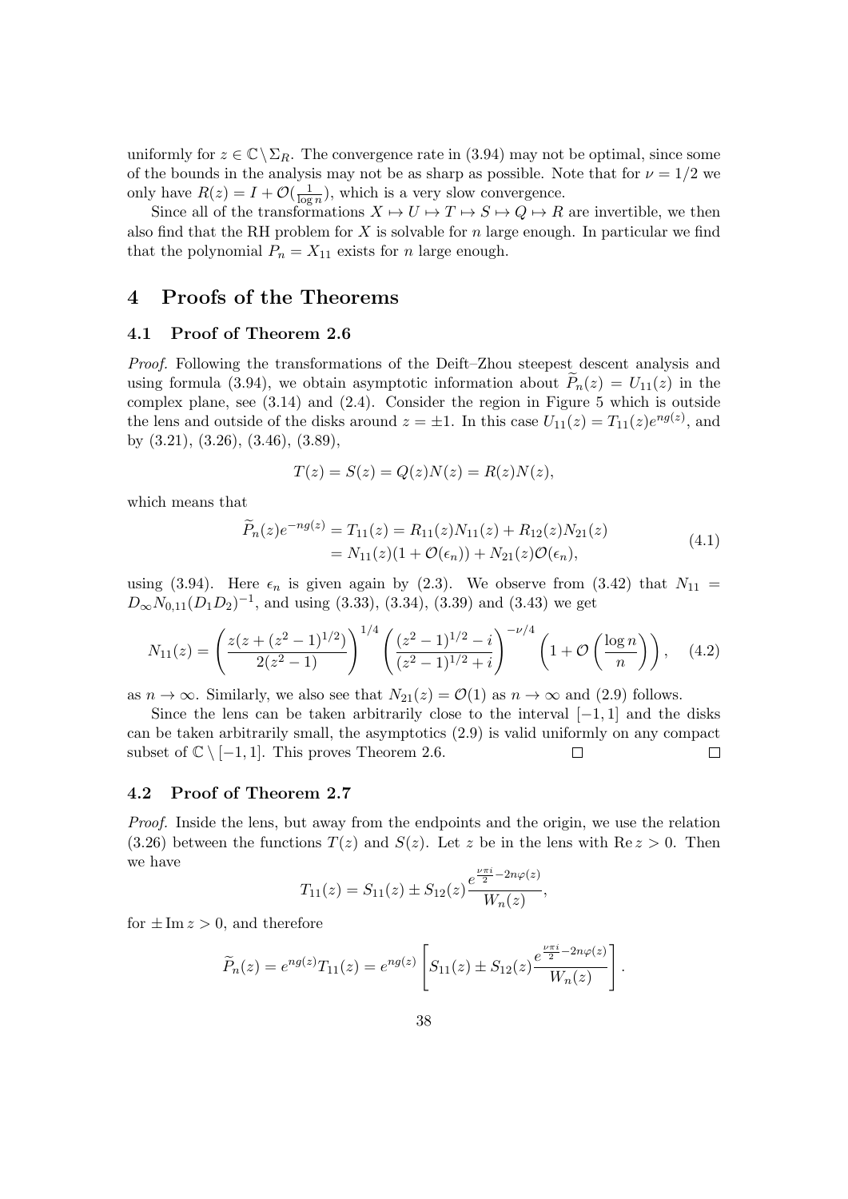uniformly for $z \in \mathbb{C}\setminus\Sigma_R$. The convergence rate in (3.94) may not be optimal, since some of the bounds in the analysis may not be as sharp as possible. Note that for $\nu = 1/2$ we only have $R(z) = I + \mathcal{O}(\frac{1}{\log n})$, which is a very slow convergence.

Since all of the transformations $X \mapsto U \mapsto T \mapsto S \mapsto Q \mapsto R$ are invertible, we then also find that the RH problem for $X$ is solvable for $n$ large enough. In particular we find that the polynomial $P_n = X_{11}$ exists for $n$ large enough.

# 4 Proofs of the Theorems

## 4.1 Proof of Theorem 2.6

*Proof.* Following the transformations of the Deift–Zhou steepest descent analysis and using formula (3.94), we obtain asymptotic information about $\widetilde{P}_n(z) = U_{11}(z)$ in the complex plane, see (3.14) and (2.4). Consider the region in Figure 5 which is outside the lens and outside of the disks around $z = \pm 1$. In this case $U_{11}(z) = T_{11}(z)e^{ng(z)}$, and by (3.21), (3.26), (3.46), (3.89),

$$T(z) = S(z) = Q(z)N(z) = R(z)N(z),$$

which means that

$$\begin{aligned}
\widetilde{P}_n(z)e^{-ng(z)} = T_{11}(z) &= R_{11}(z)N_{11}(z) + R_{12}(z)N_{21}(z) \\
&= N_{11}(z)(1 + \mathcal{O}(\epsilon_n)) + N_{21}(z)\mathcal{O}(\epsilon_n),
\end{aligned} \tag{4.1}$$

using (3.94). Here $\epsilon_n$ is given again by (2.3). We observe from (3.42) that $N_{11} = D_\infty N_{0,11}(D_1 D_2)^{-1}$, and using (3.33), (3.34), (3.39) and (3.43) we get

$$N_{11}(z) = \left(\frac{z(z + (z^2-1)^{1/2})}{2(z^2-1)}\right)^{1/4} \left(\frac{(z^2-1)^{1/2} - i}{(z^2-1)^{1/2} + i}\right)^{-\nu/4} \left(1 + \mathcal{O}\left(\frac{\log n}{n}\right)\right), \tag{4.2}$$

as $n \to \infty$. Similarly, we also see that $N_{21}(z) = \mathcal{O}(1)$ as $n \to \infty$ and (2.9) follows.

Since the lens can be taken arbitrarily close to the interval $[-1, 1]$ and the disks can be taken arbitrarily small, the asymptotics (2.9) is valid uniformly on any compact subset of $\mathbb{C} \setminus [-1, 1]$. This proves Theorem 2.6. $\square$ $\square$

## 4.2 Proof of Theorem 2.7

*Proof.* Inside the lens, but away from the endpoints and the origin, we use the relation (3.26) between the functions $T(z)$ and $S(z)$. Let $z$ be in the lens with $\operatorname{Re} z > 0$. Then we have

$$T_{11}(z) = S_{11}(z) \pm S_{12}(z)\frac{e^{\frac{\nu\pi i}{2} - 2n\varphi(z)}}{W_n(z)},$$

for $\pm \operatorname{Im} z > 0$, and therefore

$$\widetilde{P}_n(z) = e^{ng(z)}T_{11}(z) = e^{ng(z)}\left[S_{11}(z) \pm S_{12}(z)\frac{e^{\frac{\nu\pi i}{2} - 2n\varphi(z)}}{W_n(z)}\right].$$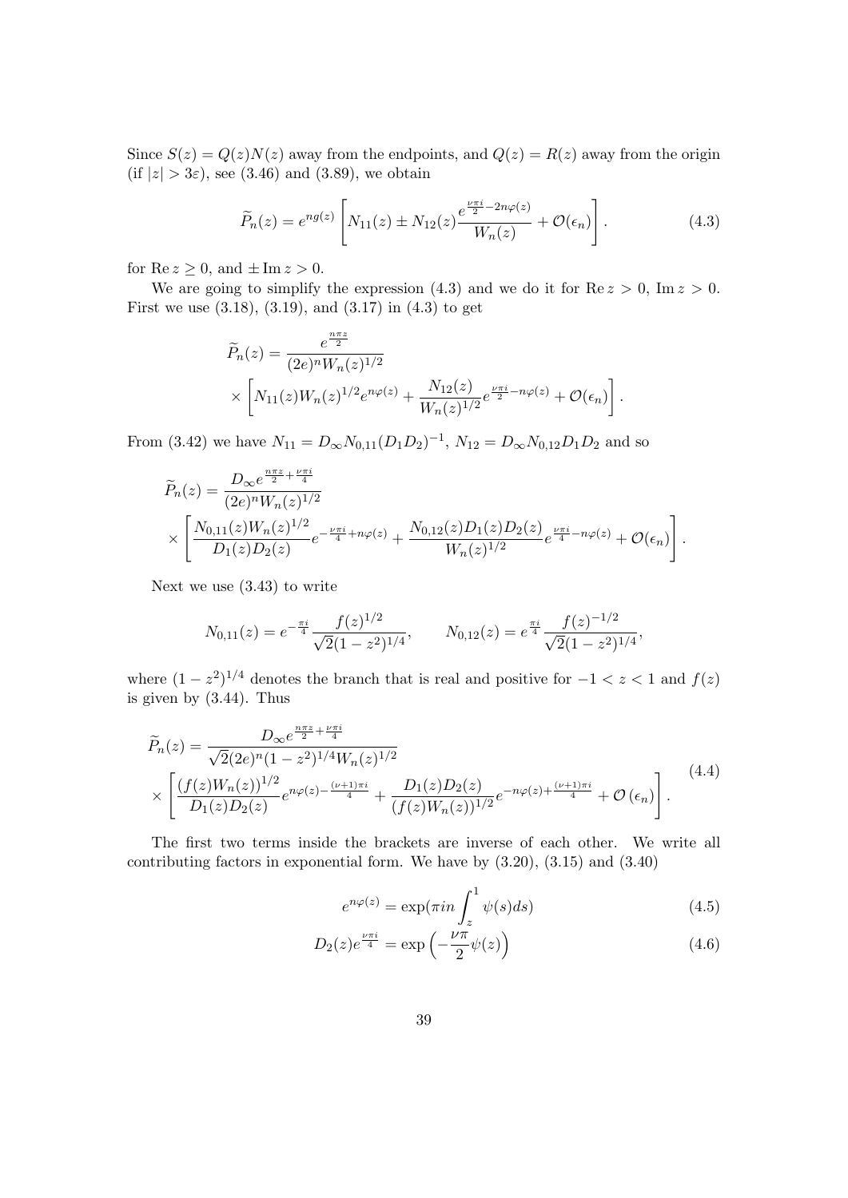Since $S(z) = Q(z)N(z)$ away from the endpoints, and $Q(z) = R(z)$ away from the origin (if $|z| > 3\varepsilon$), see (3.46) and (3.89), we obtain

$$\widetilde{P}_n(z) = e^{ng(z)} \left[ N_{11}(z) \pm N_{12}(z) \frac{e^{\frac{\nu\pi i}{2} - 2n\varphi(z)}}{W_n(z)} + \mathcal{O}(\epsilon_n) \right]. \tag{4.3}$$

for $\operatorname{Re} z \geq 0$, and $\pm \operatorname{Im} z > 0$.

We are going to simplify the expression (4.3) and we do it for $\operatorname{Re} z > 0$, $\operatorname{Im} z > 0$. First we use (3.18), (3.19), and (3.17) in (4.3) to get

$$\begin{aligned}
\widetilde{P}_n(z) &= \frac{e^{\frac{n\pi z}{2}}}{(2e)^n W_n(z)^{1/2}} \\
&\times \left[ N_{11}(z) W_n(z)^{1/2} e^{n\varphi(z)} + \frac{N_{12}(z)}{W_n(z)^{1/2}} e^{\frac{\nu\pi i}{2} - n\varphi(z)} + \mathcal{O}(\epsilon_n) \right].
\end{aligned}$$

From (3.42) we have $N_{11} = D_\infty N_{0,11}(D_1 D_2)^{-1}$, $N_{12} = D_\infty N_{0,12} D_1 D_2$ and so

$$\begin{aligned}
\widetilde{P}_n(z) &= \frac{D_\infty e^{\frac{n\pi z}{2} + \frac{\nu\pi i}{4}}}{(2e)^n W_n(z)^{1/2}} \\
&\times \left[ \frac{N_{0,11}(z) W_n(z)^{1/2}}{D_1(z) D_2(z)} e^{-\frac{\nu\pi i}{4} + n\varphi(z)} + \frac{N_{0,12}(z) D_1(z) D_2(z)}{W_n(z)^{1/2}} e^{\frac{\nu\pi i}{4} - n\varphi(z)} + \mathcal{O}(\epsilon_n) \right].
\end{aligned}$$

Next we use (3.43) to write

$$N_{0,11}(z) = e^{-\frac{\pi i}{4}} \frac{f(z)^{1/2}}{\sqrt{2}(1 - z^2)^{1/4}}, \qquad N_{0,12}(z) = e^{\frac{\pi i}{4}} \frac{f(z)^{-1/2}}{\sqrt{2}(1 - z^2)^{1/4}},$$

where $(1 - z^2)^{1/4}$ denotes the branch that is real and positive for $-1 < z < 1$ and $f(z)$ is given by (3.44). Thus

$$\begin{aligned}
\widetilde{P}_n(z) &= \frac{D_\infty e^{\frac{n\pi z}{2} + \frac{\nu\pi i}{4}}}{\sqrt{2}(2e)^n (1 - z^2)^{1/4} W_n(z)^{1/2}} \\
&\times \left[ \frac{(f(z) W_n(z))^{1/2}}{D_1(z) D_2(z)} e^{n\varphi(z) - \frac{(\nu+1)\pi i}{4}} + \frac{D_1(z) D_2(z)}{(f(z) W_n(z))^{1/2}} e^{-n\varphi(z) + \frac{(\nu+1)\pi i}{4}} + \mathcal{O}(\epsilon_n) \right].
\end{aligned} \tag{4.4}$$

The first two terms inside the brackets are inverse of each other. We write all contributing factors in exponential form. We have by (3.20), (3.15) and (3.40)

$$e^{n\varphi(z)} = \exp(\pi i n \int_z^1 \psi(s) ds) \tag{4.5}$$

$$D_2(z) e^{\frac{\nu\pi i}{4}} = \exp\left(-\frac{\nu\pi}{2} \psi(z)\right) \tag{4.6}$$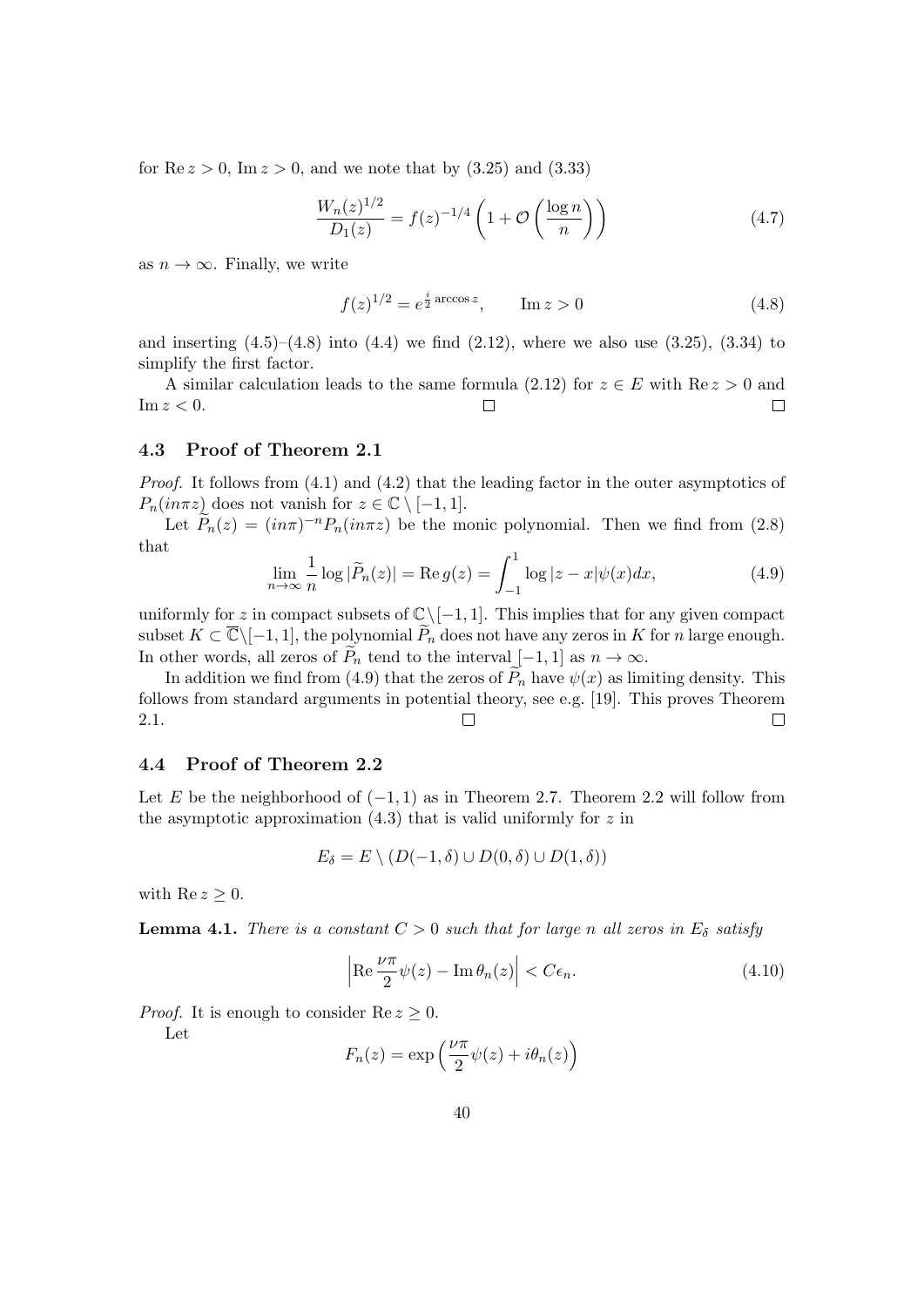for $\operatorname{Re} z > 0$, $\operatorname{Im} z > 0$, and we note that by (3.25) and (3.33)

$$\frac{W_n(z)^{1/2}}{D_1(z)} = f(z)^{-1/4}\left(1 + \mathcal{O}\left(\frac{\log n}{n}\right)\right) \tag{4.7}$$

as $n \to \infty$. Finally, we write

$$f(z)^{1/2} = e^{\frac{i}{2}\arccos z}, \qquad \operatorname{Im} z > 0 \tag{4.8}$$

and inserting (4.5)–(4.8) into (4.4) we find (2.12), where we also use (3.25), (3.34) to simplify the first factor.

A similar calculation leads to the same formula (2.12) for $z \in E$ with $\operatorname{Re} z > 0$ and $\operatorname{Im} z < 0$. □ □

### 4.3 Proof of Theorem 2.1

*Proof.* It follows from (4.1) and (4.2) that the leading factor in the outer asymptotics of $P_n(in\pi z)$ does not vanish for $z \in \mathbb{C} \setminus [-1, 1]$.

Let $\widetilde{P}_n(z) = (in\pi)^{-n} P_n(in\pi z)$ be the monic polynomial. Then we find from (2.8) that

$$\lim_{n\to\infty} \frac{1}{n} \log |\widetilde{P}_n(z)| = \operatorname{Re} g(z) = \int_{-1}^{1} \log |z - x| \psi(x) dx, \tag{4.9}$$

uniformly for $z$ in compact subsets of $\mathbb{C} \setminus [-1, 1]$. This implies that for any given compact subset $K \subset \overline{\mathbb{C}} \setminus [-1, 1]$, the polynomial $\widetilde{P}_n$ does not have any zeros in $K$ for $n$ large enough. In other words, all zeros of $\widetilde{P}_n$ tend to the interval $[-1, 1]$ as $n \to \infty$.

In addition we find from (4.9) that the zeros of $\widetilde{P}_n$ have $\psi(x)$ as limiting density. This follows from standard arguments in potential theory, see e.g. [19]. This proves Theorem 2.1. □ □

### 4.4 Proof of Theorem 2.2

Let $E$ be the neighborhood of $(-1, 1)$ as in Theorem 2.7. Theorem 2.2 will follow from the asymptotic approximation (4.3) that is valid uniformly for $z$ in

$$E_\delta = E \setminus (D(-1, \delta) \cup D(0, \delta) \cup D(1, \delta))$$

with $\operatorname{Re} z \geq 0$.

**Lemma 4.1.** *There is a constant $C > 0$ such that for large $n$ all zeros in $E_\delta$ satisfy*

$$\left| \operatorname{Re} \frac{\nu\pi}{2} \psi(z) - \operatorname{Im} \theta_n(z) \right| < C\epsilon_n. \tag{4.10}$$

*Proof.* It is enough to consider $\operatorname{Re} z \geq 0$.

Let

$$F_n(z) = \exp\left(\frac{\nu\pi}{2}\psi(z) + i\theta_n(z)\right)$$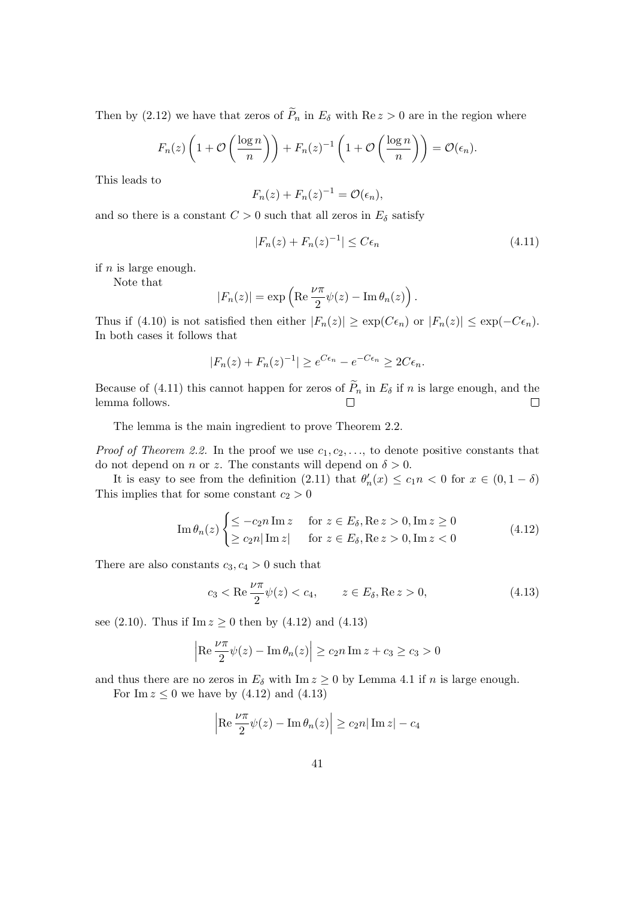Then by (2.12) we have that zeros of $\widetilde{P}_n$ in $E_\delta$ with $\operatorname{Re} z > 0$ are in the region where

$$F_n(z)\left(1 + \mathcal{O}\left(\frac{\log n}{n}\right)\right) + F_n(z)^{-1}\left(1 + \mathcal{O}\left(\frac{\log n}{n}\right)\right) = \mathcal{O}(\epsilon_n).$$

This leads to

$$F_n(z) + F_n(z)^{-1} = \mathcal{O}(\epsilon_n),$$

and so there is a constant $C > 0$ such that all zeros in $E_\delta$ satisfy

$$|F_n(z) + F_n(z)^{-1}| \leq C\epsilon_n \tag{4.11}$$

if $n$ is large enough.

Note that

$$|F_n(z)| = \exp\left(\operatorname{Re}\frac{\nu\pi}{2}\psi(z) - \operatorname{Im}\theta_n(z)\right).$$

Thus if (4.10) is not satisfied then either $|F_n(z)| \geq \exp(C\epsilon_n)$ or $|F_n(z)| \leq \exp(-C\epsilon_n)$. In both cases it follows that

$$|F_n(z) + F_n(z)^{-1}| \geq e^{C\epsilon_n} - e^{-C\epsilon_n} \geq 2C\epsilon_n.$$

Because of (4.11) this cannot happen for zeros of $\widetilde{P}_n$ in $E_\delta$ if $n$ is large enough, and the lemma follows. $\square$ $\square$

The lemma is the main ingredient to prove Theorem 2.2.

*Proof of Theorem 2.2.* In the proof we use $c_1, c_2, \ldots$, to denote positive constants that do not depend on $n$ or $z$. The constants will depend on $\delta > 0$.

It is easy to see from the definition (2.11) that $\theta_n'(x) \leq c_1 n < 0$ for $x \in (0, 1-\delta)$ This implies that for some constant $c_2 > 0$

$$\operatorname{Im}\theta_n(z) \begin{cases} \leq -c_2 n \operatorname{Im} z & \text{for } z \in E_\delta, \operatorname{Re} z > 0, \operatorname{Im} z \geq 0 \\ \geq c_2 n |\operatorname{Im} z| & \text{for } z \in E_\delta, \operatorname{Re} z > 0, \operatorname{Im} z < 0 \end{cases} \tag{4.12}$$

There are also constants $c_3, c_4 > 0$ such that

$$c_3 < \operatorname{Re}\frac{\nu\pi}{2}\psi(z) < c_4, \qquad z \in E_\delta, \operatorname{Re} z > 0, \tag{4.13}$$

see (2.10). Thus if $\operatorname{Im} z \geq 0$ then by (4.12) and (4.13)

$$\left|\operatorname{Re}\frac{\nu\pi}{2}\psi(z) - \operatorname{Im}\theta_n(z)\right| \geq c_2 n \operatorname{Im} z + c_3 \geq c_3 > 0$$

and thus there are no zeros in $E_\delta$ with $\operatorname{Im} z \geq 0$ by Lemma 4.1 if $n$ is large enough.

For $\operatorname{Im} z \leq 0$ we have by (4.12) and (4.13)

$$\left|\operatorname{Re}\frac{\nu\pi}{2}\psi(z) - \operatorname{Im}\theta_n(z)\right| \geq c_2 n |\operatorname{Im} z| - c_4$$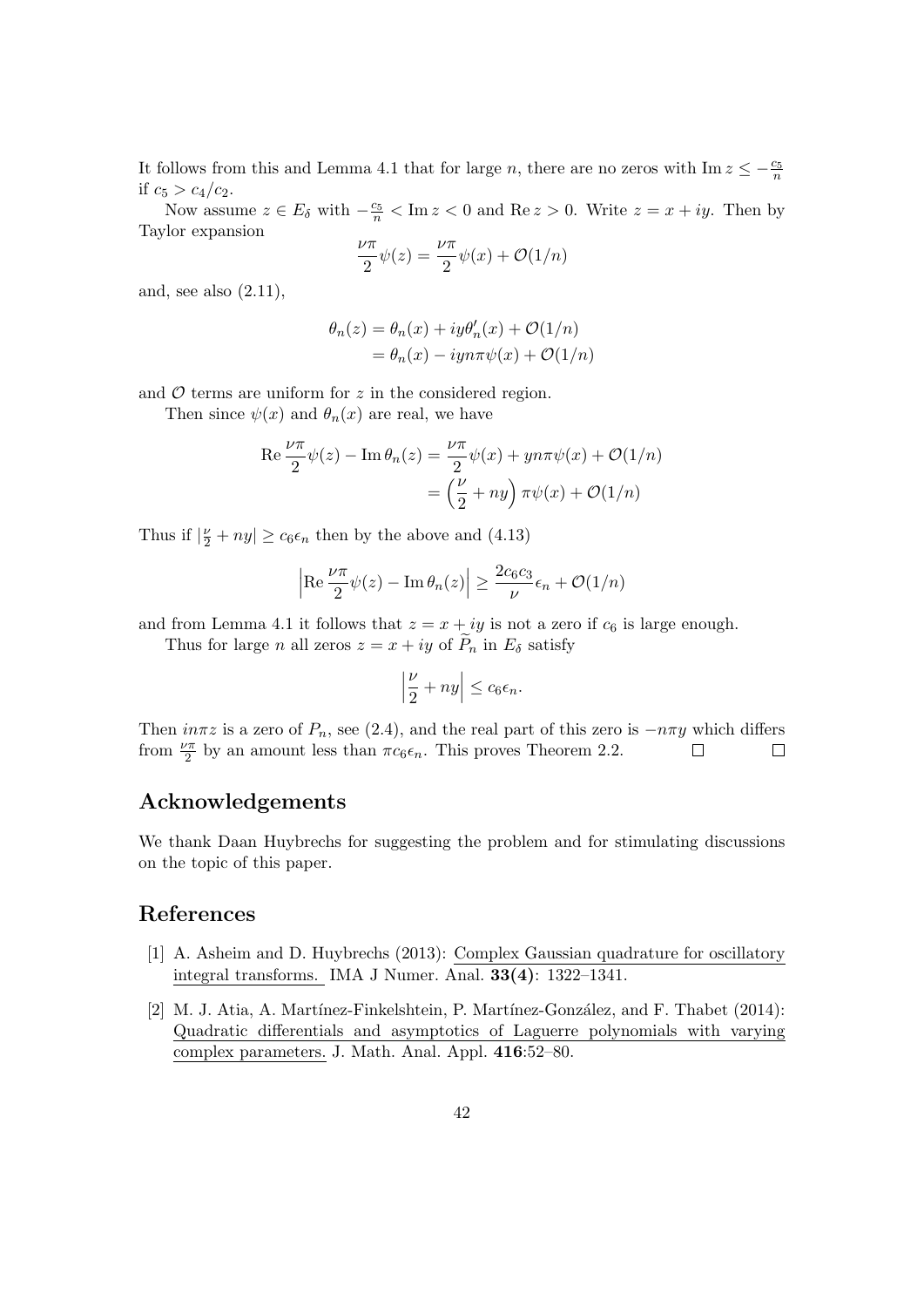It follows from this and Lemma 4.1 that for large $n$, there are no zeros with $\operatorname{Im} z \leq -\frac{c_5}{n}$ if $c_5 > c_4/c_2$.

Now assume $z \in E_\delta$ with $-\frac{c_5}{n} < \operatorname{Im} z < 0$ and $\operatorname{Re} z > 0$. Write $z = x + iy$. Then by Taylor expansion

$$\frac{\nu\pi}{2}\psi(z) = \frac{\nu\pi}{2}\psi(x) + \mathcal{O}(1/n)$$

and, see also (2.11),

$$\begin{aligned}\theta_n(z) &= \theta_n(x) + iy\theta_n'(x) + \mathcal{O}(1/n) \\ &= \theta_n(x) - iyn\pi\psi(x) + \mathcal{O}(1/n)\end{aligned}$$

and $\mathcal{O}$ terms are uniform for $z$ in the considered region.

Then since $\psi(x)$ and $\theta_n(x)$ are real, we have

$$\begin{aligned}\operatorname{Re}\frac{\nu\pi}{2}\psi(z) - \operatorname{Im}\theta_n(z) &= \frac{\nu\pi}{2}\psi(x) + yn\pi\psi(x) + \mathcal{O}(1/n) \\ &= \left(\frac{\nu}{2} + ny\right)\pi\psi(x) + \mathcal{O}(1/n)\end{aligned}$$

Thus if $|\frac{\nu}{2} + ny| \geq c_6\epsilon_n$ then by the above and (4.13)

$$\left|\operatorname{Re}\frac{\nu\pi}{2}\psi(z) - \operatorname{Im}\theta_n(z)\right| \geq \frac{2c_6c_3}{\nu}\epsilon_n + \mathcal{O}(1/n)$$

and from Lemma 4.1 it follows that $z = x + iy$ is not a zero if $c_6$ is large enough.

Thus for large $n$ all zeros $z = x + iy$ of $\widetilde{P}_n$ in $E_\delta$ satisfy

$$\left|\frac{\nu}{2} + ny\right| \leq c_6\epsilon_n.$$

Then $in\pi z$ is a zero of $P_n$, see (2.4), and the real part of this zero is $-n\pi y$ which differs from $\frac{\nu\pi}{2}$ by an amount less than $\pi c_6\epsilon_n$. This proves Theorem 2.2. □ □

## Acknowledgements

We thank Daan Huybrechs for suggesting the problem and for stimulating discussions on the topic of this paper.

## References

[1] A. Asheim and D. Huybrechs (2013): Complex Gaussian quadrature for oscillatory integral transforms. IMA J Numer. Anal. **33(4)**: 1322–1341.

[2] M. J. Atia, A. Martínez-Finkelshtein, P. Martínez-González, and F. Thabet (2014): Quadratic differentials and asymptotics of Laguerre polynomials with varying complex parameters. J. Math. Anal. Appl. **416**:52–80.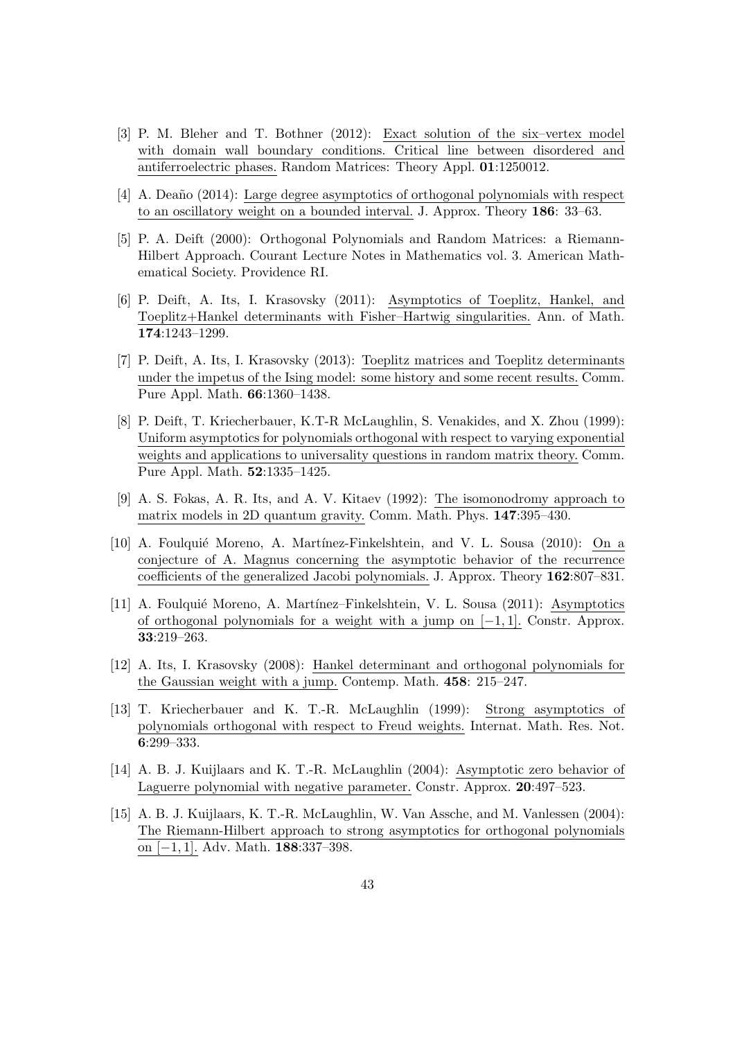[3] P. M. Bleher and T. Bothner (2012): Exact solution of the six–vertex model with domain wall boundary conditions. Critical line between disordered and antiferroelectric phases. Random Matrices: Theory Appl. **01**:1250012.

[4] A. Deaño (2014): Large degree asymptotics of orthogonal polynomials with respect to an oscillatory weight on a bounded interval. J. Approx. Theory **186**: 33–63.

[5] P. A. Deift (2000): Orthogonal Polynomials and Random Matrices: a Riemann-Hilbert Approach. Courant Lecture Notes in Mathematics vol. 3. American Mathematical Society. Providence RI.

[6] P. Deift, A. Its, I. Krasovsky (2011): Asymptotics of Toeplitz, Hankel, and Toeplitz+Hankel determinants with Fisher–Hartwig singularities. Ann. of Math. **174**:1243–1299.

[7] P. Deift, A. Its, I. Krasovsky (2013): Toeplitz matrices and Toeplitz determinants under the impetus of the Ising model: some history and some recent results. Comm. Pure Appl. Math. **66**:1360–1438.

[8] P. Deift, T. Kriecherbauer, K.T-R McLaughlin, S. Venakides, and X. Zhou (1999): Uniform asymptotics for polynomials orthogonal with respect to varying exponential weights and applications to universality questions in random matrix theory. Comm. Pure Appl. Math. **52**:1335–1425.

[9] A. S. Fokas, A. R. Its, and A. V. Kitaev (1992): The isomonodromy approach to matrix models in 2D quantum gravity. Comm. Math. Phys. **147**:395–430.

[10] A. Foulquié Moreno, A. Martínez-Finkelshtein, and V. L. Sousa (2010): On a conjecture of A. Magnus concerning the asymptotic behavior of the recurrence coefficients of the generalized Jacobi polynomials. J. Approx. Theory **162**:807–831.

[11] A. Foulquié Moreno, A. Martínez–Finkelshtein, V. L. Sousa (2011): Asymptotics of orthogonal polynomials for a weight with a jump on $[-1, 1]$. Constr. Approx. **33**:219–263.

[12] A. Its, I. Krasovsky (2008): Hankel determinant and orthogonal polynomials for the Gaussian weight with a jump. Contemp. Math. **458**: 215–247.

[13] T. Kriecherbauer and K. T.-R. McLaughlin (1999): Strong asymptotics of polynomials orthogonal with respect to Freud weights. Internat. Math. Res. Not. **6**:299–333.

[14] A. B. J. Kuijlaars and K. T.-R. McLaughlin (2004): Asymptotic zero behavior of Laguerre polynomial with negative parameter. Constr. Approx. **20**:497–523.

[15] A. B. J. Kuijlaars, K. T.-R. McLaughlin, W. Van Assche, and M. Vanlessen (2004): The Riemann-Hilbert approach to strong asymptotics for orthogonal polynomials on $[-1, 1]$. Adv. Math. **188**:337–398.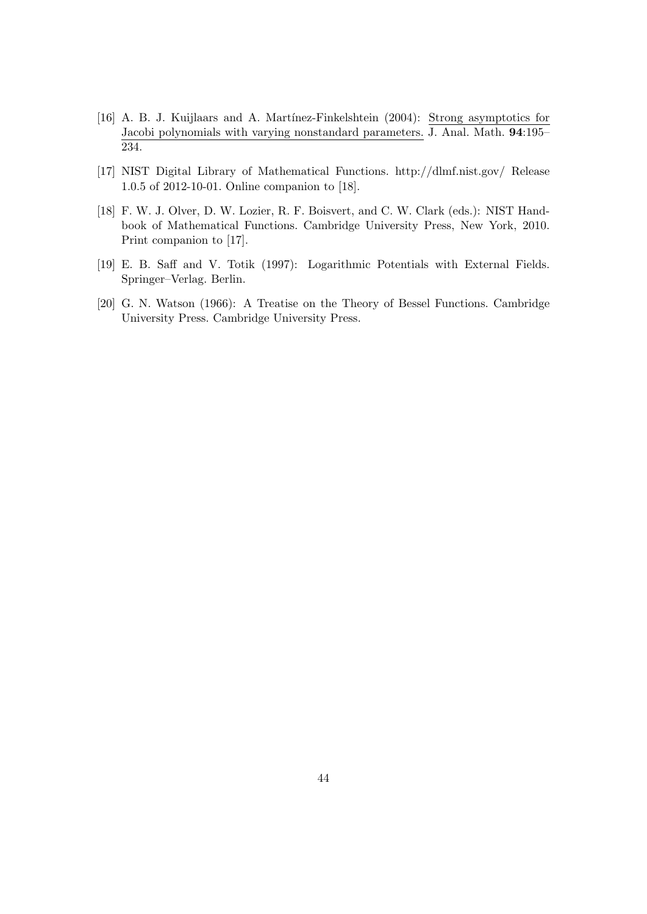[16] A. B. J. Kuijlaars and A. Martínez-Finkelshtein (2004): Strong asymptotics for Jacobi polynomials with varying nonstandard parameters. J. Anal. Math. **94**:195–234.

[17] NIST Digital Library of Mathematical Functions. http://dlmf.nist.gov/ Release 1.0.5 of 2012-10-01. Online companion to [18].

[18] F. W. J. Olver, D. W. Lozier, R. F. Boisvert, and C. W. Clark (eds.): NIST Handbook of Mathematical Functions. Cambridge University Press, New York, 2010. Print companion to [17].

[19] E. B. Saff and V. Totik (1997): Logarithmic Potentials with External Fields. Springer–Verlag. Berlin.

[20] G. N. Watson (1966): A Treatise on the Theory of Bessel Functions. Cambridge University Press. Cambridge University Press.